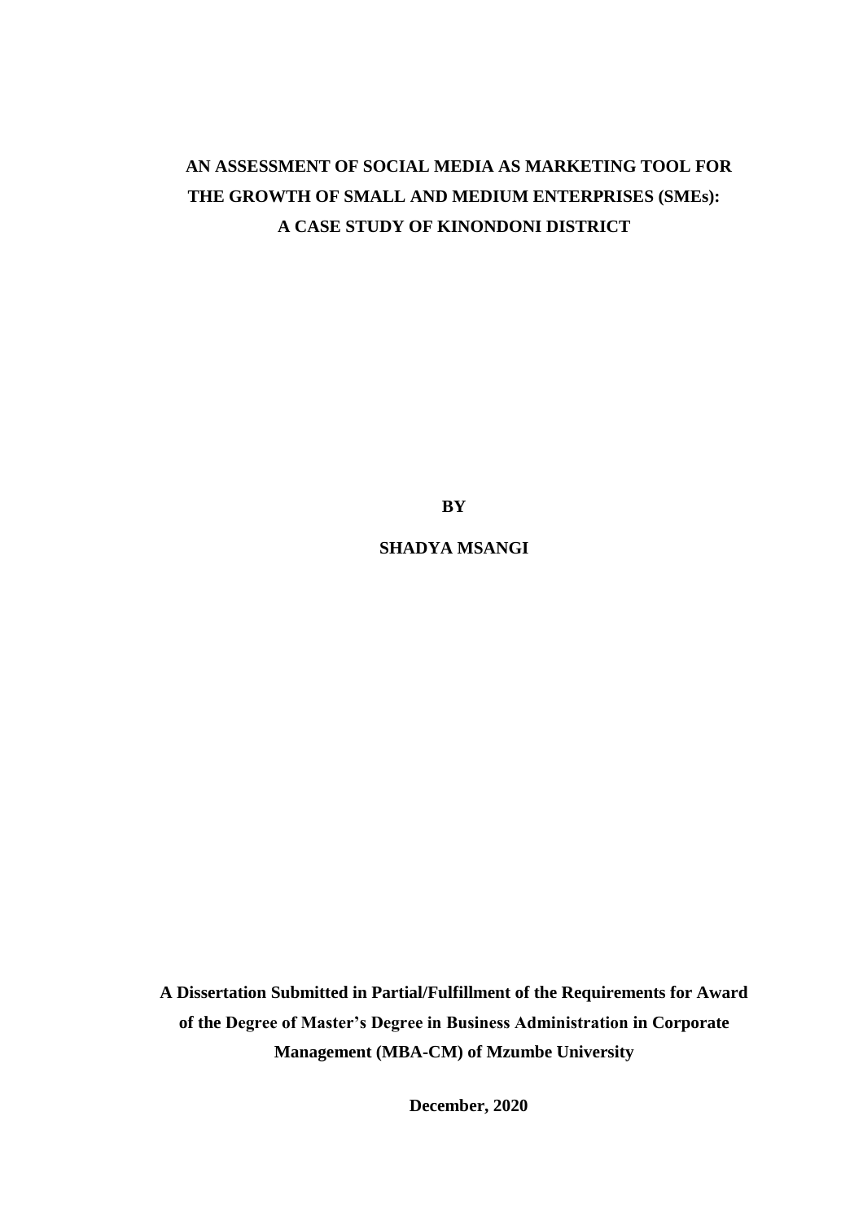# AN ASSESSMENT OF SOCIAL MEDIA AS MARKETING TOOL FOR THE GROWTH OF SMALL AND MEDIUM ENTERPRISES (SMEs): A CASE STUDY OF KINONDONI DISTRICT

**BY**

**SHADYA MSANGI**

**A Dissertation Submitted in Partial/Fulfillment of the Requirements for Award of the Degree of Master's Degree in Business Administration in Corporate Management (MBA-CM) of Mzumbe University**

**December, 2020**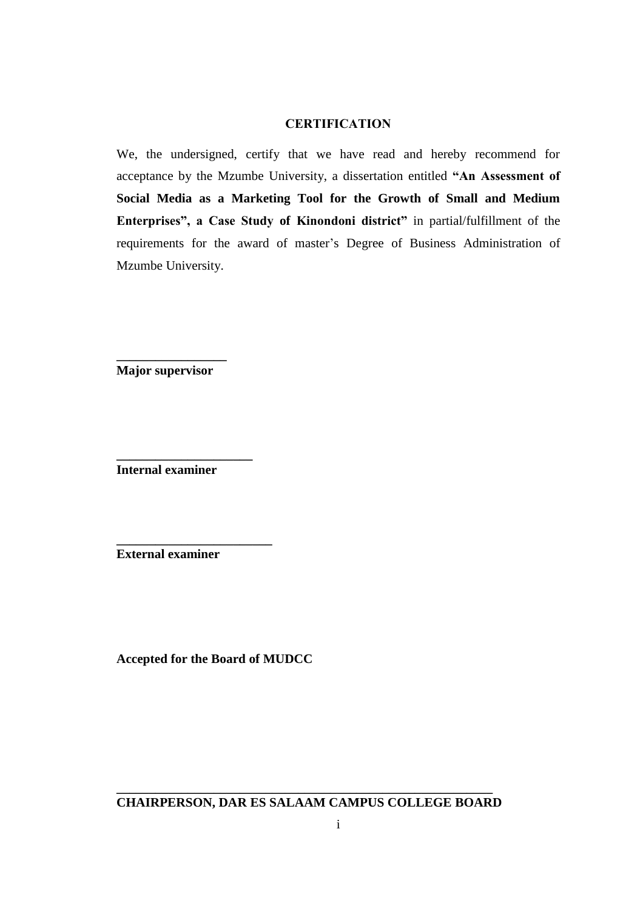# CERTIFICATION

We, the undersigned, certify that we have read and hereby recommend for acceptance by the Mzumbe University, a dissertation entitled **"An Assessment of Social Media as a Marketing Tool for the Growth of Small and Medium Enterprises", a Case Study of Kinondoni district"** in partial/fulfillment of the requirements for the award of master's Degree of Business Administration of Mzumbe University.

\_\_\_\_\_\_\_\_\_\_\_\_\_\_\_\_\_

**Major supervisor**

\_\_\_\_\_\_\_\_\_\_\_\_\_\_\_\_\_\_\_\_\_

**Internal examiner**

\_\_\_\_\_\_\_\_\_\_\_\_\_\_\_\_\_\_\_\_\_\_\_\_

**External examiner**

**Accepted for the Board of MUDCC**

\_\_\_\_\_\_\_\_\_\_\_\_\_\_\_\_\_\_\_\_\_\_\_\_\_\_\_\_\_\_\_\_\_\_\_\_\_\_\_\_\_\_\_\_\_\_\_\_\_\_\_\_\_\_\_\_\_\_

**CHAIRPERSON, DAR ES SALAAM CAMPUS COLLEGE BOARD**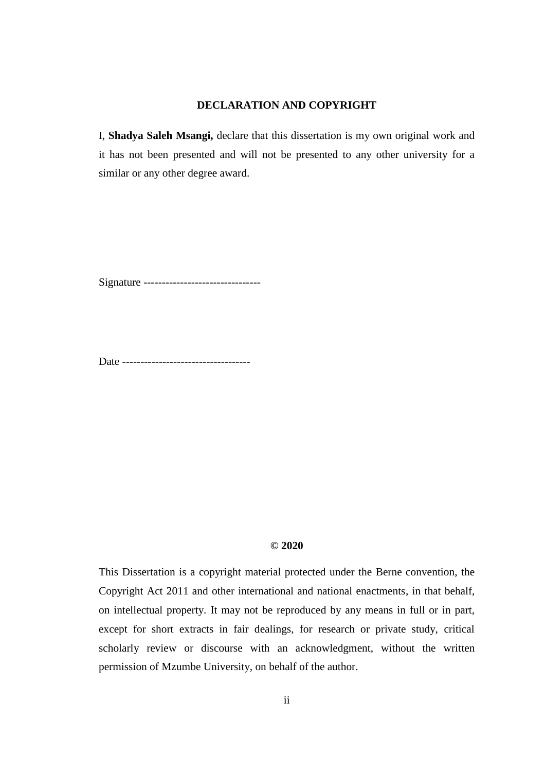## DECLARATION AND COPYRIGHT

I, **Shadya Saleh Msangi,** declare that this dissertation is my own original work and it has not been presented and will not be presented to any other university for a similar or any other degree award.

Signature -------------------------------

Date ----------------------------------

**© 2020**

This Dissertation is a copyright material protected under the Berne convention, the Copyright Act 2011 and other international and national enactments, in that behalf, on intellectual property. It may not be reproduced by any means in full or in part, except for short extracts in fair dealings, for research or private study, critical scholarly review or discourse with an acknowledgment, without the written permission of Mzumbe University, on behalf of the author.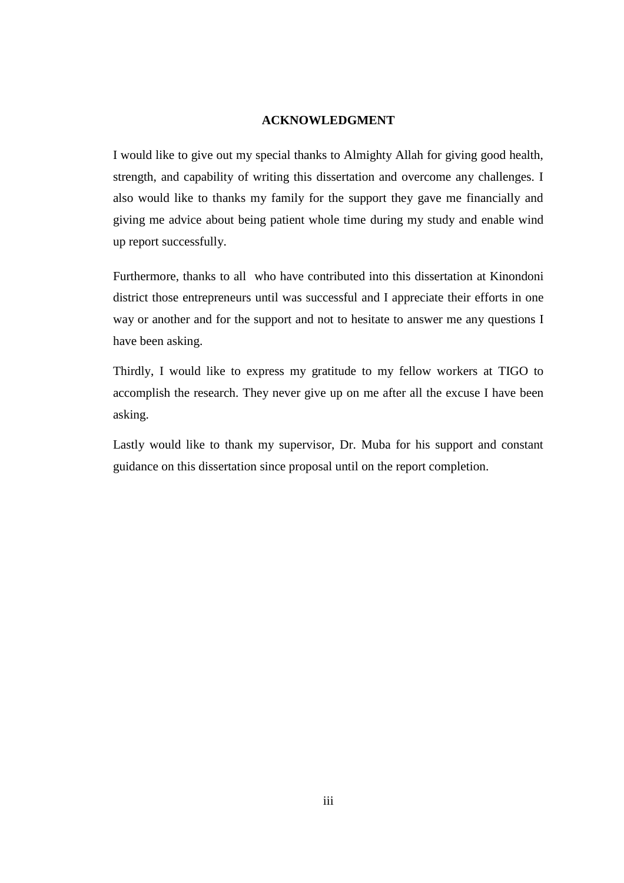## ACKNOWLEDGMENT

I would like to give out my special thanks to Almighty Allah for giving good health, strength, and capability of writing this dissertation and overcome any challenges. I also would like to thanks my family for the support they gave me financially and giving me advice about being patient whole time during my study and enable wind up report successfully.

Furthermore, thanks to all who have contributed into this dissertation at Kinondoni district those entrepreneurs until was successful and I appreciate their efforts in one way or another and for the support and not to hesitate to answer me any questions I have been asking.

Thirdly, I would like to express my gratitude to my fellow workers at TIGO to accomplish the research. They never give up on me after all the excuse I have been asking.

Lastly would like to thank my supervisor, Dr. Muba for his support and constant guidance on this dissertation since proposal until on the report completion.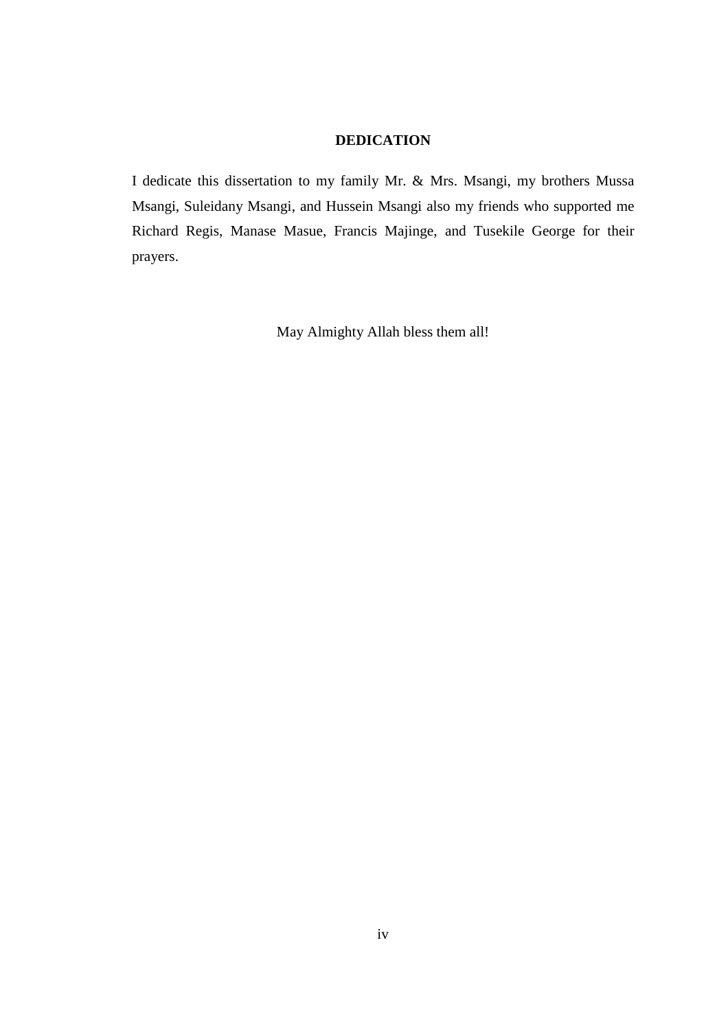## DEDICATION

I dedicate this dissertation to my family Mr. & Mrs. Msangi, my brothers Mussa Msangi, Suleidany Msangi, and Hussein Msangi also my friends who supported me Richard Regis, Manase Masue, Francis Majinge, and Tusekile George for their prayers.

May Almighty Allah bless them all!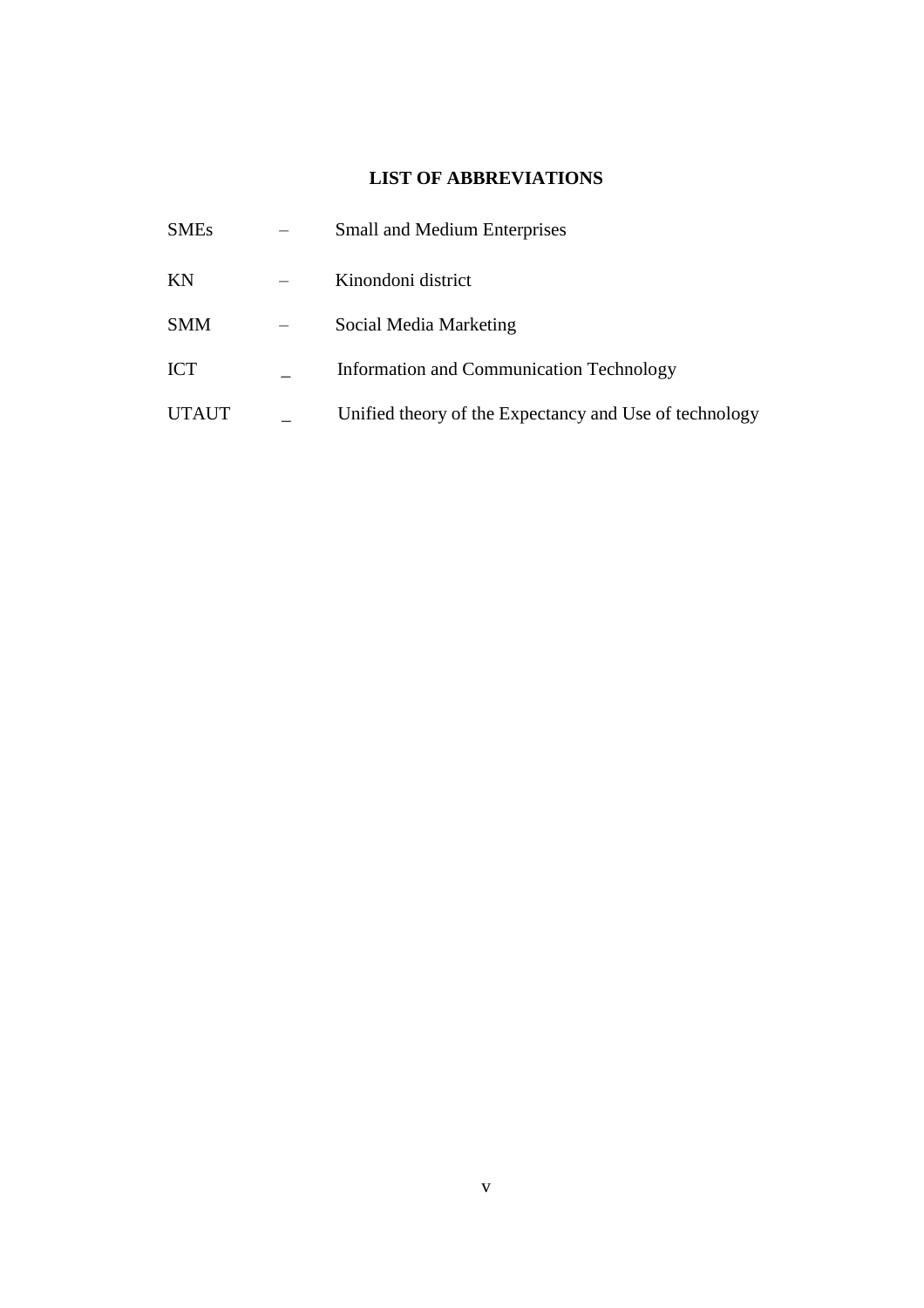## LIST OF ABBREVIATIONS

| | | |
|---|---|---|
| SMEs | – | Small and Medium Enterprises |
| KN | – | Kinondoni district |
| SMM | – | Social Media Marketing |
| ICT | _ | Information and Communication Technology |
| UTAUT | _ | Unified theory of the Expectancy and Use of technology |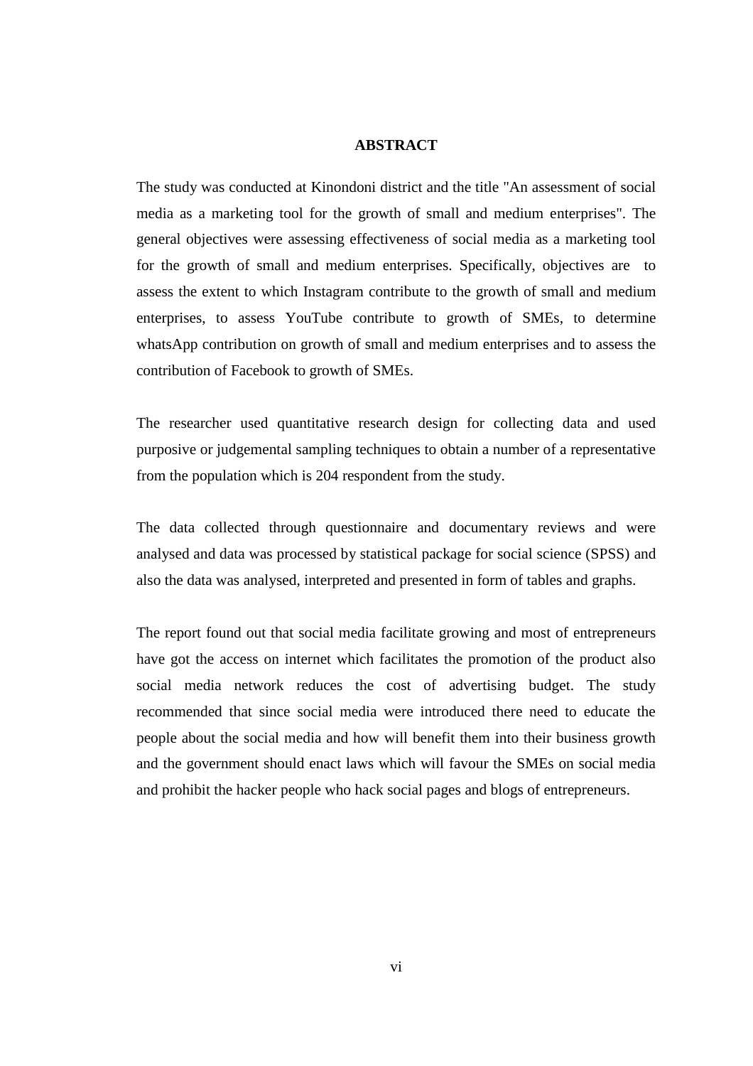# ABSTRACT

The study was conducted at Kinondoni district and the title "An assessment of social media as a marketing tool for the growth of small and medium enterprises". The general objectives were assessing effectiveness of social media as a marketing tool for the growth of small and medium enterprises. Specifically, objectives are to assess the extent to which Instagram contribute to the growth of small and medium enterprises, to assess YouTube contribute to growth of SMEs, to determine whatsApp contribution on growth of small and medium enterprises and to assess the contribution of Facebook to growth of SMEs.

The researcher used quantitative research design for collecting data and used purposive or judgemental sampling techniques to obtain a number of a representative from the population which is 204 respondent from the study.

The data collected through questionnaire and documentary reviews and were analysed and data was processed by statistical package for social science (SPSS) and also the data was analysed, interpreted and presented in form of tables and graphs.

The report found out that social media facilitate growing and most of entrepreneurs have got the access on internet which facilitates the promotion of the product also social media network reduces the cost of advertising budget. The study recommended that since social media were introduced there need to educate the people about the social media and how will benefit them into their business growth and the government should enact laws which will favour the SMEs on social media and prohibit the hacker people who hack social pages and blogs of entrepreneurs.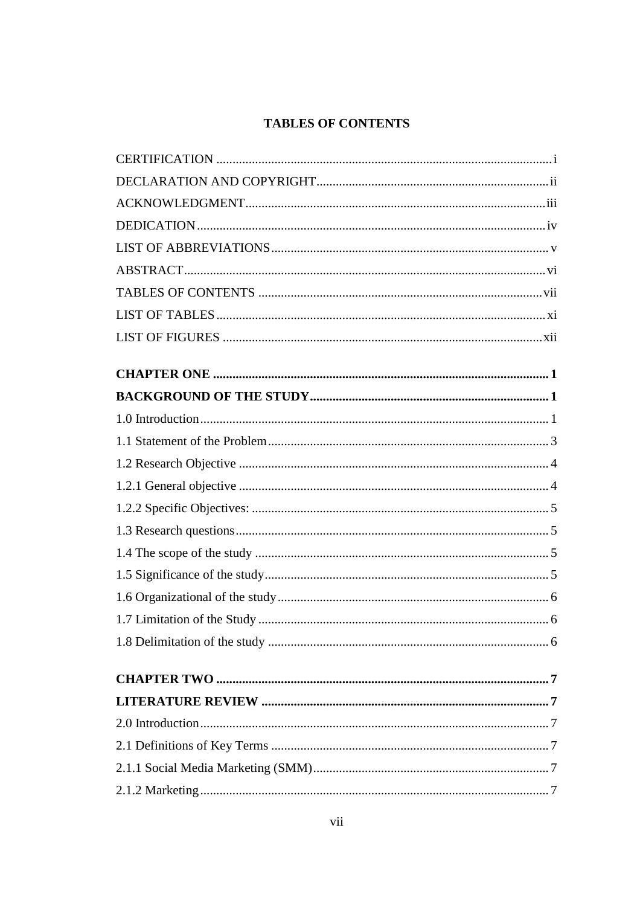# TABLES OF CONTENTS

CERTIFICATION .......... i
DECLARATION AND COPYRIGHT .......... ii
ACKNOWLEDGMENT .......... iii
DEDICATION .......... iv
LIST OF ABBREVIATIONS .......... v
ABSTRACT .......... vi
TABLES OF CONTENTS .......... vii
LIST OF TABLES .......... xi
LIST OF FIGURES .......... xii

**CHAPTER ONE .......... 1**
**BACKGROUND OF THE STUDY .......... 1**
1.0 Introduction .......... 1
1.1 Statement of the Problem .......... 3
1.2 Research Objective .......... 4
1.2.1 General objective .......... 4
1.2.2 Specific Objectives: .......... 5
1.3 Research questions .......... 5
1.4 The scope of the study .......... 5
1.5 Significance of the study .......... 5
1.6 Organizational of the study .......... 6
1.7 Limitation of the Study .......... 6
1.8 Delimitation of the study .......... 6

**CHAPTER TWO .......... 7**
**LITERATURE REVIEW .......... 7**
2.0 Introduction .......... 7
2.1 Definitions of Key Terms .......... 7
2.1.1 Social Media Marketing (SMM) .......... 7
2.1.2 Marketing .......... 7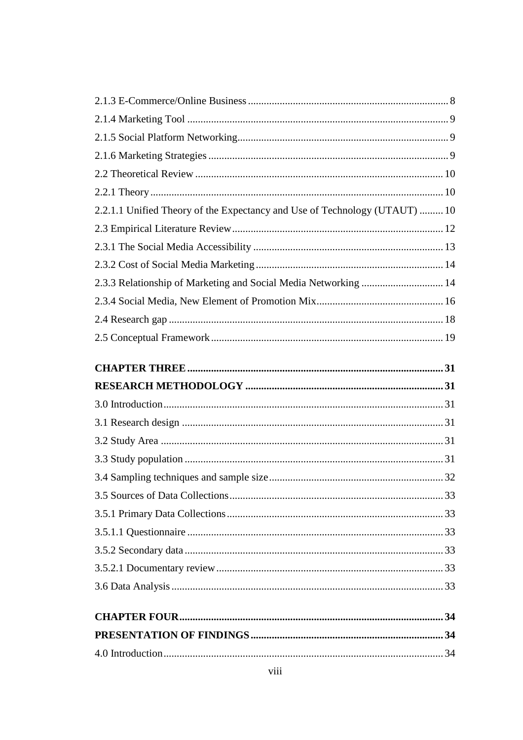2.1.3 E-Commerce/Online Business .... 8
2.1.4 Marketing Tool .... 9
2.1.5 Social Platform Networking .... 9
2.1.6 Marketing Strategies .... 9
2.2 Theoretical Review .... 10
2.2.1 Theory .... 10
2.2.1.1 Unified Theory of the Expectancy and Use of Technology (UTAUT) .... 10
2.3 Empirical Literature Review .... 12
2.3.1 The Social Media Accessibility .... 13
2.3.2 Cost of Social Media Marketing .... 14
2.3.3 Relationship of Marketing and Social Media Networking .... 14
2.3.4 Social Media, New Element of Promotion Mix .... 16
2.4 Research gap .... 18
2.5 Conceptual Framework .... 19

**CHAPTER THREE .... 31**
**RESEARCH METHODOLOGY .... 31**
3.0 Introduction .... 31
3.1 Research design .... 31
3.2 Study Area .... 31
3.3 Study population .... 31
3.4 Sampling techniques and sample size .... 32
3.5 Sources of Data Collections .... 33
3.5.1 Primary Data Collections .... 33
3.5.1.1 Questionnaire .... 33
3.5.2 Secondary data .... 33
3.5.2.1 Documentary review .... 33
3.6 Data Analysis .... 33

**CHAPTER FOUR .... 34**
**PRESENTATION OF FINDINGS .... 34**
4.0 Introduction .... 34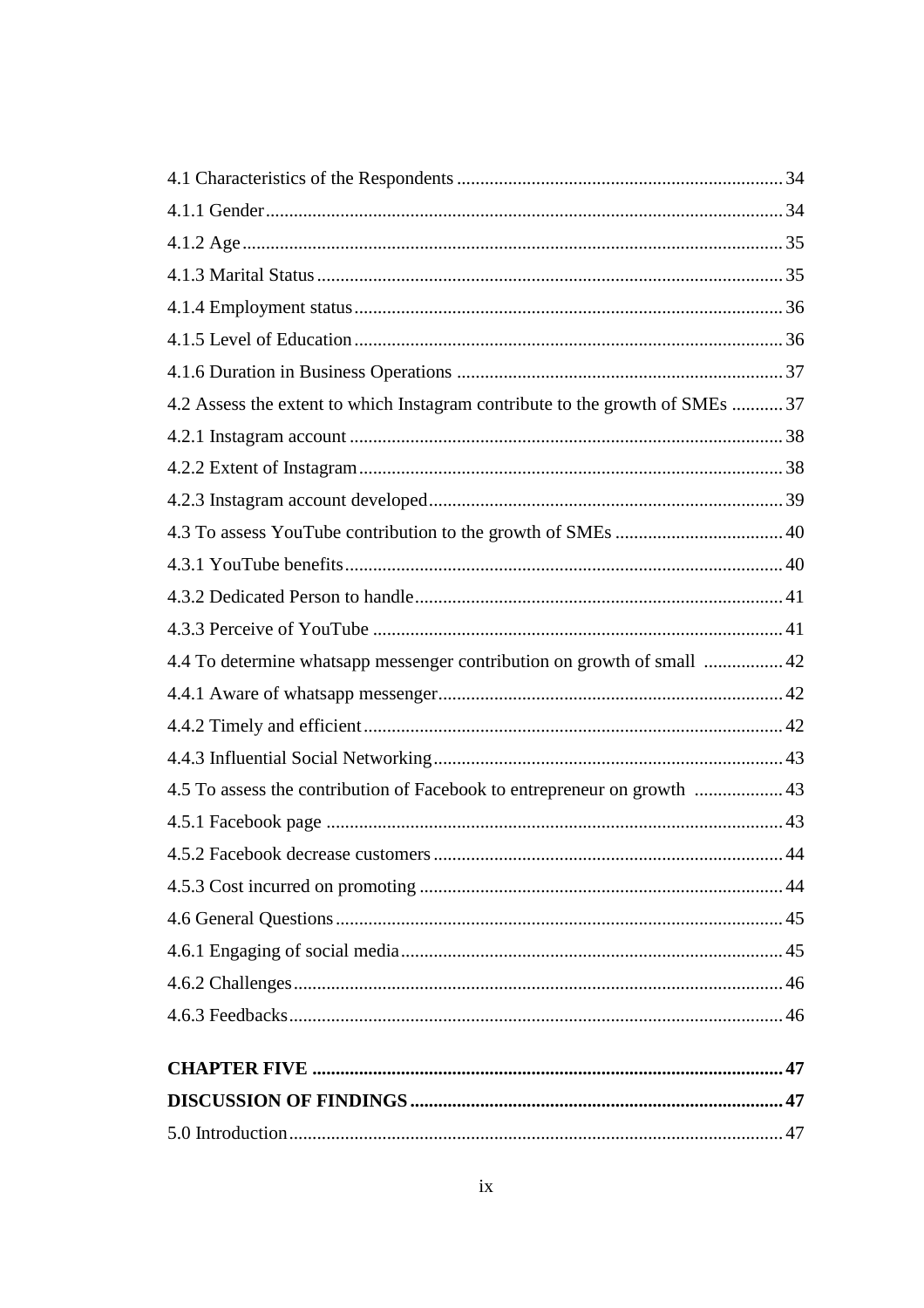4.1 Characteristics of the Respondents ..................................................................... 34

4.1.1 Gender ............................................................................................................. 34

4.1.2 Age .................................................................................................................. 35

4.1.3 Marital Status ................................................................................................. 35

4.1.4 Employment status ......................................................................................... 36

4.1.5 Level of Education .......................................................................................... 36

4.1.6 Duration in Business Operations ..................................................................... 37

4.2 Assess the extent to which Instagram contribute to the growth of SMEs ........... 37

4.2.1 Instagram account ........................................................................................... 38

4.2.2 Extent of Instagram ......................................................................................... 38

4.2.3 Instagram account developed .......................................................................... 39

4.3 To assess YouTube contribution to the growth of SMEs .................................... 40

4.3.1 YouTube benefits ............................................................................................ 40

4.3.2 Dedicated Person to handle ............................................................................. 41

4.3.3 Perceive of YouTube ...................................................................................... 41

4.4 To determine whatsapp messenger contribution on growth of small ................. 42

4.4.1 Aware of whatsapp messenger ........................................................................ 42

4.4.2 Timely and efficient ........................................................................................ 42

4.4.3 Influential Social Networking .......................................................................... 43

4.5 To assess the contribution of Facebook to entrepreneur on growth ................... 43

4.5.1 Facebook page ................................................................................................ 43

4.5.2 Facebook decrease customers .......................................................................... 44

4.5.3 Cost incurred on promoting ............................................................................. 44

4.6 General Questions .............................................................................................. 45

4.6.1 Engaging of social media ................................................................................ 45

4.6.2 Challenges ....................................................................................................... 46

4.6.3 Feedbacks ........................................................................................................ 46

**CHAPTER FIVE .................................................................................................... 47**

**DISCUSSION OF FINDINGS ............................................................................... 47**

5.0 Introduction ........................................................................................................ 47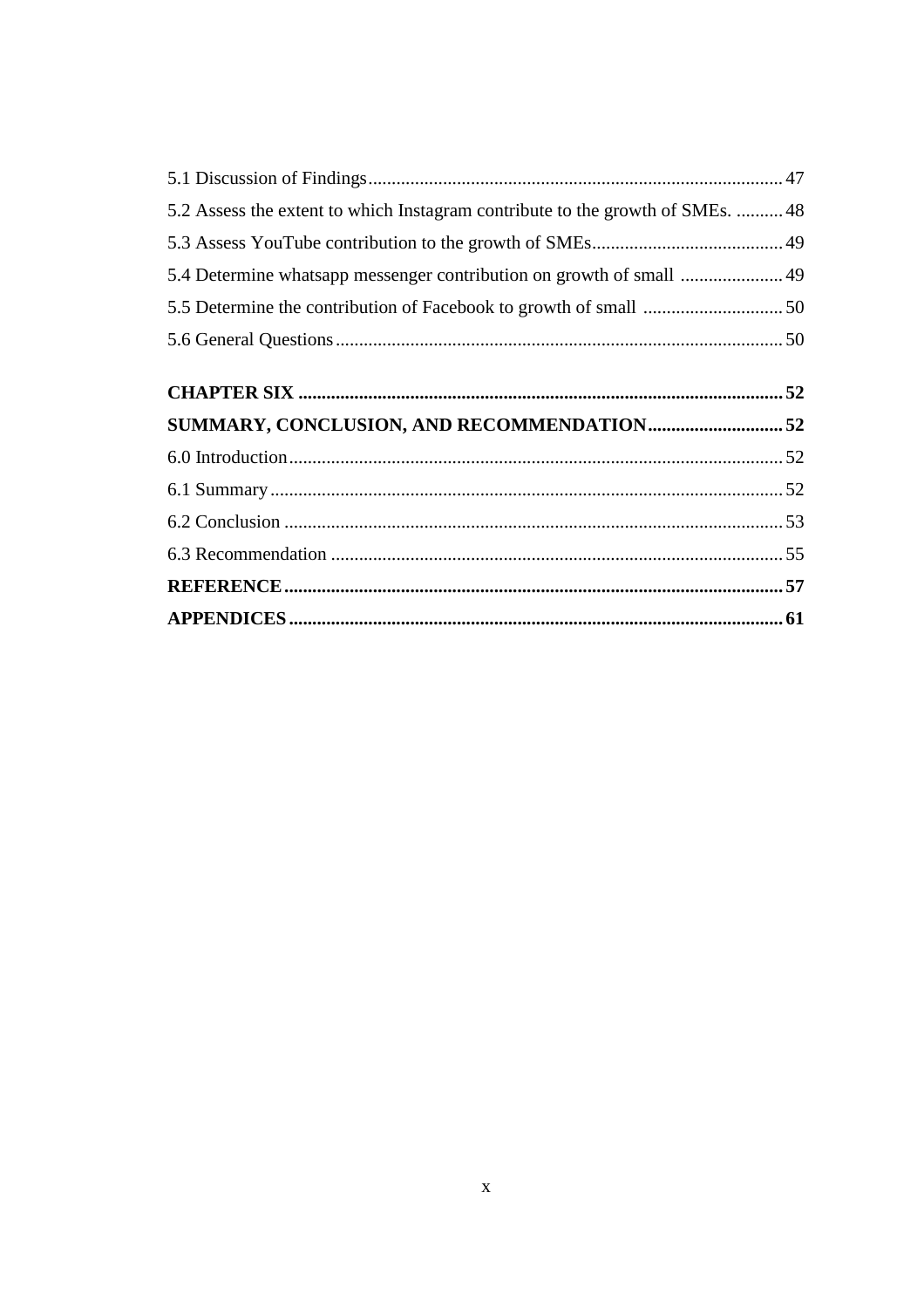5.1 Discussion of Findings......................................................................................... 47

5.2 Assess the extent to which Instagram contribute to the growth of SMEs. .......... 48

5.3 Assess YouTube contribution to the growth of SMEs......................................... 49

5.4 Determine whatsapp messenger contribution on growth of small ...................... 49

5.5 Determine the contribution of Facebook to growth of small .............................. 50

5.6 General Questions............................................................................................... 50

**CHAPTER SIX ....................................................................................................... 52**

**SUMMARY, CONCLUSION, AND RECOMMENDATION............................. 52**

6.0 Introduction.......................................................................................................... 52

6.1 Summary............................................................................................................. 52

6.2 Conclusion .......................................................................................................... 53

6.3 Recommendation ................................................................................................. 55

**REFERENCE.......................................................................................................... 57**

**APPENDICES......................................................................................................... 61**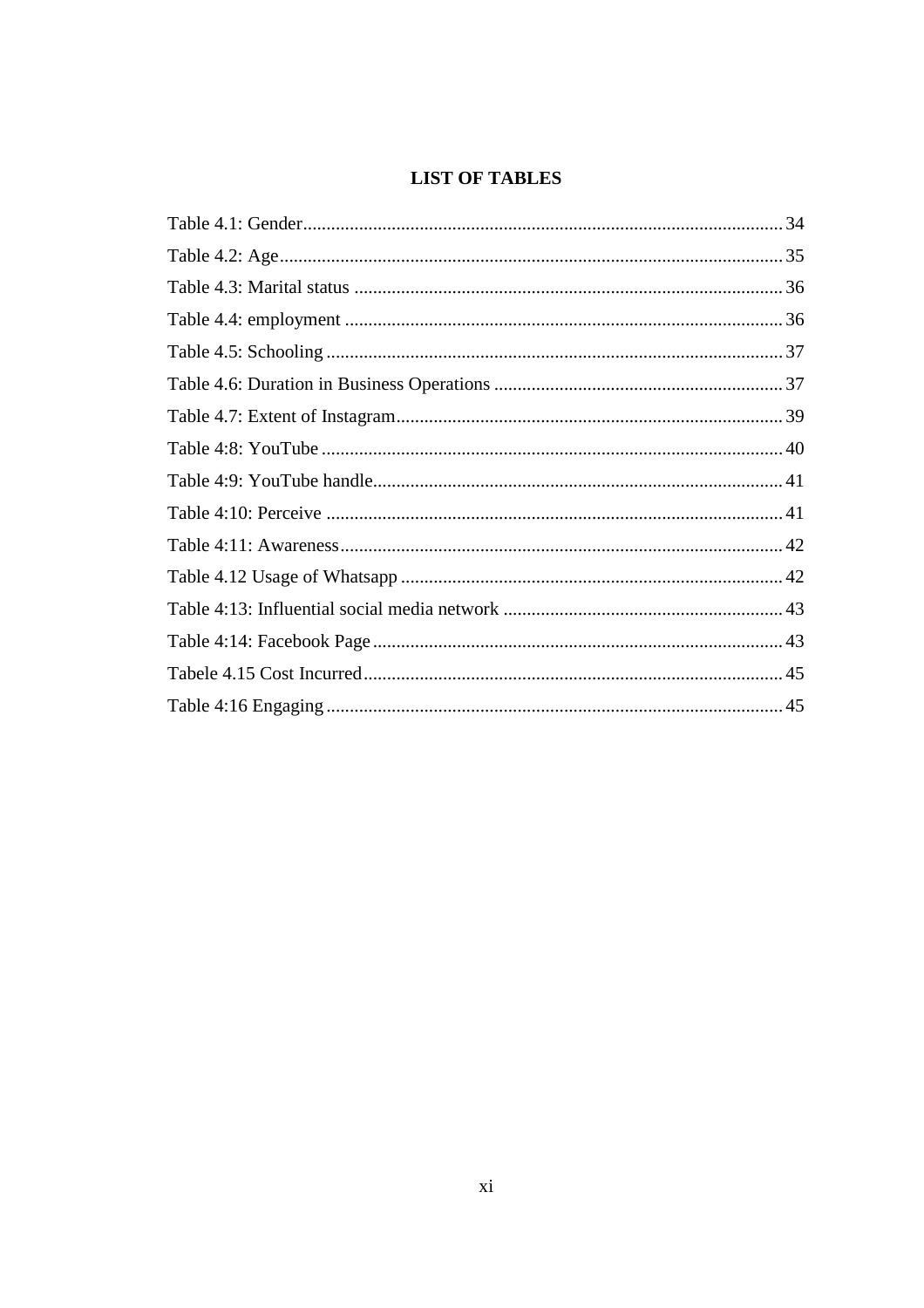# LIST OF TABLES

Table 4.1: Gender ........................................................................................................ 34
Table 4.2: Age ............................................................................................................. 35
Table 4.3: Marital status .............................................................................................. 36
Table 4.4: employment ............................................................................................... 36
Table 4.5: Schooling ................................................................................................... 37
Table 4.6: Duration in Business Operations ............................................................... 37
Table 4.7: Extent of Instagram.................................................................................... 39
Table 4:8: YouTube .................................................................................................... 40
Table 4:9: YouTube handle......................................................................................... 41
Table 4:10: Perceive ................................................................................................... 41
Table 4:11: Awareness................................................................................................ 42
Table 4.12 Usage of Whatsapp ................................................................................... 42
Table 4:13: Influential social media network ............................................................. 43
Table 4:14: Facebook Page ......................................................................................... 43
Tabele 4.15 Cost Incurred ........................................................................................... 45
Table 4:16 Engaging ................................................................................................... 45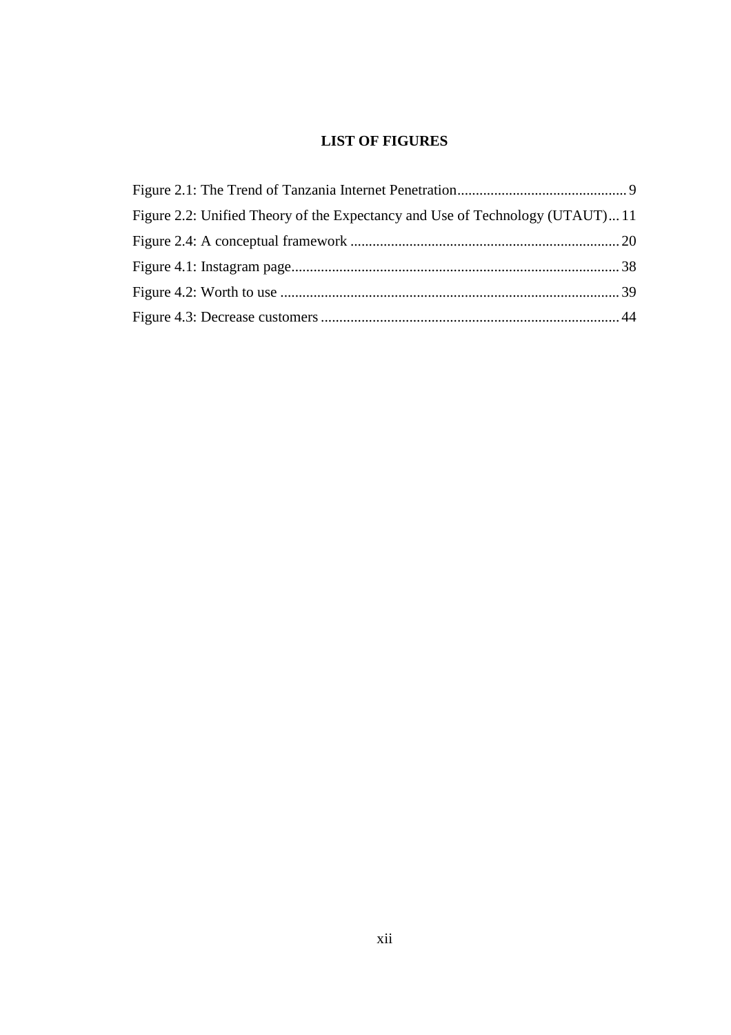# LIST OF FIGURES

Figure 2.1: The Trend of Tanzania Internet Penetration .............................................. 9

Figure 2.2: Unified Theory of the Expectancy and Use of Technology (UTAUT) ... 11

Figure 2.4: A conceptual framework ......................................................................... 20

Figure 4.1: Instagram page......................................................................................... 38

Figure 4.2: Worth to use ............................................................................................ 39

Figure 4.3: Decrease customers ................................................................................. 44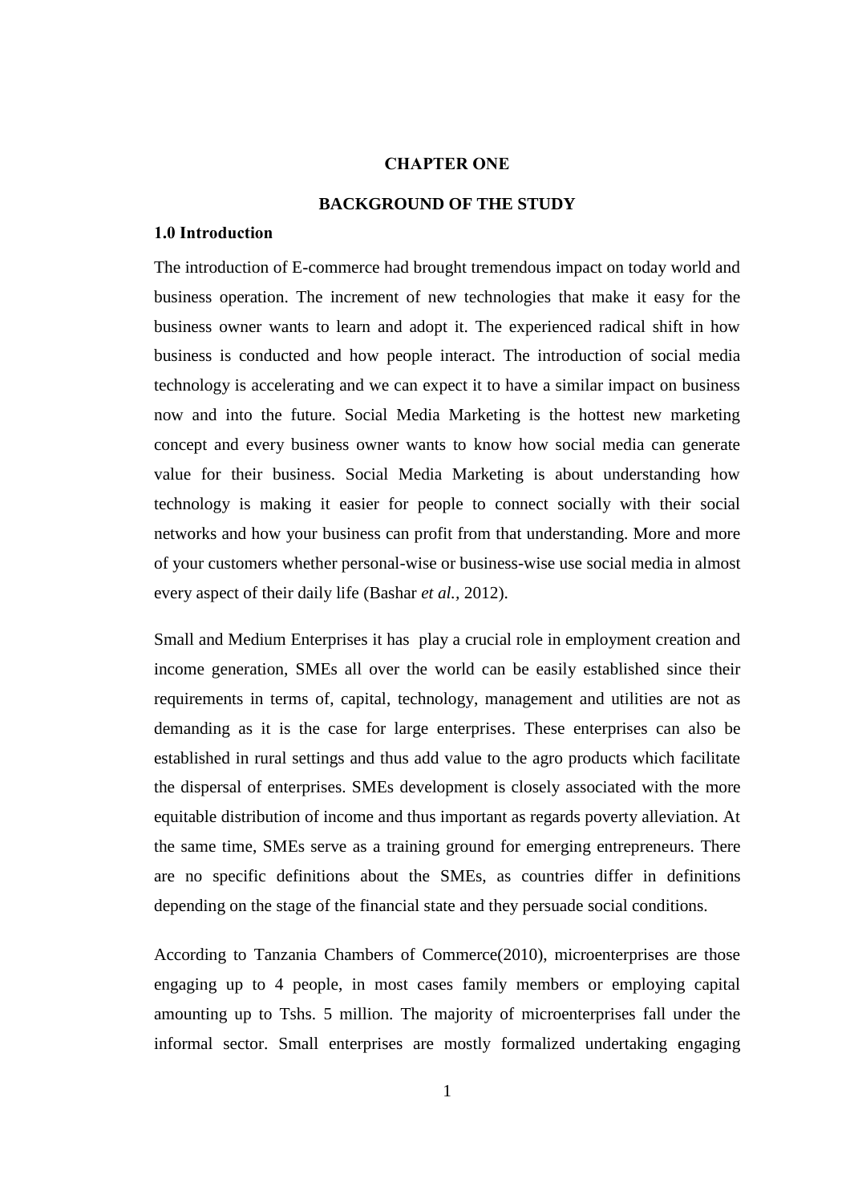# CHAPTER ONE

## BACKGROUND OF THE STUDY

### 1.0 Introduction

The introduction of E-commerce had brought tremendous impact on today world and business operation. The increment of new technologies that make it easy for the business owner wants to learn and adopt it. The experienced radical shift in how business is conducted and how people interact. The introduction of social media technology is accelerating and we can expect it to have a similar impact on business now and into the future. Social Media Marketing is the hottest new marketing concept and every business owner wants to know how social media can generate value for their business. Social Media Marketing is about understanding how technology is making it easier for people to connect socially with their social networks and how your business can profit from that understanding. More and more of your customers whether personal-wise or business-wise use social media in almost every aspect of their daily life (Bashar *et al.,* 2012).

Small and Medium Enterprises it has play a crucial role in employment creation and income generation, SMEs all over the world can be easily established since their requirements in terms of, capital, technology, management and utilities are not as demanding as it is the case for large enterprises. These enterprises can also be established in rural settings and thus add value to the agro products which facilitate the dispersal of enterprises. SMEs development is closely associated with the more equitable distribution of income and thus important as regards poverty alleviation. At the same time, SMEs serve as a training ground for emerging entrepreneurs. There are no specific definitions about the SMEs, as countries differ in definitions depending on the stage of the financial state and they persuade social conditions.

According to Tanzania Chambers of Commerce(2010), microenterprises are those engaging up to 4 people, in most cases family members or employing capital amounting up to Tshs. 5 million. The majority of microenterprises fall under the informal sector. Small enterprises are mostly formalized undertaking engaging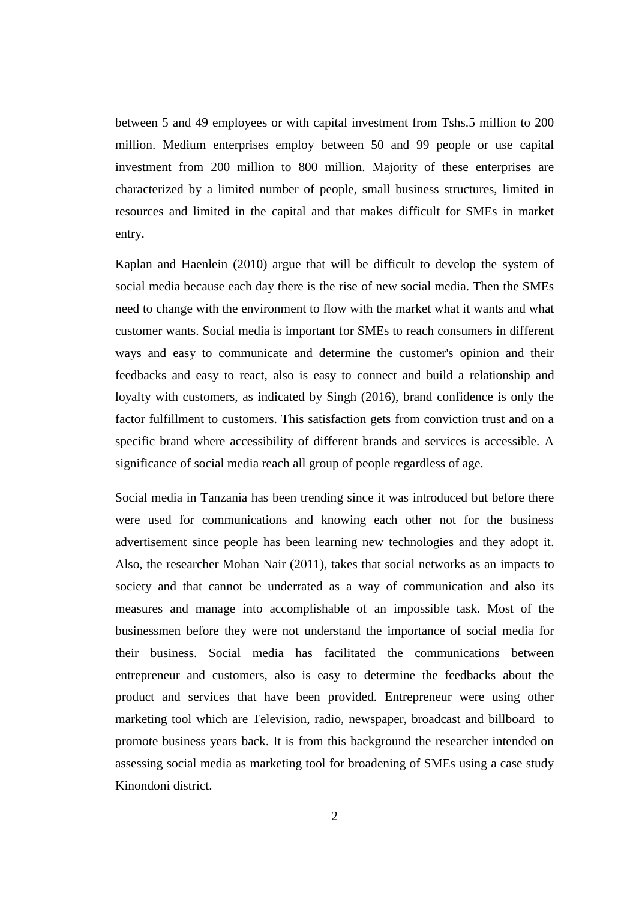between 5 and 49 employees or with capital investment from Tshs.5 million to 200 million. Medium enterprises employ between 50 and 99 people or use capital investment from 200 million to 800 million. Majority of these enterprises are characterized by a limited number of people, small business structures, limited in resources and limited in the capital and that makes difficult for SMEs in market entry.

Kaplan and Haenlein (2010) argue that will be difficult to develop the system of social media because each day there is the rise of new social media. Then the SMEs need to change with the environment to flow with the market what it wants and what customer wants. Social media is important for SMEs to reach consumers in different ways and easy to communicate and determine the customer's opinion and their feedbacks and easy to react, also is easy to connect and build a relationship and loyalty with customers, as indicated by Singh (2016), brand confidence is only the factor fulfillment to customers. This satisfaction gets from conviction trust and on a specific brand where accessibility of different brands and services is accessible. A significance of social media reach all group of people regardless of age.

Social media in Tanzania has been trending since it was introduced but before there were used for communications and knowing each other not for the business advertisement since people has been learning new technologies and they adopt it. Also, the researcher Mohan Nair (2011), takes that social networks as an impacts to society and that cannot be underrated as a way of communication and also its measures and manage into accomplishable of an impossible task. Most of the businessmen before they were not understand the importance of social media for their business. Social media has facilitated the communications between entrepreneur and customers, also is easy to determine the feedbacks about the product and services that have been provided. Entrepreneur were using other marketing tool which are Television, radio, newspaper, broadcast and billboard to promote business years back. It is from this background the researcher intended on assessing social media as marketing tool for broadening of SMEs using a case study Kinondoni district.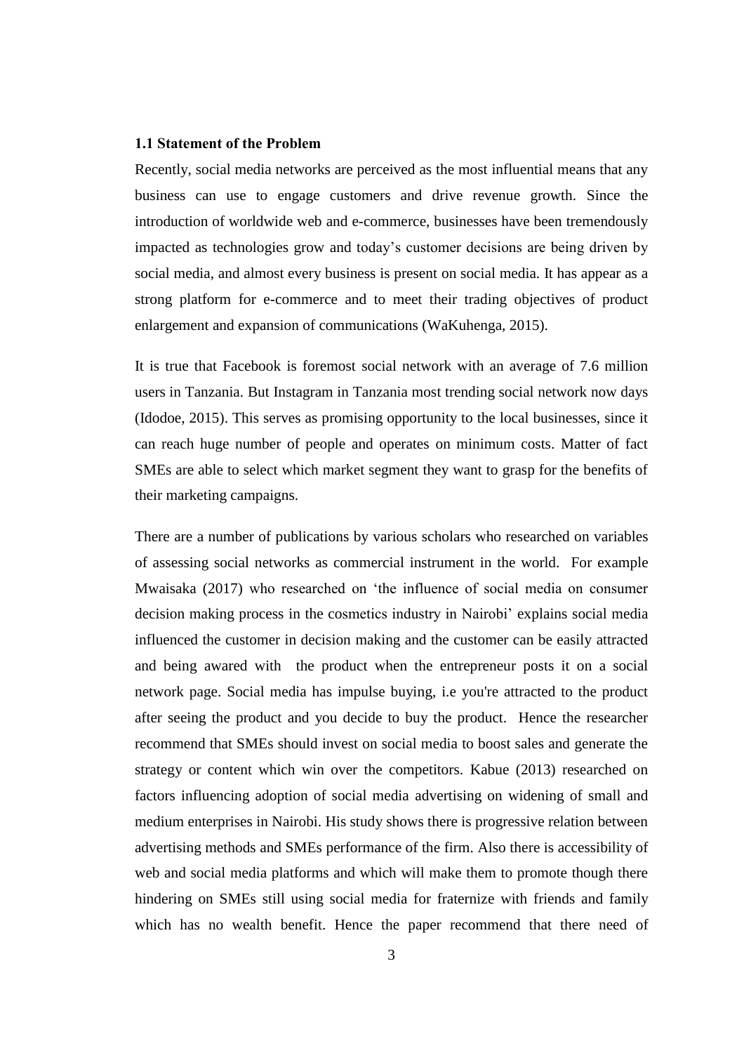### 1.1 Statement of the Problem

Recently, social media networks are perceived as the most influential means that any business can use to engage customers and drive revenue growth. Since the introduction of worldwide web and e-commerce, businesses have been tremendously impacted as technologies grow and today's customer decisions are being driven by social media, and almost every business is present on social media. It has appear as a strong platform for e-commerce and to meet their trading objectives of product enlargement and expansion of communications (WaKuhenga, 2015).

It is true that Facebook is foremost social network with an average of 7.6 million users in Tanzania. But Instagram in Tanzania most trending social network now days (Idodoe, 2015). This serves as promising opportunity to the local businesses, since it can reach huge number of people and operates on minimum costs. Matter of fact SMEs are able to select which market segment they want to grasp for the benefits of their marketing campaigns.

There are a number of publications by various scholars who researched on variables of assessing social networks as commercial instrument in the world. For example Mwaisaka (2017) who researched on 'the influence of social media on consumer decision making process in the cosmetics industry in Nairobi' explains social media influenced the customer in decision making and the customer can be easily attracted and being awared with the product when the entrepreneur posts it on a social network page. Social media has impulse buying, i.e you're attracted to the product after seeing the product and you decide to buy the product. Hence the researcher recommend that SMEs should invest on social media to boost sales and generate the strategy or content which win over the competitors. Kabue (2013) researched on factors influencing adoption of social media advertising on widening of small and medium enterprises in Nairobi. His study shows there is progressive relation between advertising methods and SMEs performance of the firm. Also there is accessibility of web and social media platforms and which will make them to promote though there hindering on SMEs still using social media for fraternize with friends and family which has no wealth benefit. Hence the paper recommend that there need of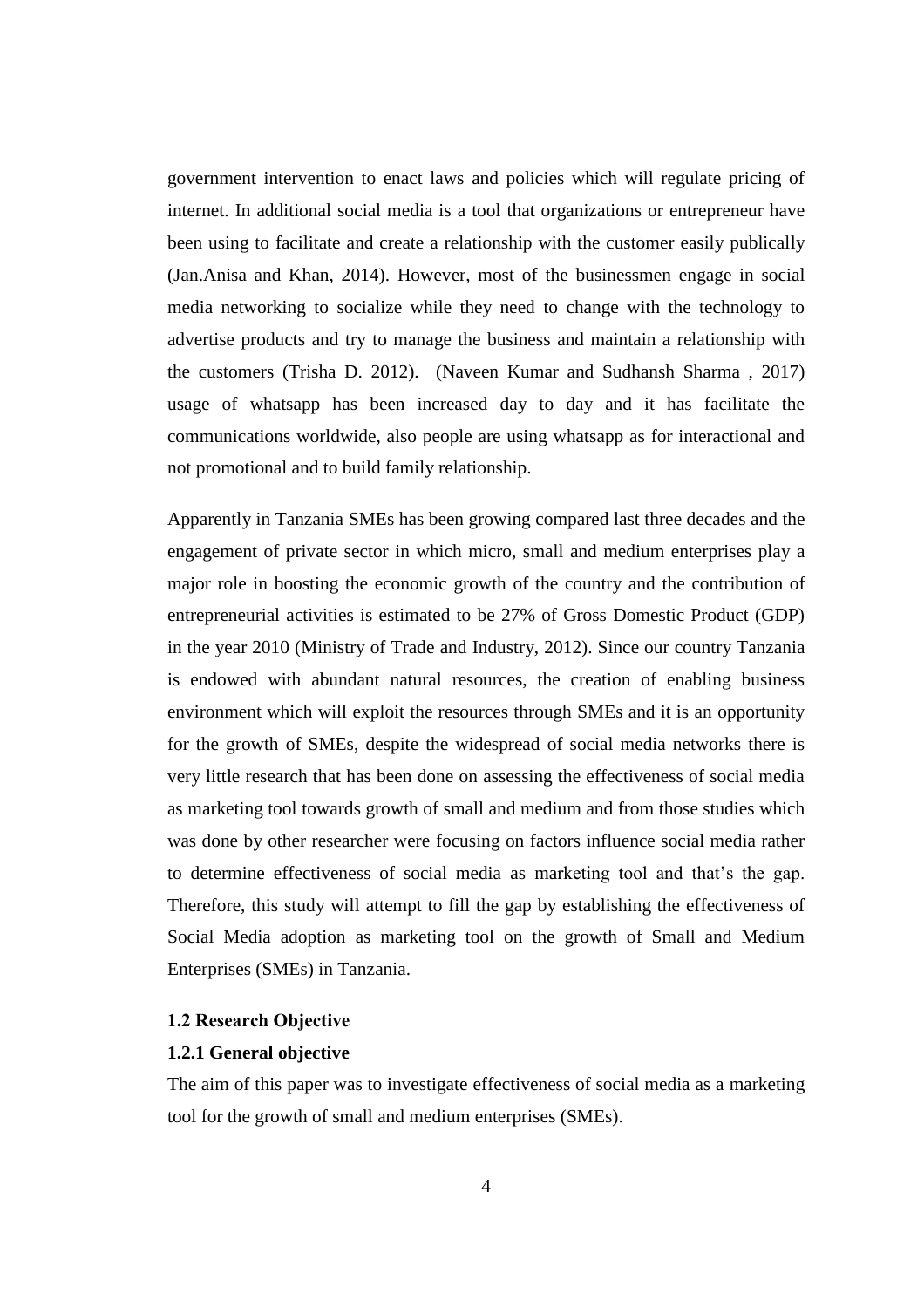government intervention to enact laws and policies which will regulate pricing of internet. In additional social media is a tool that organizations or entrepreneur have been using to facilitate and create a relationship with the customer easily publically (Jan.Anisa and Khan, 2014). However, most of the businessmen engage in social media networking to socialize while they need to change with the technology to advertise products and try to manage the business and maintain a relationship with the customers (Trisha D. 2012). (Naveen Kumar and Sudhansh Sharma , 2017) usage of whatsapp has been increased day to day and it has facilitate the communications worldwide, also people are using whatsapp as for interactional and not promotional and to build family relationship.

Apparently in Tanzania SMEs has been growing compared last three decades and the engagement of private sector in which micro, small and medium enterprises play a major role in boosting the economic growth of the country and the contribution of entrepreneurial activities is estimated to be 27% of Gross Domestic Product (GDP) in the year 2010 (Ministry of Trade and Industry, 2012). Since our country Tanzania is endowed with abundant natural resources, the creation of enabling business environment which will exploit the resources through SMEs and it is an opportunity for the growth of SMEs, despite the widespread of social media networks there is very little research that has been done on assessing the effectiveness of social media as marketing tool towards growth of small and medium and from those studies which was done by other researcher were focusing on factors influence social media rather to determine effectiveness of social media as marketing tool and that's the gap. Therefore, this study will attempt to fill the gap by establishing the effectiveness of Social Media adoption as marketing tool on the growth of Small and Medium Enterprises (SMEs) in Tanzania.

### 1.2 Research Objective

#### 1.2.1 General objective

The aim of this paper was to investigate effectiveness of social media as a marketing tool for the growth of small and medium enterprises (SMEs).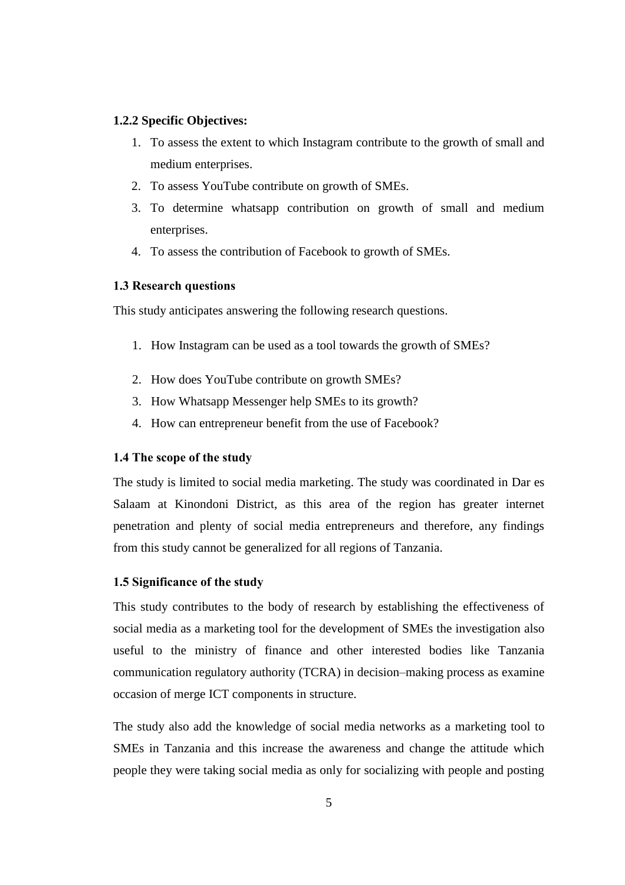#### 1.2.2 Specific Objectives:

1. To assess the extent to which Instagram contribute to the growth of small and medium enterprises.
2. To assess YouTube contribute on growth of SMEs.
3. To determine whatsapp contribution on growth of small and medium enterprises.
4. To assess the contribution of Facebook to growth of SMEs.

### 1.3 Research questions

This study anticipates answering the following research questions.

1. How Instagram can be used as a tool towards the growth of SMEs?
2. How does YouTube contribute on growth SMEs?
3. How Whatsapp Messenger help SMEs to its growth?
4. How can entrepreneur benefit from the use of Facebook?

### 1.4 The scope of the study

The study is limited to social media marketing. The study was coordinated in Dar es Salaam at Kinondoni District, as this area of the region has greater internet penetration and plenty of social media entrepreneurs and therefore, any findings from this study cannot be generalized for all regions of Tanzania.

### 1.5 Significance of the study

This study contributes to the body of research by establishing the effectiveness of social media as a marketing tool for the development of SMEs the investigation also useful to the ministry of finance and other interested bodies like Tanzania communication regulatory authority (TCRA) in decision–making process as examine occasion of merge ICT components in structure.

The study also add the knowledge of social media networks as a marketing tool to SMEs in Tanzania and this increase the awareness and change the attitude which people they were taking social media as only for socializing with people and posting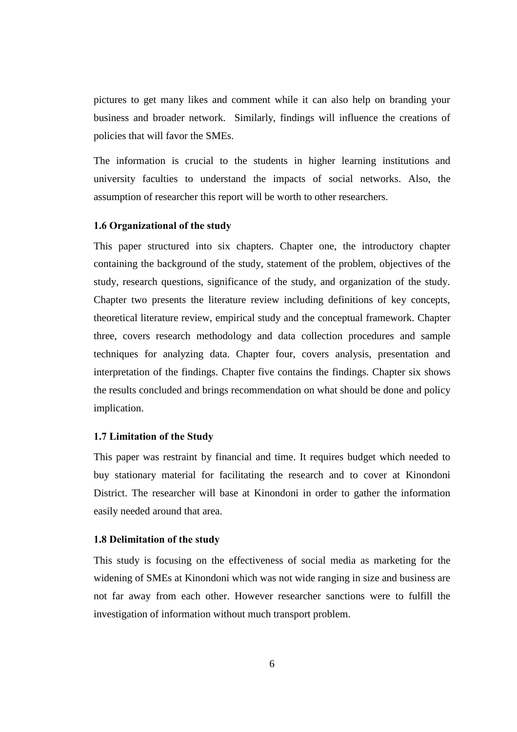pictures to get many likes and comment while it can also help on branding your business and broader network. Similarly, findings will influence the creations of policies that will favor the SMEs.

The information is crucial to the students in higher learning institutions and university faculties to understand the impacts of social networks. Also, the assumption of researcher this report will be worth to other researchers.

### 1.6 Organizational of the study

This paper structured into six chapters. Chapter one, the introductory chapter containing the background of the study, statement of the problem, objectives of the study, research questions, significance of the study, and organization of the study. Chapter two presents the literature review including definitions of key concepts, theoretical literature review, empirical study and the conceptual framework. Chapter three, covers research methodology and data collection procedures and sample techniques for analyzing data. Chapter four, covers analysis, presentation and interpretation of the findings. Chapter five contains the findings. Chapter six shows the results concluded and brings recommendation on what should be done and policy implication.

### 1.7 Limitation of the Study

This paper was restraint by financial and time. It requires budget which needed to buy stationary material for facilitating the research and to cover at Kinondoni District. The researcher will base at Kinondoni in order to gather the information easily needed around that area.

### 1.8 Delimitation of the study

This study is focusing on the effectiveness of social media as marketing for the widening of SMEs at Kinondoni which was not wide ranging in size and business are not far away from each other. However researcher sanctions were to fulfill the investigation of information without much transport problem.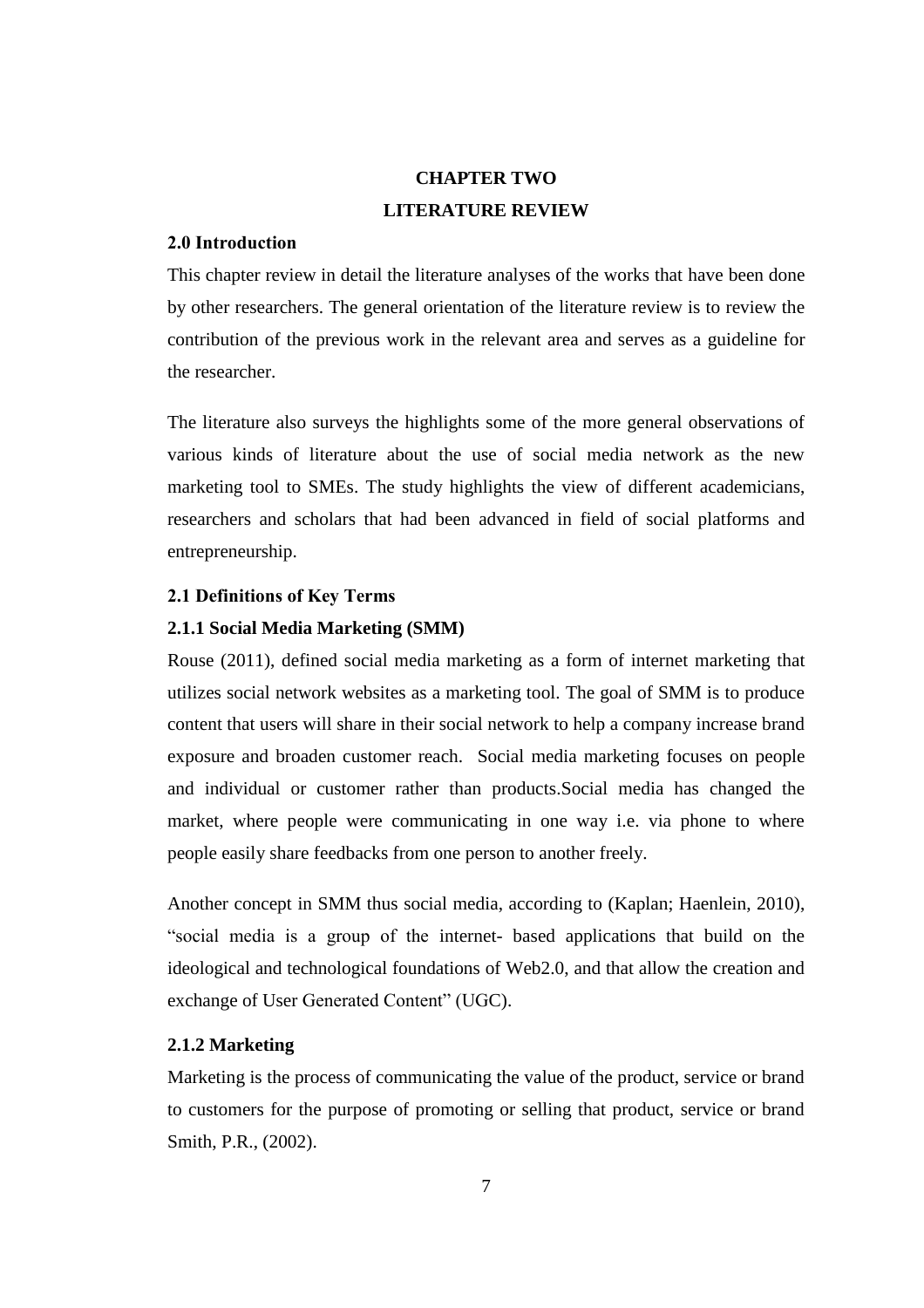# CHAPTER TWO
# LITERATURE REVIEW

## 2.0 Introduction

This chapter review in detail the literature analyses of the works that have been done by other researchers. The general orientation of the literature review is to review the contribution of the previous work in the relevant area and serves as a guideline for the researcher.

The literature also surveys the highlights some of the more general observations of various kinds of literature about the use of social media network as the new marketing tool to SMEs. The study highlights the view of different academicians, researchers and scholars that had been advanced in field of social platforms and entrepreneurship.

## 2.1 Definitions of Key Terms

### 2.1.1 Social Media Marketing (SMM)

Rouse (2011), defined social media marketing as a form of internet marketing that utilizes social network websites as a marketing tool. The goal of SMM is to produce content that users will share in their social network to help a company increase brand exposure and broaden customer reach. Social media marketing focuses on people and individual or customer rather than products.Social media has changed the market, where people were communicating in one way i.e. via phone to where people easily share feedbacks from one person to another freely.

Another concept in SMM thus social media, according to (Kaplan; Haenlein, 2010), "social media is a group of the internet- based applications that build on the ideological and technological foundations of Web2.0, and that allow the creation and exchange of User Generated Content" (UGC).

### 2.1.2 Marketing

Marketing is the process of communicating the value of the product, service or brand to customers for the purpose of promoting or selling that product, service or brand Smith, P.R., (2002).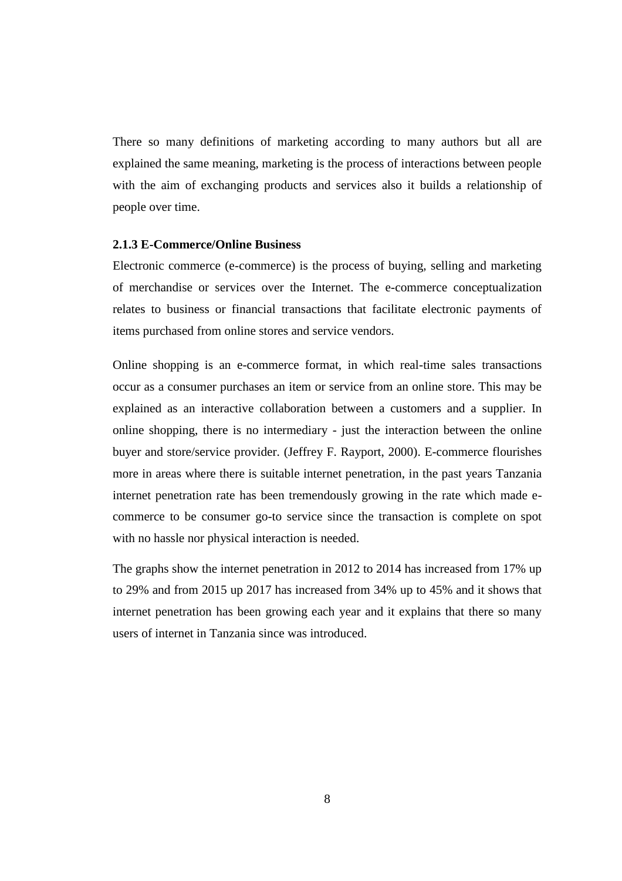There so many definitions of marketing according to many authors but all are explained the same meaning, marketing is the process of interactions between people with the aim of exchanging products and services also it builds a relationship of people over time.

### 2.1.3 E-Commerce/Online Business

Electronic commerce (e-commerce) is the process of buying, selling and marketing of merchandise or services over the Internet. The e-commerce conceptualization relates to business or financial transactions that facilitate electronic payments of items purchased from online stores and service vendors.

Online shopping is an e-commerce format, in which real-time sales transactions occur as a consumer purchases an item or service from an online store. This may be explained as an interactive collaboration between a customers and a supplier. In online shopping, there is no intermediary - just the interaction between the online buyer and store/service provider. (Jeffrey F. Rayport, 2000). E-commerce flourishes more in areas where there is suitable internet penetration, in the past years Tanzania internet penetration rate has been tremendously growing in the rate which made e-commerce to be consumer go-to service since the transaction is complete on spot with no hassle nor physical interaction is needed.

The graphs show the internet penetration in 2012 to 2014 has increased from 17% up to 29% and from 2015 up 2017 has increased from 34% up to 45% and it shows that internet penetration has been growing each year and it explains that there so many users of internet in Tanzania since was introduced.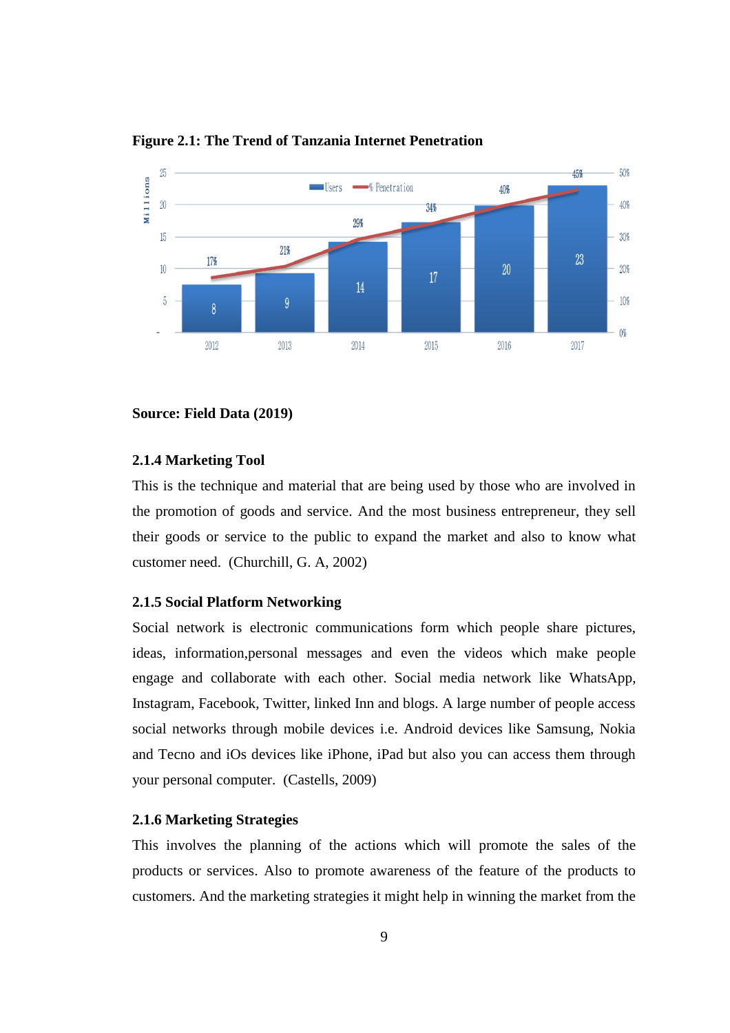**Figure 2.1: The Trend of Tanzania Internet Penetration**

**Source: Field Data (2019)**

### 2.1.4 Marketing Tool

This is the technique and material that are being used by those who are involved in the promotion of goods and service. And the most business entrepreneur, they sell their goods or service to the public to expand the market and also to know what customer need. (Churchill, G. A, 2002)

### 2.1.5 Social Platform Networking

Social network is electronic communications form which people share pictures, ideas, information,personal messages and even the videos which make people engage and collaborate with each other. Social media network like WhatsApp, Instagram, Facebook, Twitter, linked Inn and blogs. A large number of people access social networks through mobile devices i.e. Android devices like Samsung, Nokia and Tecno and iOs devices like iPhone, iPad but also you can access them through your personal computer. (Castells, 2009)

### 2.1.6 Marketing Strategies

This involves the planning of the actions which will promote the sales of the products or services. Also to promote awareness of the feature of the products to customers. And the marketing strategies it might help in winning the market from the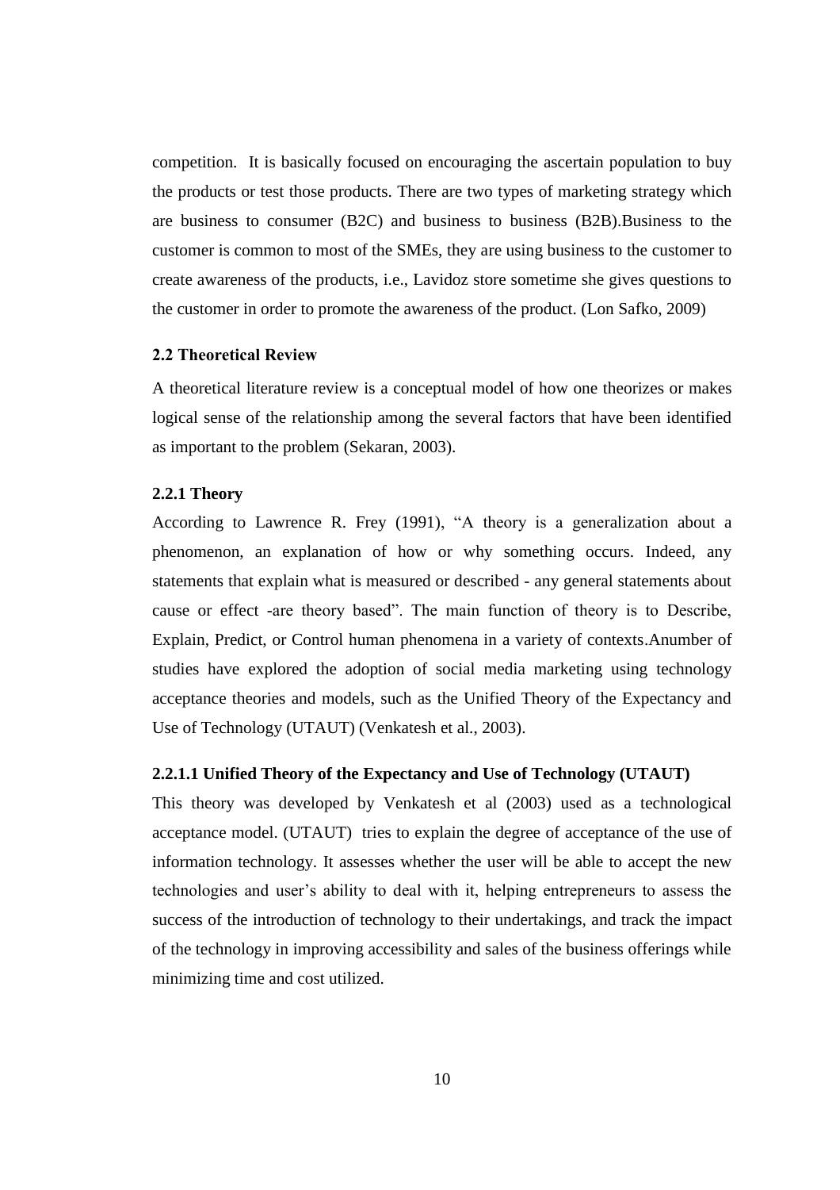competition. It is basically focused on encouraging the ascertain population to buy the products or test those products. There are two types of marketing strategy which are business to consumer (B2C) and business to business (B2B).Business to the customer is common to most of the SMEs, they are using business to the customer to create awareness of the products, i.e., Lavidoz store sometime she gives questions to the customer in order to promote the awareness of the product. (Lon Safko, 2009)

### 2.2 Theoretical Review

A theoretical literature review is a conceptual model of how one theorizes or makes logical sense of the relationship among the several factors that have been identified as important to the problem (Sekaran, 2003).

#### 2.2.1 Theory

According to Lawrence R. Frey (1991), "A theory is a generalization about a phenomenon, an explanation of how or why something occurs. Indeed, any statements that explain what is measured or described - any general statements about cause or effect -are theory based". The main function of theory is to Describe, Explain, Predict, or Control human phenomena in a variety of contexts.Anumber of studies have explored the adoption of social media marketing using technology acceptance theories and models, such as the Unified Theory of the Expectancy and Use of Technology (UTAUT) (Venkatesh et al., 2003).

##### 2.2.1.1 Unified Theory of the Expectancy and Use of Technology (UTAUT)

This theory was developed by Venkatesh et al (2003) used as a technological acceptance model. (UTAUT) tries to explain the degree of acceptance of the use of information technology. It assesses whether the user will be able to accept the new technologies and user's ability to deal with it, helping entrepreneurs to assess the success of the introduction of technology to their undertakings, and track the impact of the technology in improving accessibility and sales of the business offerings while minimizing time and cost utilized.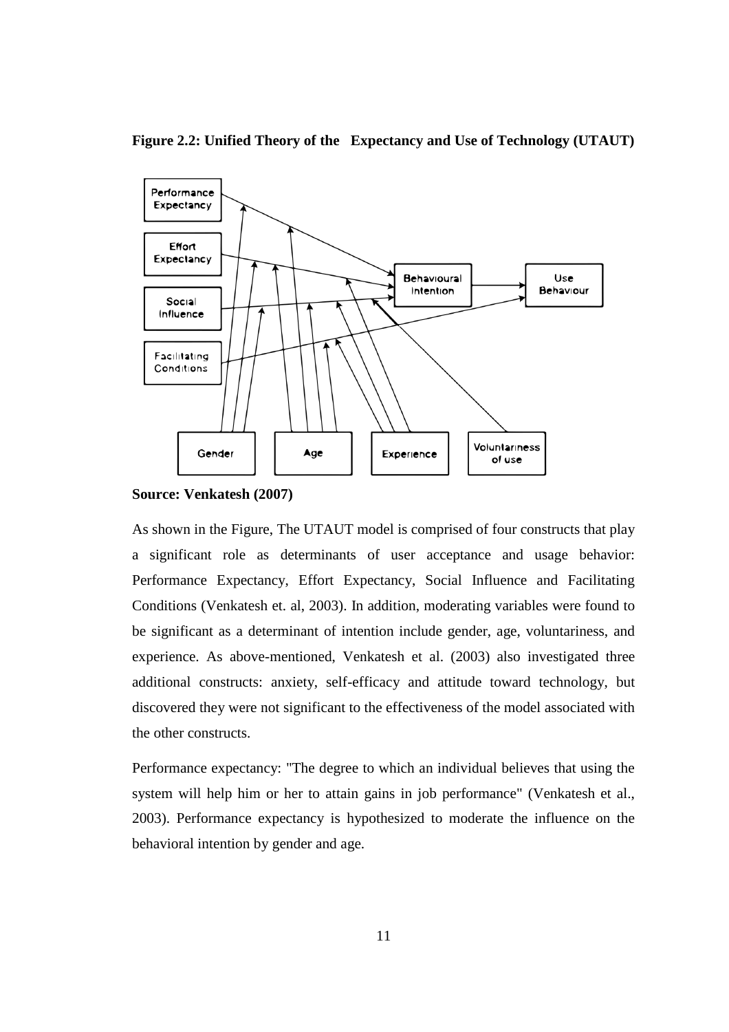**Figure 2.2: Unified Theory of the Expectancy and Use of Technology (UTAUT)**

**Source: Venkatesh (2007)**

As shown in the Figure, The UTAUT model is comprised of four constructs that play a significant role as determinants of user acceptance and usage behavior: Performance Expectancy, Effort Expectancy, Social Influence and Facilitating Conditions (Venkatesh et. al, 2003). In addition, moderating variables were found to be significant as a determinant of intention include gender, age, voluntariness, and experience. As above-mentioned, Venkatesh et al. (2003) also investigated three additional constructs: anxiety, self-efficacy and attitude toward technology, but discovered they were not significant to the effectiveness of the model associated with the other constructs.

Performance expectancy: "The degree to which an individual believes that using the system will help him or her to attain gains in job performance" (Venkatesh et al., 2003). Performance expectancy is hypothesized to moderate the influence on the behavioral intention by gender and age.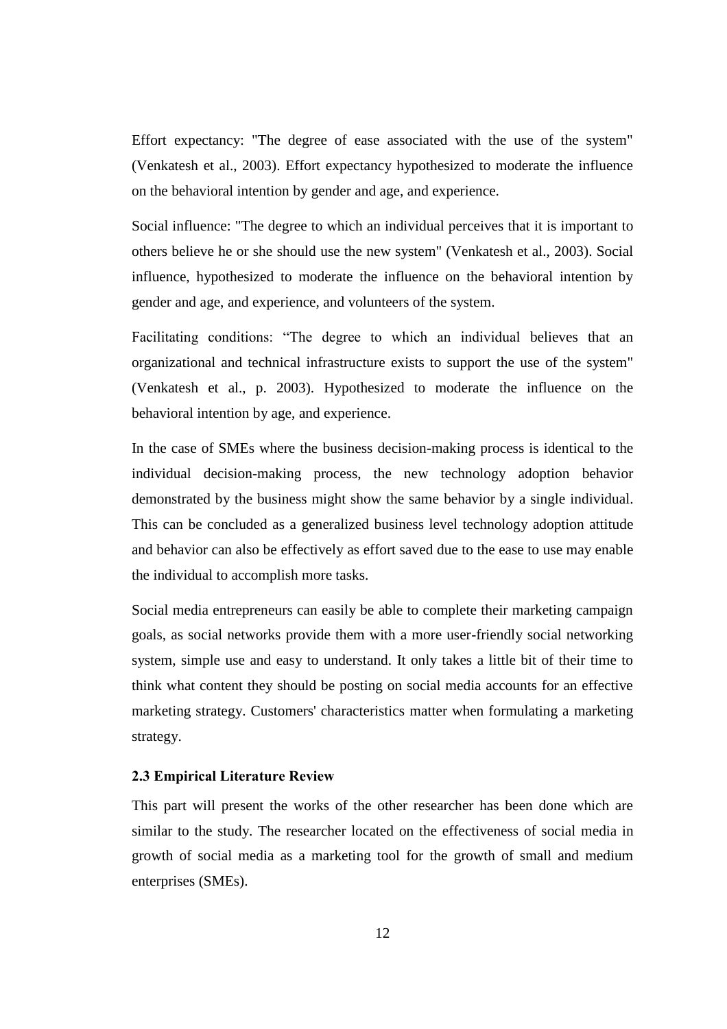Effort expectancy: "The degree of ease associated with the use of the system" (Venkatesh et al., 2003). Effort expectancy hypothesized to moderate the influence on the behavioral intention by gender and age, and experience.

Social influence: "The degree to which an individual perceives that it is important to others believe he or she should use the new system" (Venkatesh et al., 2003). Social influence, hypothesized to moderate the influence on the behavioral intention by gender and age, and experience, and volunteers of the system.

Facilitating conditions: "The degree to which an individual believes that an organizational and technical infrastructure exists to support the use of the system" (Venkatesh et al., p. 2003). Hypothesized to moderate the influence on the behavioral intention by age, and experience.

In the case of SMEs where the business decision-making process is identical to the individual decision-making process, the new technology adoption behavior demonstrated by the business might show the same behavior by a single individual. This can be concluded as a generalized business level technology adoption attitude and behavior can also be effectively as effort saved due to the ease to use may enable the individual to accomplish more tasks.

Social media entrepreneurs can easily be able to complete their marketing campaign goals, as social networks provide them with a more user-friendly social networking system, simple use and easy to understand. It only takes a little bit of their time to think what content they should be posting on social media accounts for an effective marketing strategy. Customers' characteristics matter when formulating a marketing strategy.

### 2.3 Empirical Literature Review

This part will present the works of the other researcher has been done which are similar to the study. The researcher located on the effectiveness of social media in growth of social media as a marketing tool for the growth of small and medium enterprises (SMEs).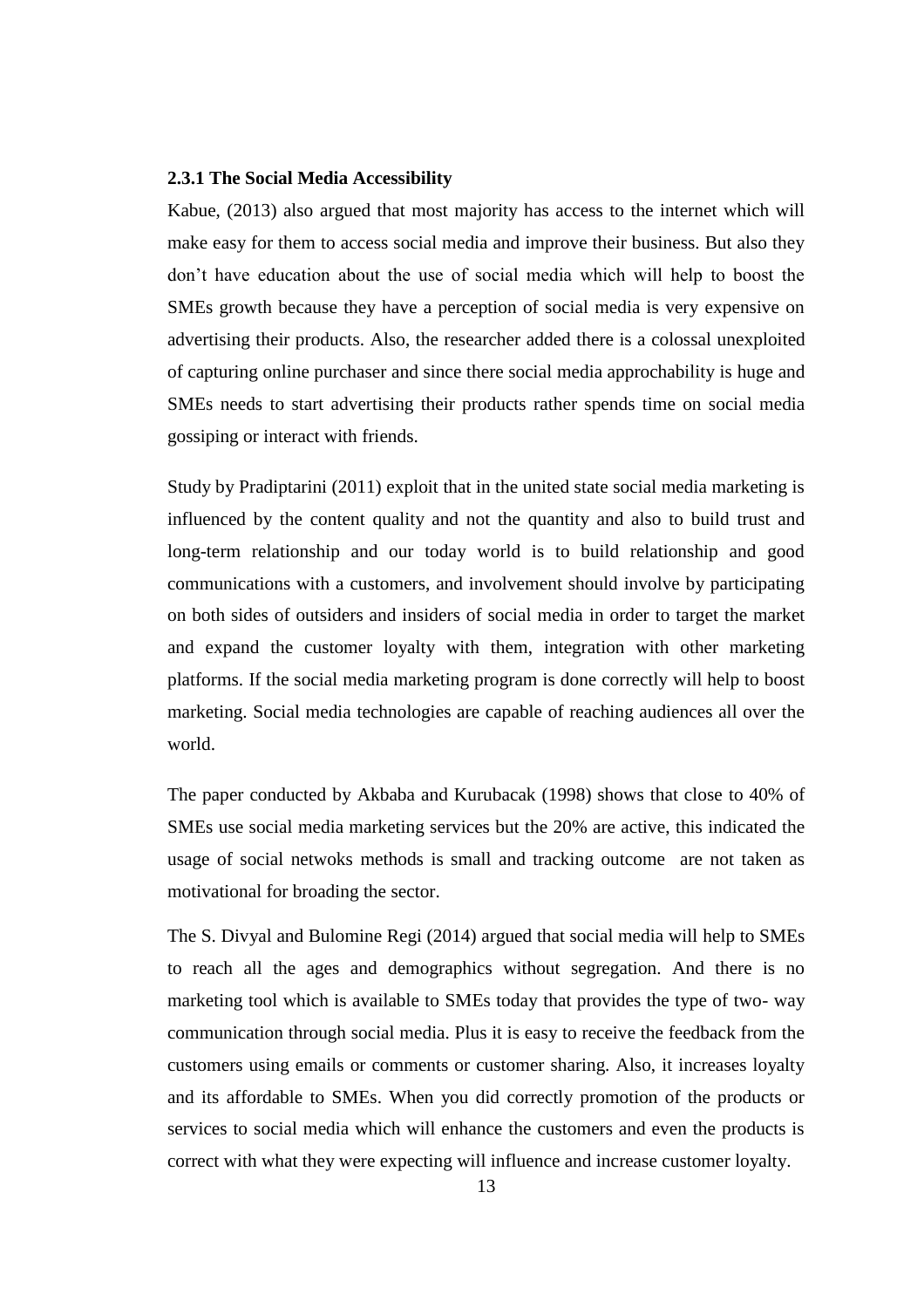### 2.3.1 The Social Media Accessibility

Kabue, (2013) also argued that most majority has access to the internet which will make easy for them to access social media and improve their business. But also they don't have education about the use of social media which will help to boost the SMEs growth because they have a perception of social media is very expensive on advertising their products. Also, the researcher added there is a colossal unexploited of capturing online purchaser and since there social media approchability is huge and SMEs needs to start advertising their products rather spends time on social media gossiping or interact with friends.

Study by Pradiptarini (2011) exploit that in the united state social media marketing is influenced by the content quality and not the quantity and also to build trust and long-term relationship and our today world is to build relationship and good communications with a customers, and involvement should involve by participating on both sides of outsiders and insiders of social media in order to target the market and expand the customer loyalty with them, integration with other marketing platforms. If the social media marketing program is done correctly will help to boost marketing. Social media technologies are capable of reaching audiences all over the world.

The paper conducted by Akbaba and Kurubacak (1998) shows that close to 40% of SMEs use social media marketing services but the 20% are active, this indicated the usage of social netwoks methods is small and tracking outcome are not taken as motivational for broading the sector.

The S. Divyal and Bulomine Regi (2014) argued that social media will help to SMEs to reach all the ages and demographics without segregation. And there is no marketing tool which is available to SMEs today that provides the type of two- way communication through social media. Plus it is easy to receive the feedback from the customers using emails or comments or customer sharing. Also, it increases loyalty and its affordable to SMEs. When you did correctly promotion of the products or services to social media which will enhance the customers and even the products is correct with what they were expecting will influence and increase customer loyalty.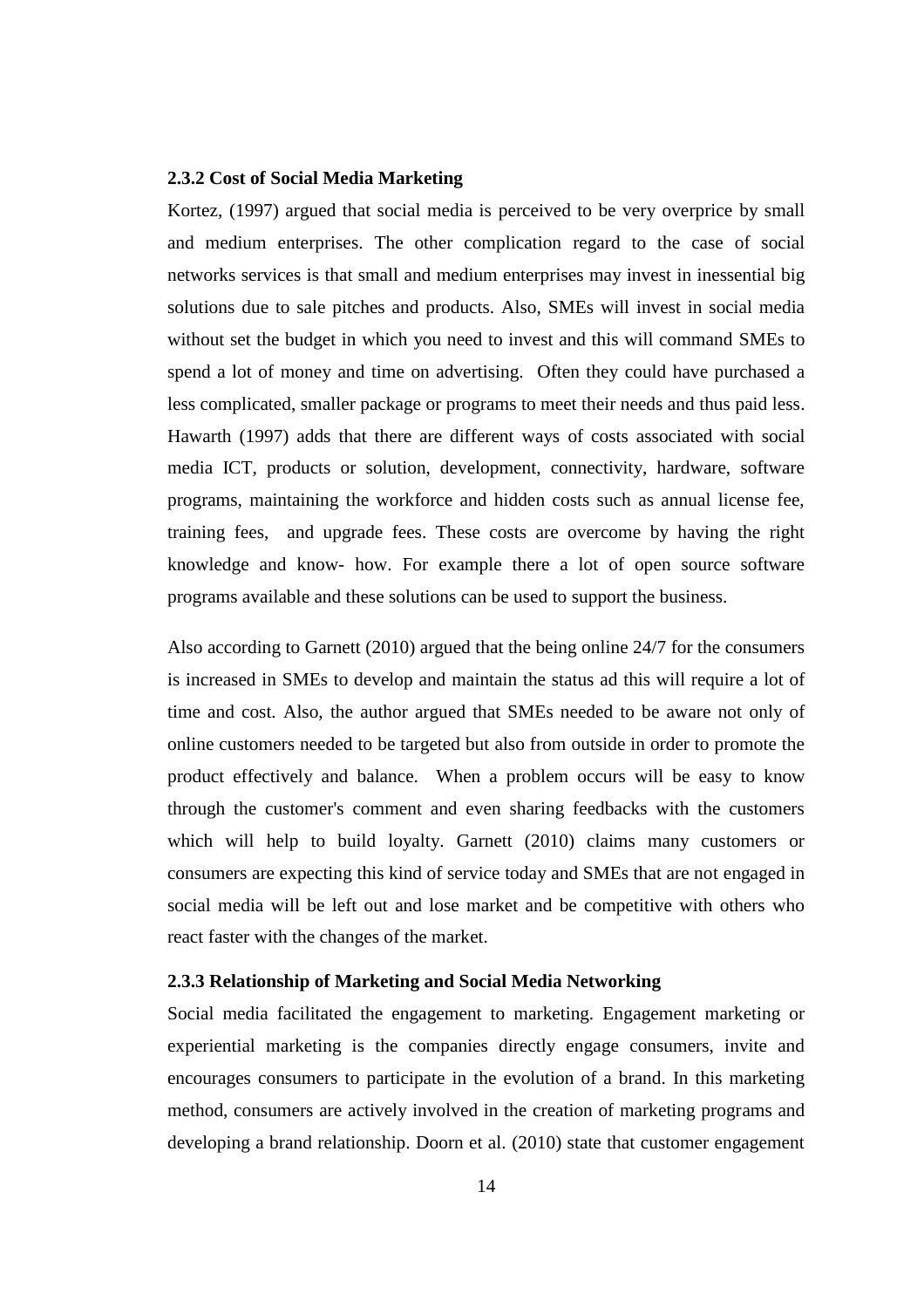### 2.3.2 Cost of Social Media Marketing

Kortez, (1997) argued that social media is perceived to be very overprice by small and medium enterprises. The other complication regard to the case of social networks services is that small and medium enterprises may invest in inessential big solutions due to sale pitches and products. Also, SMEs will invest in social media without set the budget in which you need to invest and this will command SMEs to spend a lot of money and time on advertising. Often they could have purchased a less complicated, smaller package or programs to meet their needs and thus paid less. Hawarth (1997) adds that there are different ways of costs associated with social media ICT, products or solution, development, connectivity, hardware, software programs, maintaining the workforce and hidden costs such as annual license fee, training fees, and upgrade fees. These costs are overcome by having the right knowledge and know- how. For example there a lot of open source software programs available and these solutions can be used to support the business.

Also according to Garnett (2010) argued that the being online 24/7 for the consumers is increased in SMEs to develop and maintain the status ad this will require a lot of time and cost. Also, the author argued that SMEs needed to be aware not only of online customers needed to be targeted but also from outside in order to promote the product effectively and balance. When a problem occurs will be easy to know through the customer's comment and even sharing feedbacks with the customers which will help to build loyalty. Garnett (2010) claims many customers or consumers are expecting this kind of service today and SMEs that are not engaged in social media will be left out and lose market and be competitive with others who react faster with the changes of the market.

### 2.3.3 Relationship of Marketing and Social Media Networking

Social media facilitated the engagement to marketing. Engagement marketing or experiential marketing is the companies directly engage consumers, invite and encourages consumers to participate in the evolution of a brand. In this marketing method, consumers are actively involved in the creation of marketing programs and developing a brand relationship. Doorn et al. (2010) state that customer engagement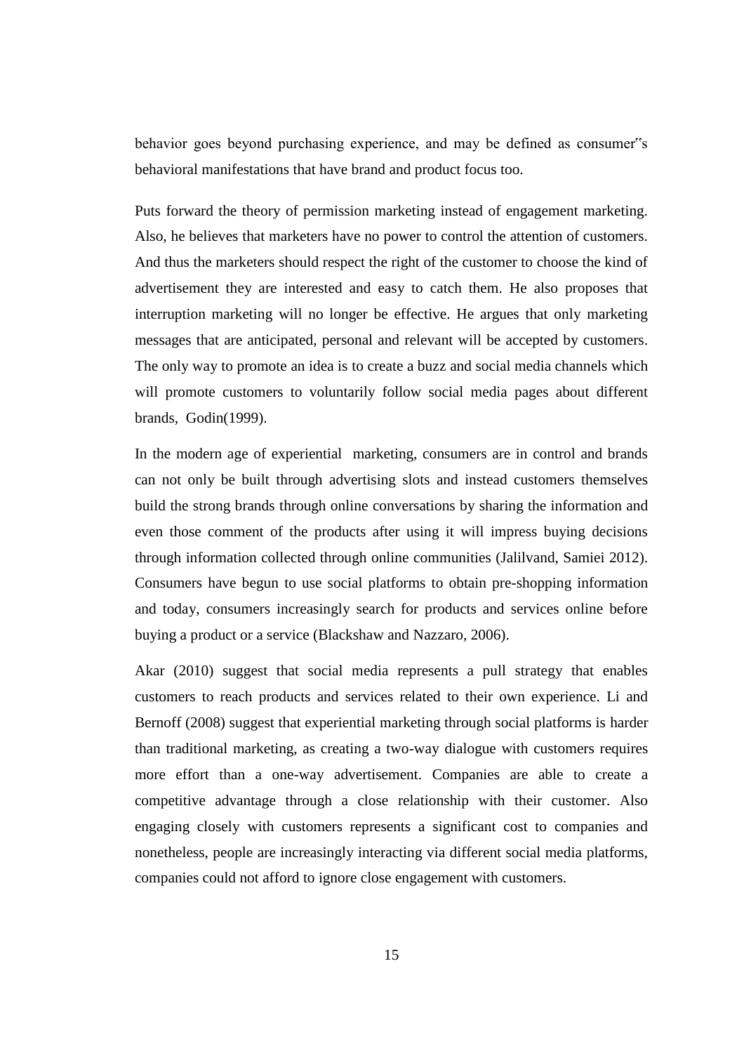behavior goes beyond purchasing experience, and may be defined as consumer"s behavioral manifestations that have brand and product focus too.

Puts forward the theory of permission marketing instead of engagement marketing. Also, he believes that marketers have no power to control the attention of customers. And thus the marketers should respect the right of the customer to choose the kind of advertisement they are interested and easy to catch them. He also proposes that interruption marketing will no longer be effective. He argues that only marketing messages that are anticipated, personal and relevant will be accepted by customers. The only way to promote an idea is to create a buzz and social media channels which will promote customers to voluntarily follow social media pages about different brands, Godin(1999).

In the modern age of experiential marketing, consumers are in control and brands can not only be built through advertising slots and instead customers themselves build the strong brands through online conversations by sharing the information and even those comment of the products after using it will impress buying decisions through information collected through online communities (Jalilvand, Samiei 2012). Consumers have begun to use social platforms to obtain pre-shopping information and today, consumers increasingly search for products and services online before buying a product or a service (Blackshaw and Nazzaro, 2006).

Akar (2010) suggest that social media represents a pull strategy that enables customers to reach products and services related to their own experience. Li and Bernoff (2008) suggest that experiential marketing through social platforms is harder than traditional marketing, as creating a two-way dialogue with customers requires more effort than a one-way advertisement. Companies are able to create a competitive advantage through a close relationship with their customer. Also engaging closely with customers represents a significant cost to companies and nonetheless, people are increasingly interacting via different social media platforms, companies could not afford to ignore close engagement with customers.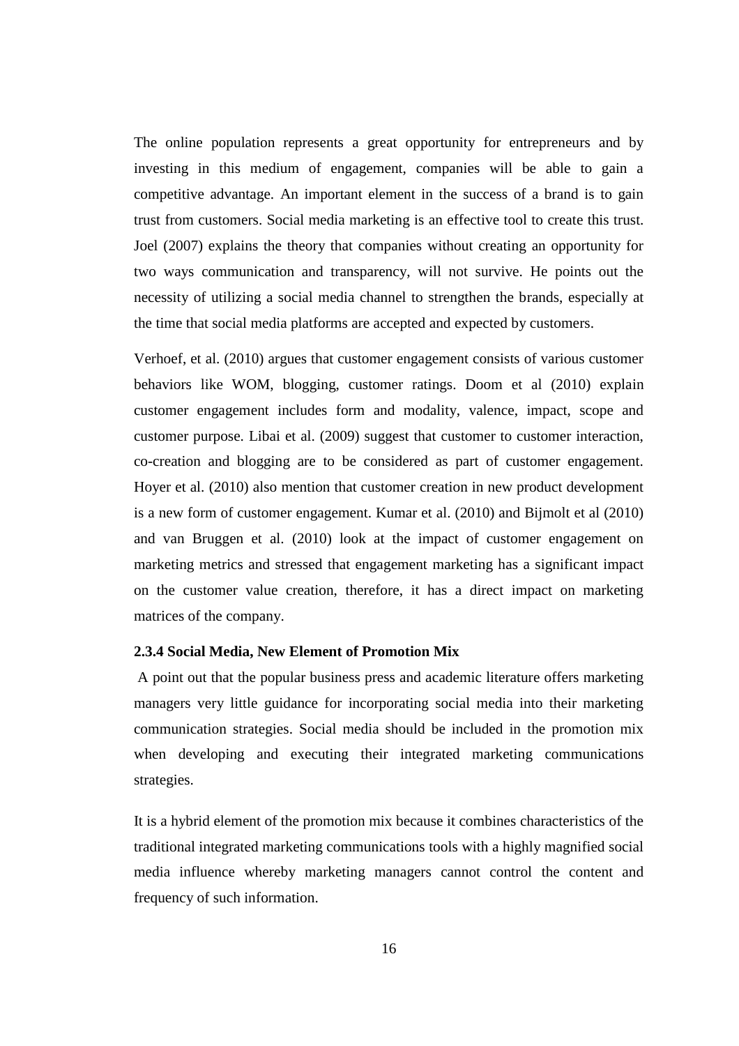The online population represents a great opportunity for entrepreneurs and by investing in this medium of engagement, companies will be able to gain a competitive advantage. An important element in the success of a brand is to gain trust from customers. Social media marketing is an effective tool to create this trust. Joel (2007) explains the theory that companies without creating an opportunity for two ways communication and transparency, will not survive. He points out the necessity of utilizing a social media channel to strengthen the brands, especially at the time that social media platforms are accepted and expected by customers.

Verhoef, et al. (2010) argues that customer engagement consists of various customer behaviors like WOM, blogging, customer ratings. Doom et al (2010) explain customer engagement includes form and modality, valence, impact, scope and customer purpose. Libai et al. (2009) suggest that customer to customer interaction, co-creation and blogging are to be considered as part of customer engagement. Hoyer et al. (2010) also mention that customer creation in new product development is a new form of customer engagement. Kumar et al. (2010) and Bijmolt et al (2010) and van Bruggen et al. (2010) look at the impact of customer engagement on marketing metrics and stressed that engagement marketing has a significant impact on the customer value creation, therefore, it has a direct impact on marketing matrices of the company.

### 2.3.4 Social Media, New Element of Promotion Mix

A point out that the popular business press and academic literature offers marketing managers very little guidance for incorporating social media into their marketing communication strategies. Social media should be included in the promotion mix when developing and executing their integrated marketing communications strategies.

It is a hybrid element of the promotion mix because it combines characteristics of the traditional integrated marketing communications tools with a highly magnified social media influence whereby marketing managers cannot control the content and frequency of such information.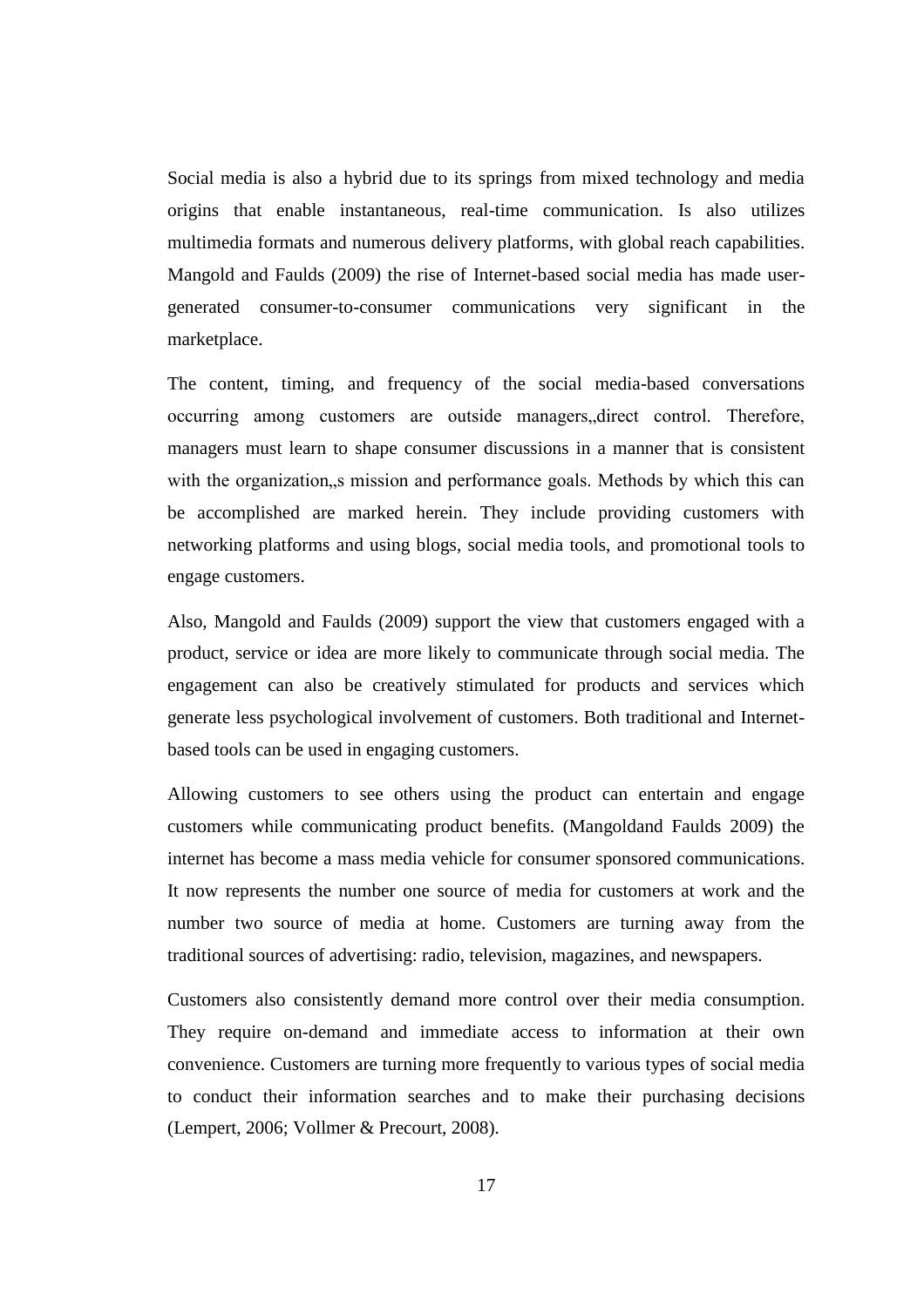Social media is also a hybrid due to its springs from mixed technology and media origins that enable instantaneous, real-time communication. Is also utilizes multimedia formats and numerous delivery platforms, with global reach capabilities. Mangold and Faulds (2009) the rise of Internet-based social media has made user-generated consumer-to-consumer communications very significant in the marketplace.

The content, timing, and frequency of the social media-based conversations occurring among customers are outside managers„direct control. Therefore, managers must learn to shape consumer discussions in a manner that is consistent with the organization„s mission and performance goals. Methods by which this can be accomplished are marked herein. They include providing customers with networking platforms and using blogs, social media tools, and promotional tools to engage customers.

Also, Mangold and Faulds (2009) support the view that customers engaged with a product, service or idea are more likely to communicate through social media. The engagement can also be creatively stimulated for products and services which generate less psychological involvement of customers. Both traditional and Internet-based tools can be used in engaging customers.

Allowing customers to see others using the product can entertain and engage customers while communicating product benefits. (Mangoldand Faulds 2009) the internet has become a mass media vehicle for consumer sponsored communications. It now represents the number one source of media for customers at work and the number two source of media at home. Customers are turning away from the traditional sources of advertising: radio, television, magazines, and newspapers.

Customers also consistently demand more control over their media consumption. They require on-demand and immediate access to information at their own convenience. Customers are turning more frequently to various types of social media to conduct their information searches and to make their purchasing decisions (Lempert, 2006; Vollmer & Precourt, 2008).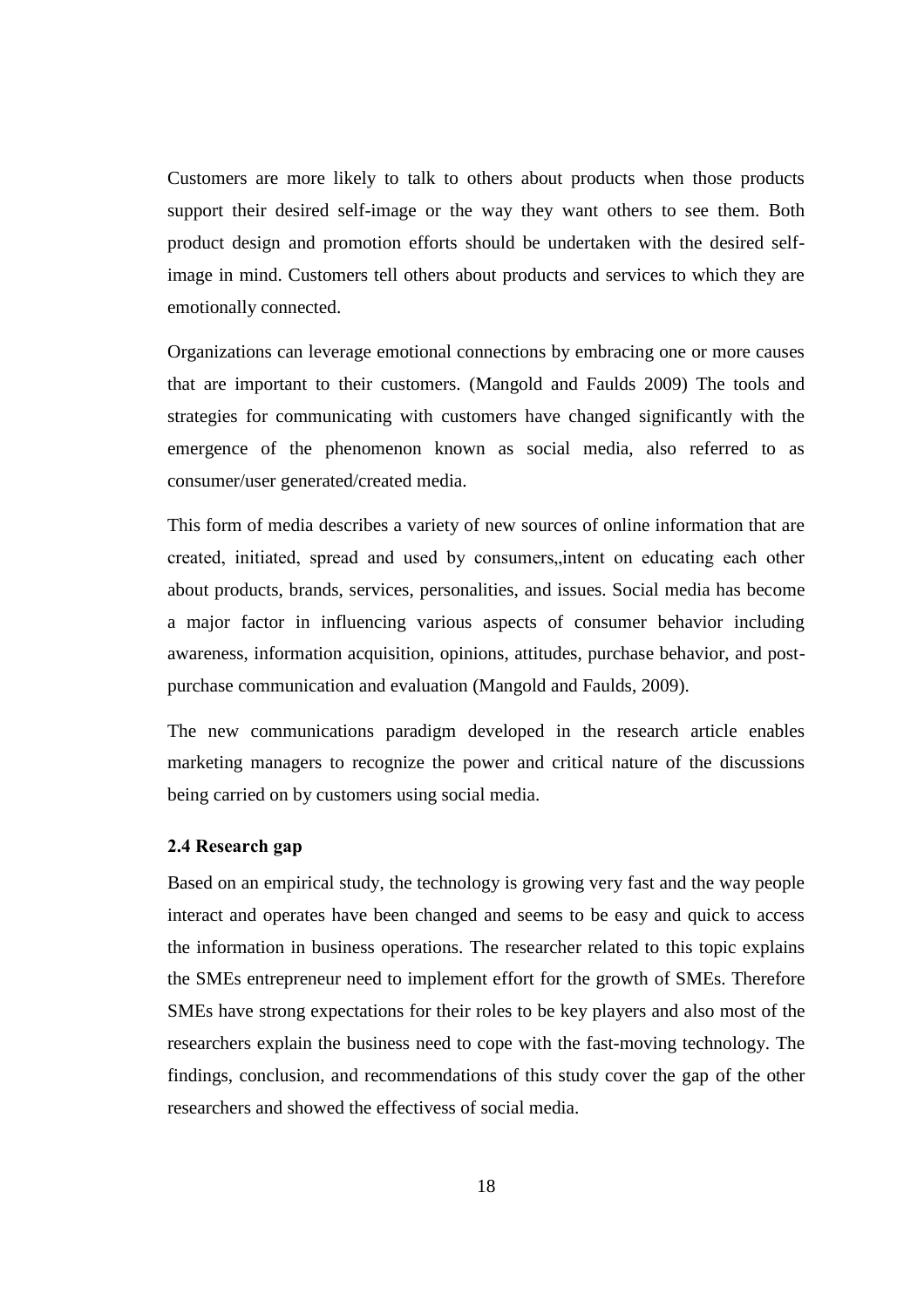Customers are more likely to talk to others about products when those products support their desired self-image or the way they want others to see them. Both product design and promotion efforts should be undertaken with the desired self-image in mind. Customers tell others about products and services to which they are emotionally connected.

Organizations can leverage emotional connections by embracing one or more causes that are important to their customers. (Mangold and Faulds 2009) The tools and strategies for communicating with customers have changed significantly with the emergence of the phenomenon known as social media, also referred to as consumer/user generated/created media.

This form of media describes a variety of new sources of online information that are created, initiated, spread and used by consumers,,intent on educating each other about products, brands, services, personalities, and issues. Social media has become a major factor in influencing various aspects of consumer behavior including awareness, information acquisition, opinions, attitudes, purchase behavior, and post-purchase communication and evaluation (Mangold and Faulds, 2009).

The new communications paradigm developed in the research article enables marketing managers to recognize the power and critical nature of the discussions being carried on by customers using social media.

**2.4 Research gap**

Based on an empirical study, the technology is growing very fast and the way people interact and operates have been changed and seems to be easy and quick to access the information in business operations. The researcher related to this topic explains the SMEs entrepreneur need to implement effort for the growth of SMEs. Therefore SMEs have strong expectations for their roles to be key players and also most of the researchers explain the business need to cope with the fast-moving technology. The findings, conclusion, and recommendations of this study cover the gap of the other researchers and showed the effectivess of social media.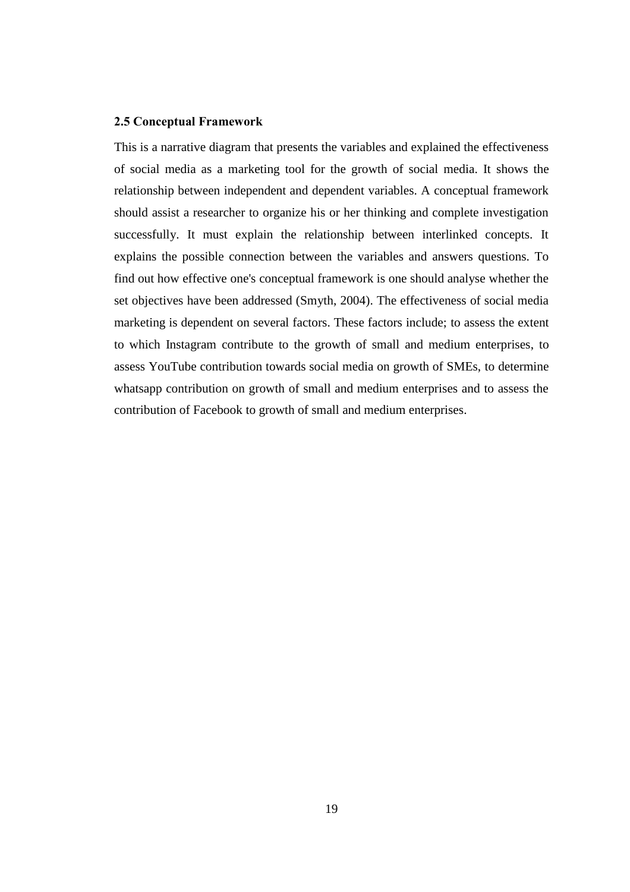## 2.5 Conceptual Framework

This is a narrative diagram that presents the variables and explained the effectiveness of social media as a marketing tool for the growth of social media. It shows the relationship between independent and dependent variables. A conceptual framework should assist a researcher to organize his or her thinking and complete investigation successfully. It must explain the relationship between interlinked concepts. It explains the possible connection between the variables and answers questions. To find out how effective one's conceptual framework is one should analyse whether the set objectives have been addressed (Smyth, 2004). The effectiveness of social media marketing is dependent on several factors. These factors include; to assess the extent to which Instagram contribute to the growth of small and medium enterprises, to assess YouTube contribution towards social media on growth of SMEs, to determine whatsapp contribution on growth of small and medium enterprises and to assess the contribution of Facebook to growth of small and medium enterprises.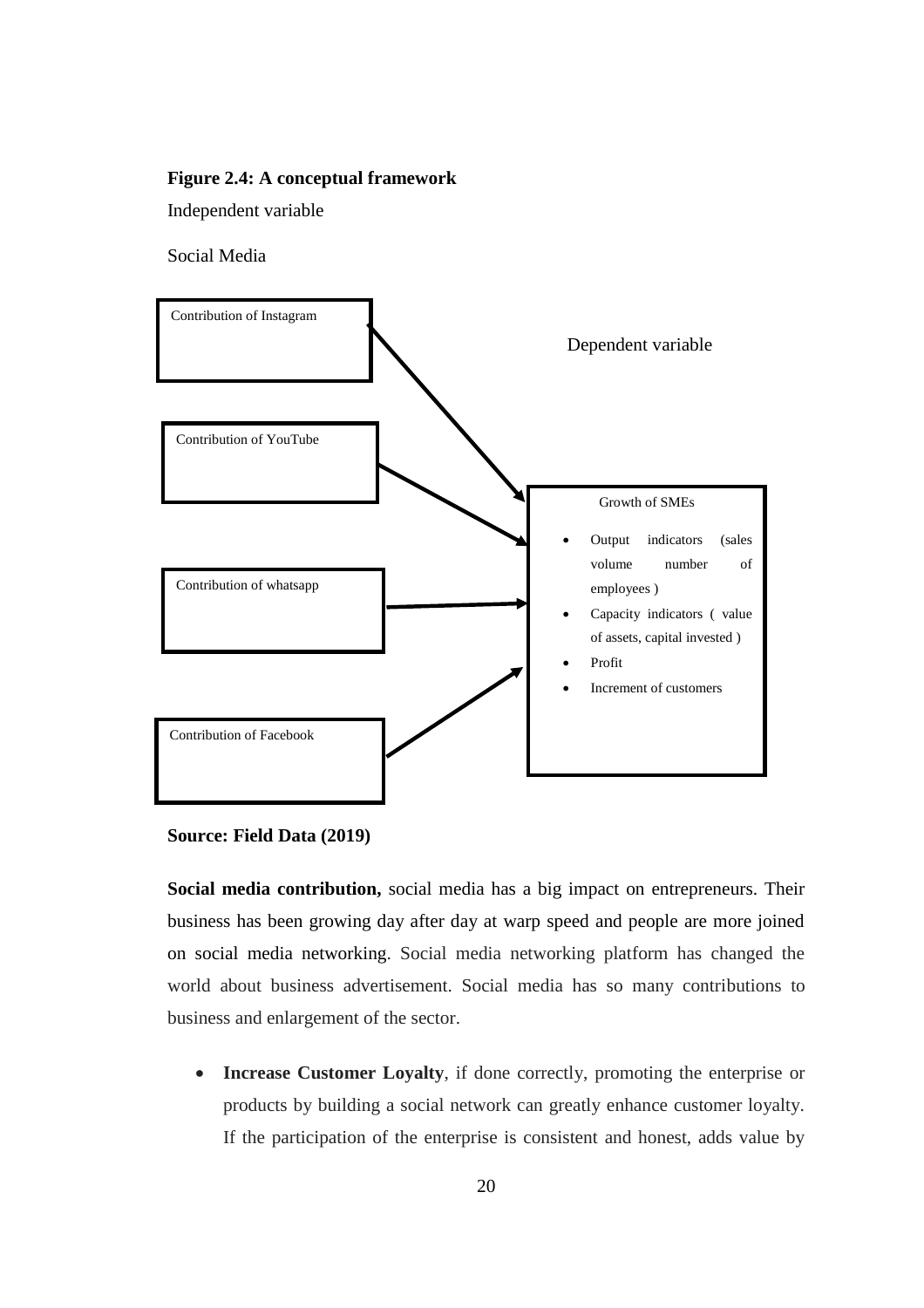**Figure 2.4: A conceptual framework**

Independent variable

Social Media

Contribution of Instagram

Contribution of YouTube

Contribution of whatsapp

Contribution of Facebook

Dependent variable

Growth of SMEs

- Output indicators (sales volume number of employees )
- Capacity indicators ( value of assets, capital invested )
- Profit
- Increment of customers

**Source: Field Data (2019)**

**Social media contribution,** social media has a big impact on entrepreneurs. Their business has been growing day after day at warp speed and people are more joined on social media networking. Social media networking platform has changed the world about business advertisement. Social media has so many contributions to business and enlargement of the sector.

- **Increase Customer Loyalty**, if done correctly, promoting the enterprise or products by building a social network can greatly enhance customer loyalty. If the participation of the enterprise is consistent and honest, adds value by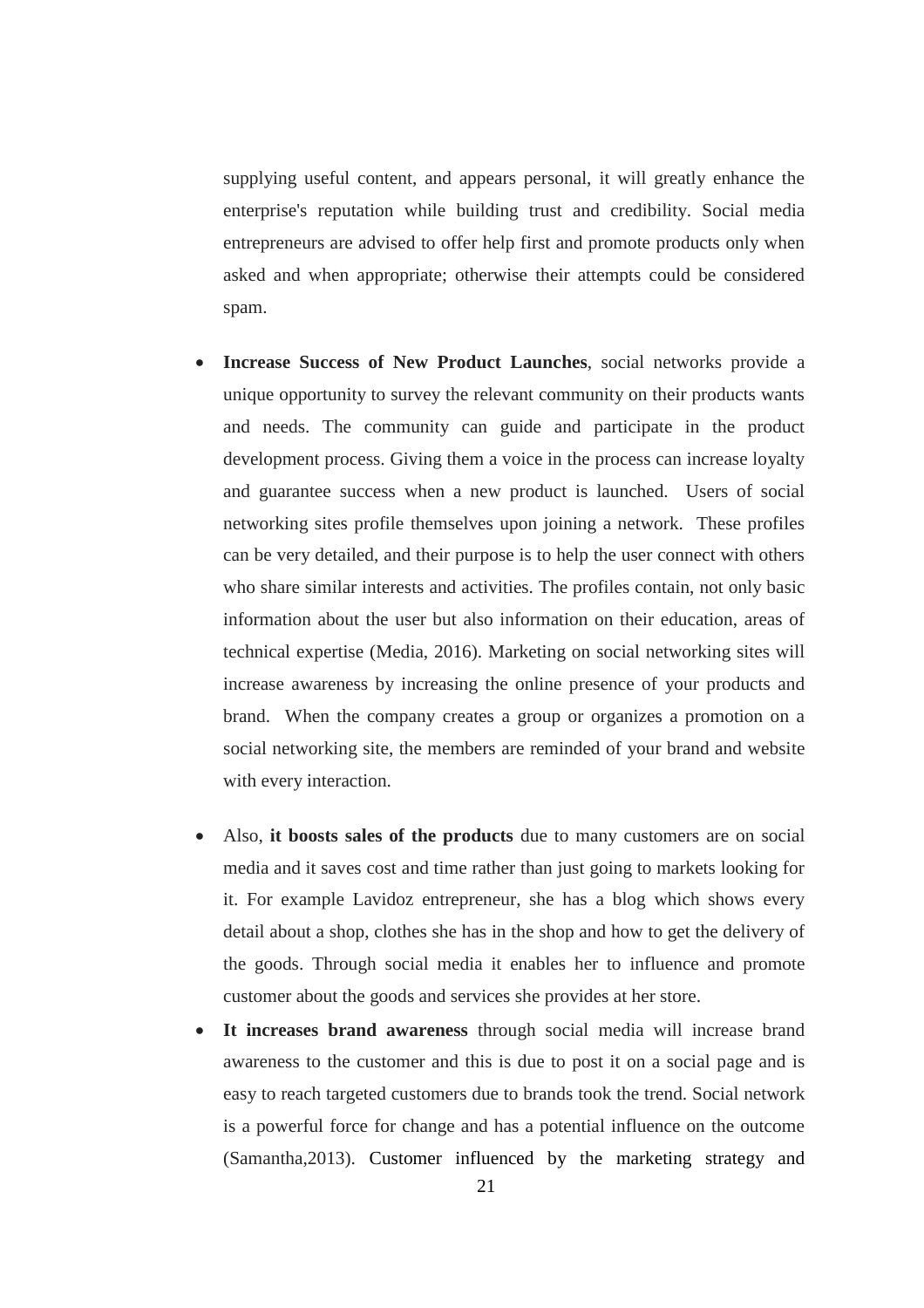supplying useful content, and appears personal, it will greatly enhance the enterprise's reputation while building trust and credibility. Social media entrepreneurs are advised to offer help first and promote products only when asked and when appropriate; otherwise their attempts could be considered spam.

- **Increase Success of New Product Launches**, social networks provide a unique opportunity to survey the relevant community on their products wants and needs. The community can guide and participate in the product development process. Giving them a voice in the process can increase loyalty and guarantee success when a new product is launched. Users of social networking sites profile themselves upon joining a network. These profiles can be very detailed, and their purpose is to help the user connect with others who share similar interests and activities. The profiles contain, not only basic information about the user but also information on their education, areas of technical expertise (Media, 2016). Marketing on social networking sites will increase awareness by increasing the online presence of your products and brand. When the company creates a group or organizes a promotion on a social networking site, the members are reminded of your brand and website with every interaction.

- Also, **it boosts sales of the products** due to many customers are on social media and it saves cost and time rather than just going to markets looking for it. For example Lavidoz entrepreneur, she has a blog which shows every detail about a shop, clothes she has in the shop and how to get the delivery of the goods. Through social media it enables her to influence and promote customer about the goods and services she provides at her store.
- **It increases brand awareness** through social media will increase brand awareness to the customer and this is due to post it on a social page and is easy to reach targeted customers due to brands took the trend. Social network is a powerful force for change and has a potential influence on the outcome (Samantha,2013). Customer influenced by the marketing strategy and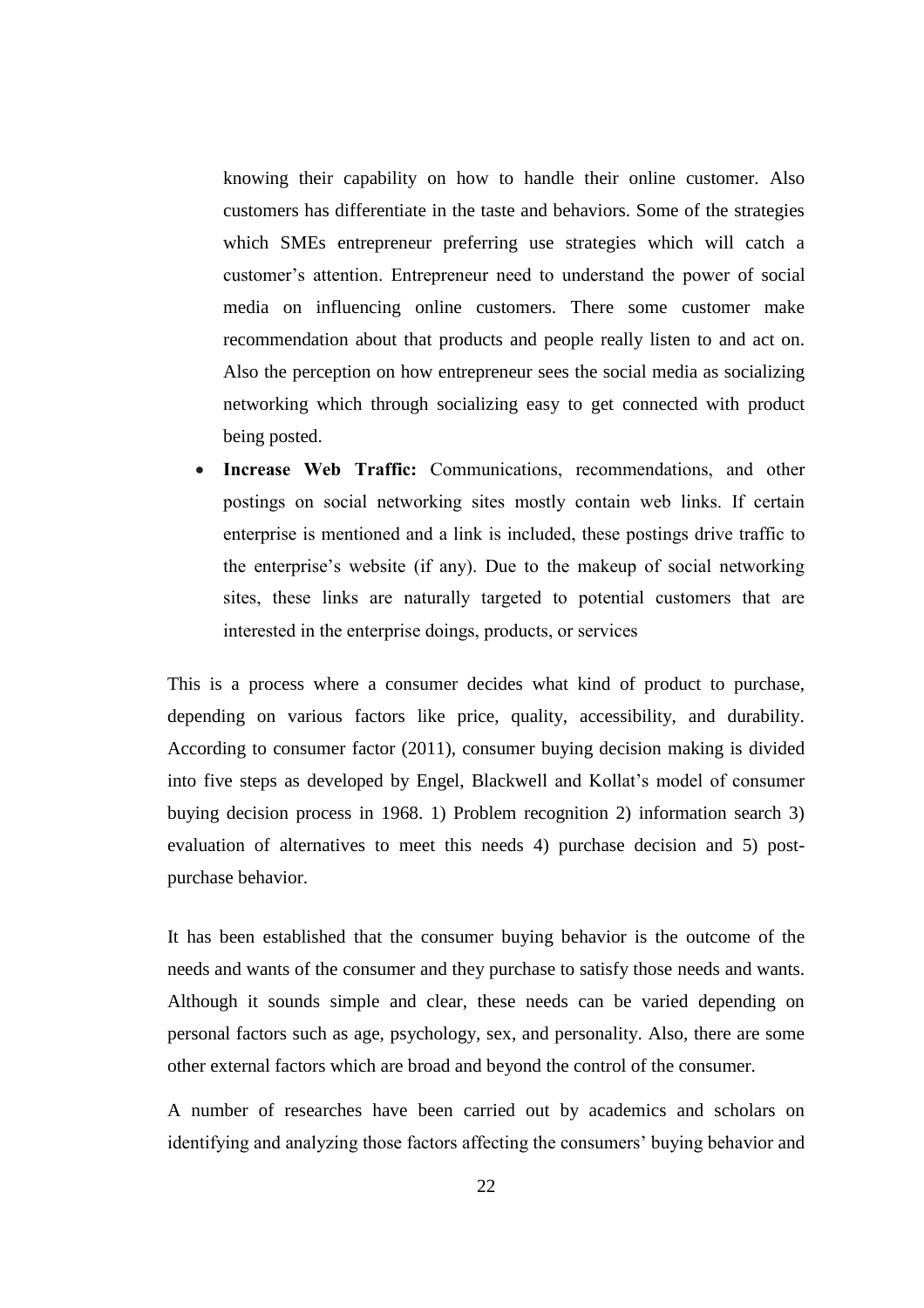knowing their capability on how to handle their online customer. Also customers has differentiate in the taste and behaviors. Some of the strategies which SMEs entrepreneur preferring use strategies which will catch a customer's attention. Entrepreneur need to understand the power of social media on influencing online customers. There some customer make recommendation about that products and people really listen to and act on. Also the perception on how entrepreneur sees the social media as socializing networking which through socializing easy to get connected with product being posted.

- **Increase Web Traffic:** Communications, recommendations, and other postings on social networking sites mostly contain web links. If certain enterprise is mentioned and a link is included, these postings drive traffic to the enterprise's website (if any). Due to the makeup of social networking sites, these links are naturally targeted to potential customers that are interested in the enterprise doings, products, or services

This is a process where a consumer decides what kind of product to purchase, depending on various factors like price, quality, accessibility, and durability. According to consumer factor (2011), consumer buying decision making is divided into five steps as developed by Engel, Blackwell and Kollat's model of consumer buying decision process in 1968. 1) Problem recognition 2) information search 3) evaluation of alternatives to meet this needs 4) purchase decision and 5) post-purchase behavior.

It has been established that the consumer buying behavior is the outcome of the needs and wants of the consumer and they purchase to satisfy those needs and wants. Although it sounds simple and clear, these needs can be varied depending on personal factors such as age, psychology, sex, and personality. Also, there are some other external factors which are broad and beyond the control of the consumer.

A number of researches have been carried out by academics and scholars on identifying and analyzing those factors affecting the consumers' buying behavior and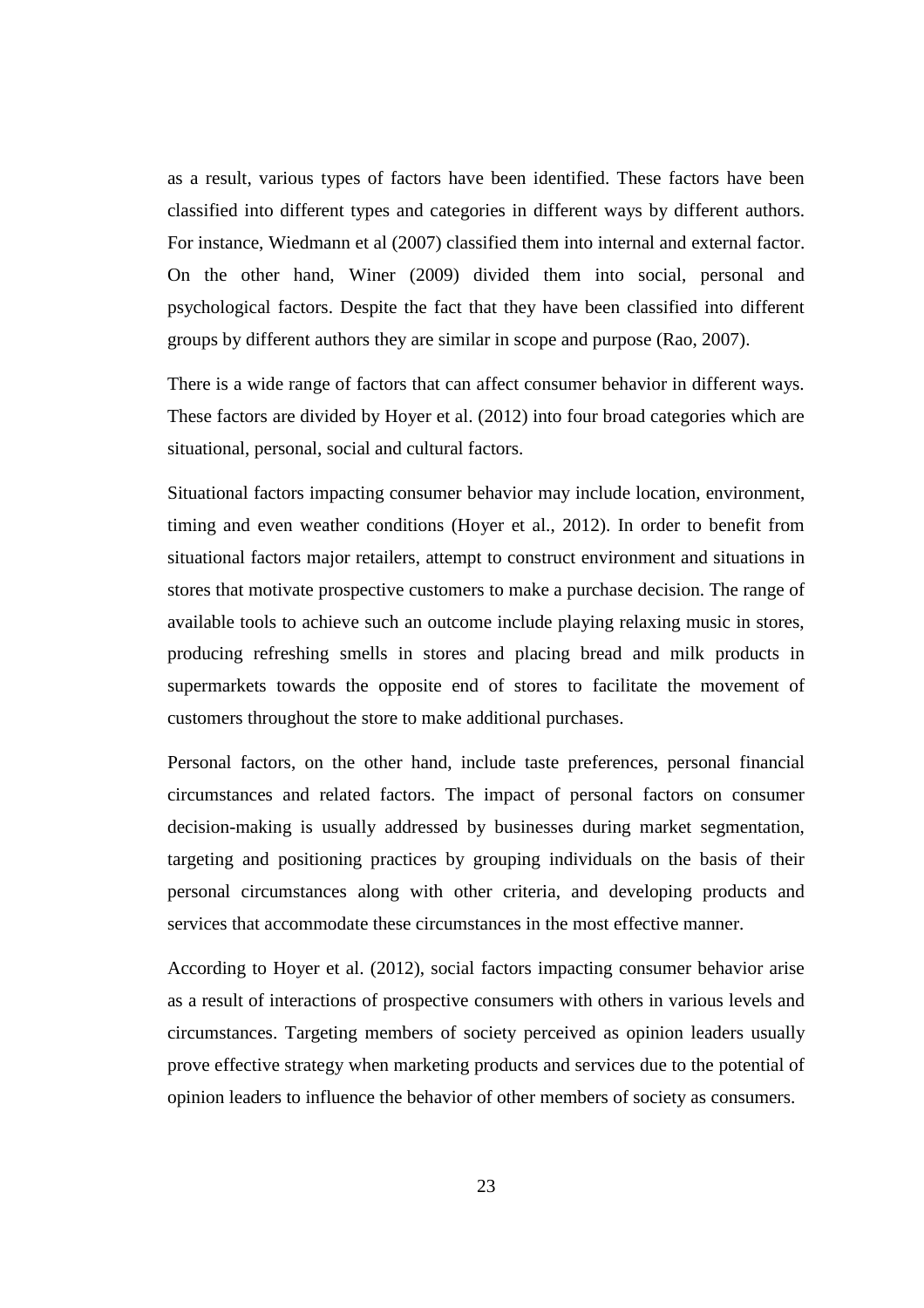as a result, various types of factors have been identified. These factors have been classified into different types and categories in different ways by different authors. For instance, Wiedmann et al (2007) classified them into internal and external factor. On the other hand, Winer (2009) divided them into social, personal and psychological factors. Despite the fact that they have been classified into different groups by different authors they are similar in scope and purpose (Rao, 2007).

There is a wide range of factors that can affect consumer behavior in different ways. These factors are divided by Hoyer et al. (2012) into four broad categories which are situational, personal, social and cultural factors.

Situational factors impacting consumer behavior may include location, environment, timing and even weather conditions (Hoyer et al., 2012). In order to benefit from situational factors major retailers, attempt to construct environment and situations in stores that motivate prospective customers to make a purchase decision. The range of available tools to achieve such an outcome include playing relaxing music in stores, producing refreshing smells in stores and placing bread and milk products in supermarkets towards the opposite end of stores to facilitate the movement of customers throughout the store to make additional purchases.

Personal factors, on the other hand, include taste preferences, personal financial circumstances and related factors. The impact of personal factors on consumer decision-making is usually addressed by businesses during market segmentation, targeting and positioning practices by grouping individuals on the basis of their personal circumstances along with other criteria, and developing products and services that accommodate these circumstances in the most effective manner.

According to Hoyer et al. (2012), social factors impacting consumer behavior arise as a result of interactions of prospective consumers with others in various levels and circumstances. Targeting members of society perceived as opinion leaders usually prove effective strategy when marketing products and services due to the potential of opinion leaders to influence the behavior of other members of society as consumers.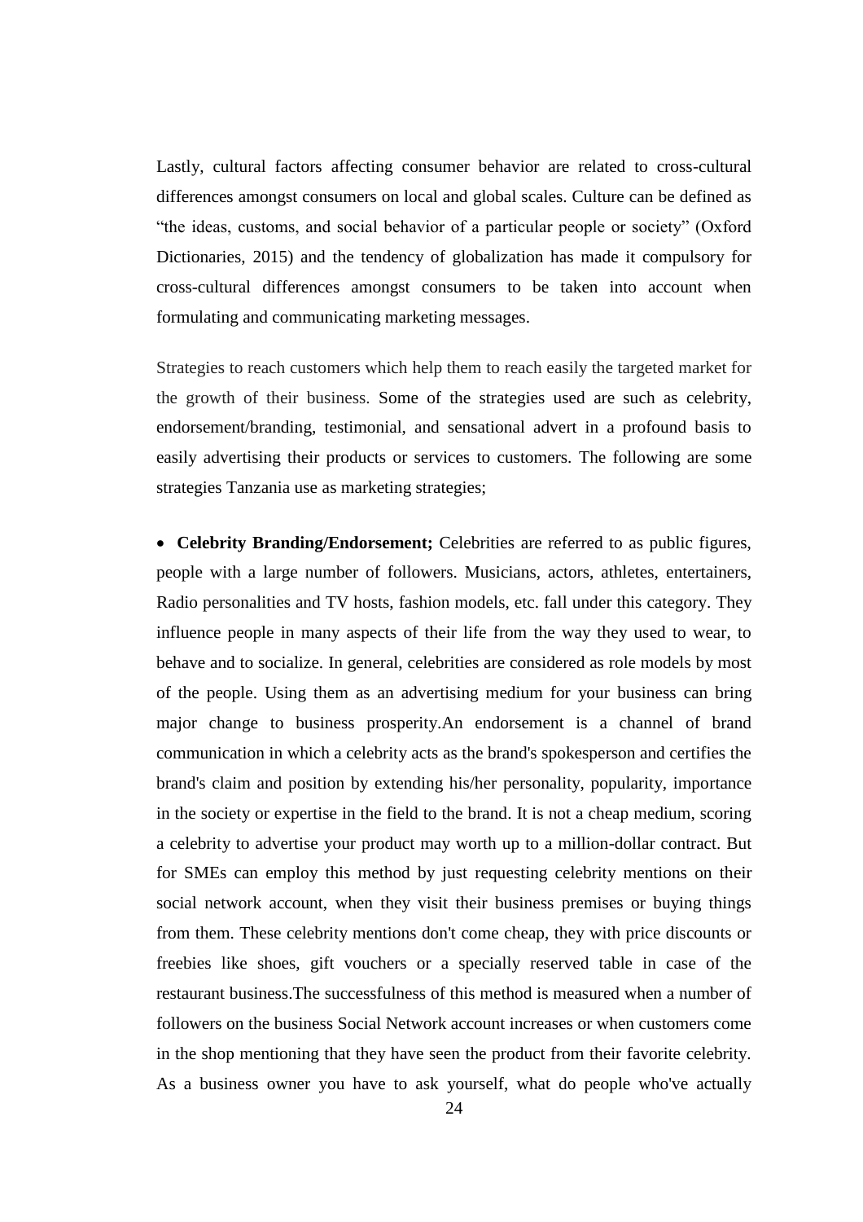Lastly, cultural factors affecting consumer behavior are related to cross-cultural differences amongst consumers on local and global scales. Culture can be defined as "the ideas, customs, and social behavior of a particular people or society" (Oxford Dictionaries, 2015) and the tendency of globalization has made it compulsory for cross-cultural differences amongst consumers to be taken into account when formulating and communicating marketing messages.

Strategies to reach customers which help them to reach easily the targeted market for the growth of their business. Some of the strategies used are such as celebrity, endorsement/branding, testimonial, and sensational advert in a profound basis to easily advertising their products or services to customers. The following are some strategies Tanzania use as marketing strategies;

- **Celebrity Branding/Endorsement;** Celebrities are referred to as public figures, people with a large number of followers. Musicians, actors, athletes, entertainers, Radio personalities and TV hosts, fashion models, etc. fall under this category. They influence people in many aspects of their life from the way they used to wear, to behave and to socialize. In general, celebrities are considered as role models by most of the people. Using them as an advertising medium for your business can bring major change to business prosperity.An endorsement is a channel of brand communication in which a celebrity acts as the brand's spokesperson and certifies the brand's claim and position by extending his/her personality, popularity, importance in the society or expertise in the field to the brand. It is not a cheap medium, scoring a celebrity to advertise your product may worth up to a million-dollar contract. But for SMEs can employ this method by just requesting celebrity mentions on their social network account, when they visit their business premises or buying things from them. These celebrity mentions don't come cheap, they with price discounts or freebies like shoes, gift vouchers or a specially reserved table in case of the restaurant business.The successfulness of this method is measured when a number of followers on the business Social Network account increases or when customers come in the shop mentioning that they have seen the product from their favorite celebrity. As a business owner you have to ask yourself, what do people who've actually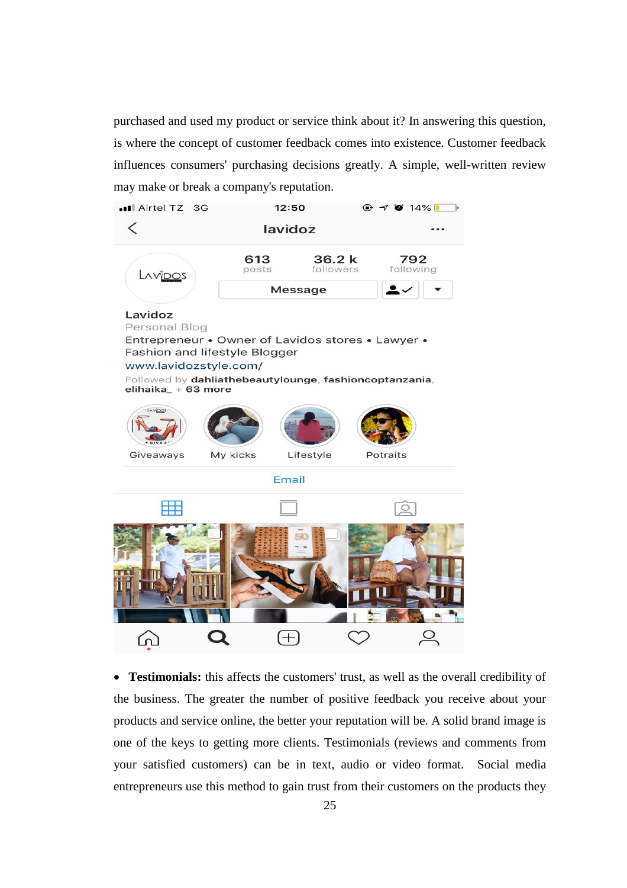purchased and used my product or service think about it? In answering this question, is where the concept of customer feedback comes into existence. Customer feedback influences consumers' purchasing decisions greatly. A simple, well-written review may make or break a company's reputation.

- **Testimonials:** this affects the customers' trust, as well as the overall credibility of the business. The greater the number of positive feedback you receive about your products and service online, the better your reputation will be. A solid brand image is one of the keys to getting more clients. Testimonials (reviews and comments from your satisfied customers) can be in text, audio or video format. Social media entrepreneurs use this method to gain trust from their customers on the products they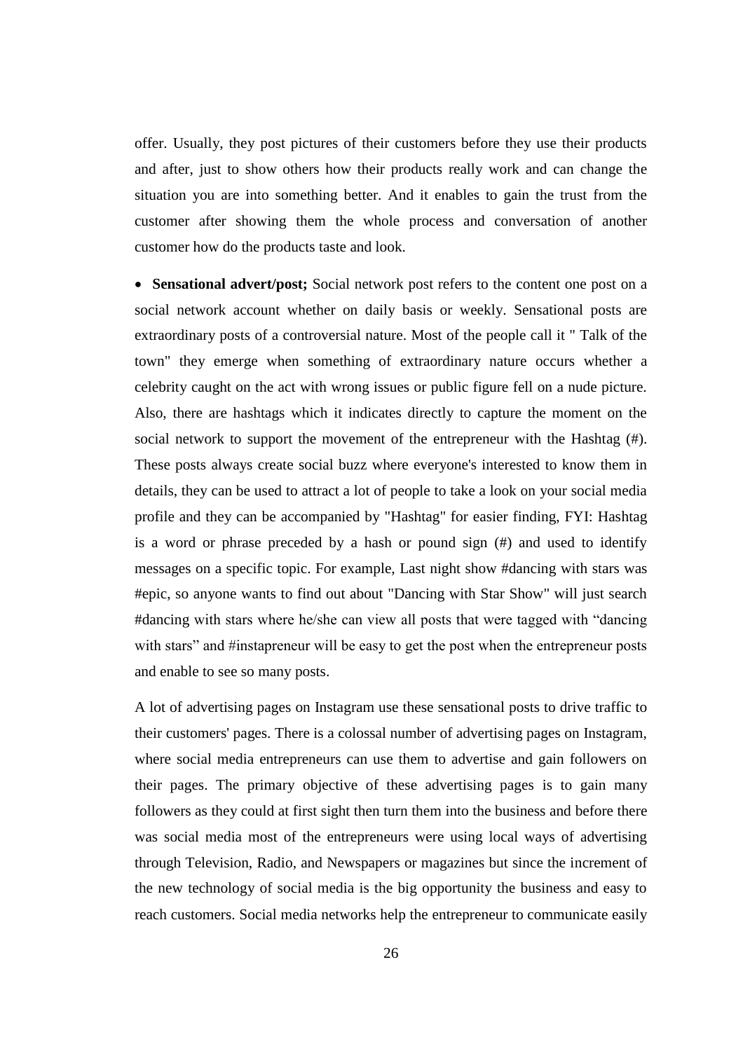offer. Usually, they post pictures of their customers before they use their products and after, just to show others how their products really work and can change the situation you are into something better. And it enables to gain the trust from the customer after showing them the whole process and conversation of another customer how do the products taste and look.

- **Sensational advert/post;** Social network post refers to the content one post on a social network account whether on daily basis or weekly. Sensational posts are extraordinary posts of a controversial nature. Most of the people call it " Talk of the town" they emerge when something of extraordinary nature occurs whether a celebrity caught on the act with wrong issues or public figure fell on a nude picture. Also, there are hashtags which it indicates directly to capture the moment on the social network to support the movement of the entrepreneur with the Hashtag (#). These posts always create social buzz where everyone's interested to know them in details, they can be used to attract a lot of people to take a look on your social media profile and they can be accompanied by "Hashtag" for easier finding, FYI: Hashtag is a word or phrase preceded by a hash or pound sign (#) and used to identify messages on a specific topic. For example, Last night show #dancing with stars was #epic, so anyone wants to find out about "Dancing with Star Show" will just search #dancing with stars where he/she can view all posts that were tagged with "dancing with stars" and #instapreneur will be easy to get the post when the entrepreneur posts and enable to see so many posts.

A lot of advertising pages on Instagram use these sensational posts to drive traffic to their customers' pages. There is a colossal number of advertising pages on Instagram, where social media entrepreneurs can use them to advertise and gain followers on their pages. The primary objective of these advertising pages is to gain many followers as they could at first sight then turn them into the business and before there was social media most of the entrepreneurs were using local ways of advertising through Television, Radio, and Newspapers or magazines but since the increment of the new technology of social media is the big opportunity the business and easy to reach customers. Social media networks help the entrepreneur to communicate easily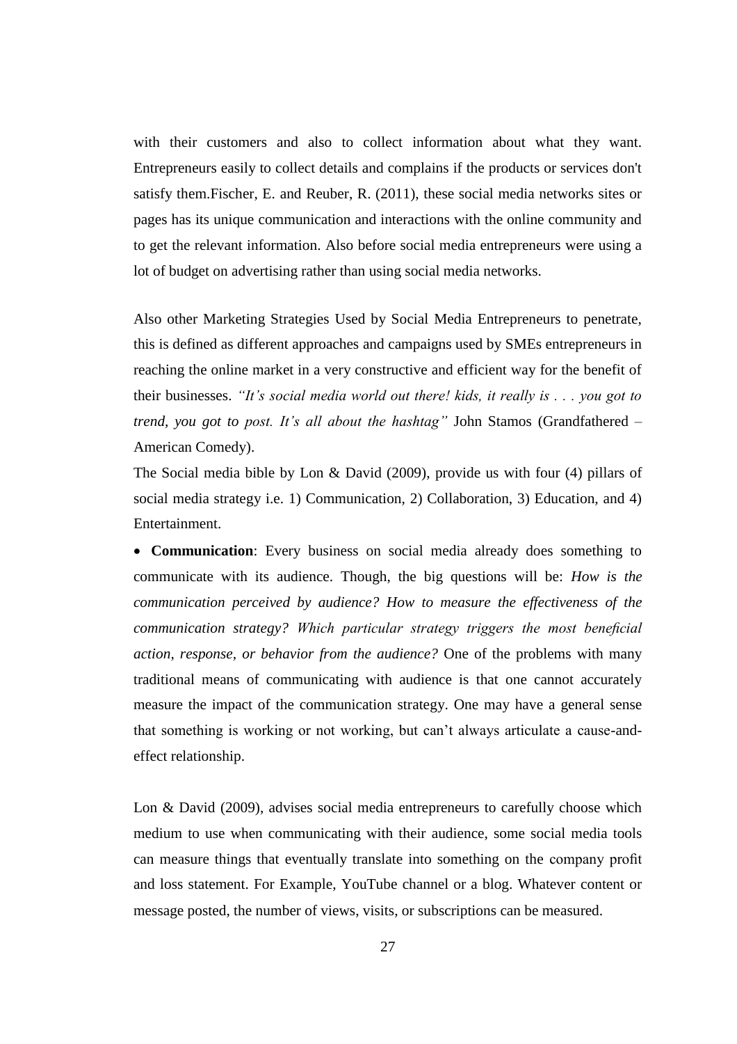with their customers and also to collect information about what they want. Entrepreneurs easily to collect details and complains if the products or services don't satisfy them.Fischer, E. and Reuber, R. (2011), these social media networks sites or pages has its unique communication and interactions with the online community and to get the relevant information. Also before social media entrepreneurs were using a lot of budget on advertising rather than using social media networks.

Also other Marketing Strategies Used by Social Media Entrepreneurs to penetrate, this is defined as different approaches and campaigns used by SMEs entrepreneurs in reaching the online market in a very constructive and efficient way for the benefit of their businesses. *"It's social media world out there! kids, it really is . . . you got to trend, you got to post. It's all about the hashtag"* John Stamos (Grandfathered – American Comedy).

The Social media bible by Lon & David (2009), provide us with four (4) pillars of social media strategy i.e. 1) Communication, 2) Collaboration, 3) Education, and 4) Entertainment.

- **Communication**: Every business on social media already does something to communicate with its audience. Though, the big questions will be: *How is the communication perceived by audience? How to measure the effectiveness of the communication strategy? Which particular strategy triggers the most beneficial action, response, or behavior from the audience?* One of the problems with many traditional means of communicating with audience is that one cannot accurately measure the impact of the communication strategy. One may have a general sense that something is working or not working, but can't always articulate a cause-and-effect relationship.

Lon & David (2009), advises social media entrepreneurs to carefully choose which medium to use when communicating with their audience, some social media tools can measure things that eventually translate into something on the company profit and loss statement. For Example, YouTube channel or a blog. Whatever content or message posted, the number of views, visits, or subscriptions can be measured.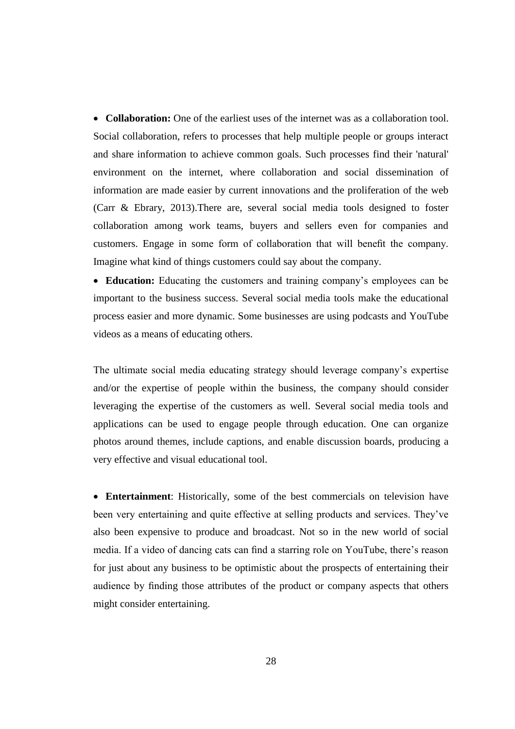- **Collaboration:** One of the earliest uses of the internet was as a collaboration tool. Social collaboration, refers to processes that help multiple people or groups interact and share information to achieve common goals. Such processes find their 'natural' environment on the internet, where collaboration and social dissemination of information are made easier by current innovations and the proliferation of the web (Carr & Ebrary, 2013).There are, several social media tools designed to foster collaboration among work teams, buyers and sellers even for companies and customers. Engage in some form of collaboration that will benefit the company. Imagine what kind of things customers could say about the company.

- **Education:** Educating the customers and training company's employees can be important to the business success. Several social media tools make the educational process easier and more dynamic. Some businesses are using podcasts and YouTube videos as a means of educating others.

The ultimate social media educating strategy should leverage company's expertise and/or the expertise of people within the business, the company should consider leveraging the expertise of the customers as well. Several social media tools and applications can be used to engage people through education. One can organize photos around themes, include captions, and enable discussion boards, producing a very effective and visual educational tool.

- **Entertainment**: Historically, some of the best commercials on television have been very entertaining and quite effective at selling products and services. They've also been expensive to produce and broadcast. Not so in the new world of social media. If a video of dancing cats can find a starring role on YouTube, there's reason for just about any business to be optimistic about the prospects of entertaining their audience by finding those attributes of the product or company aspects that others might consider entertaining.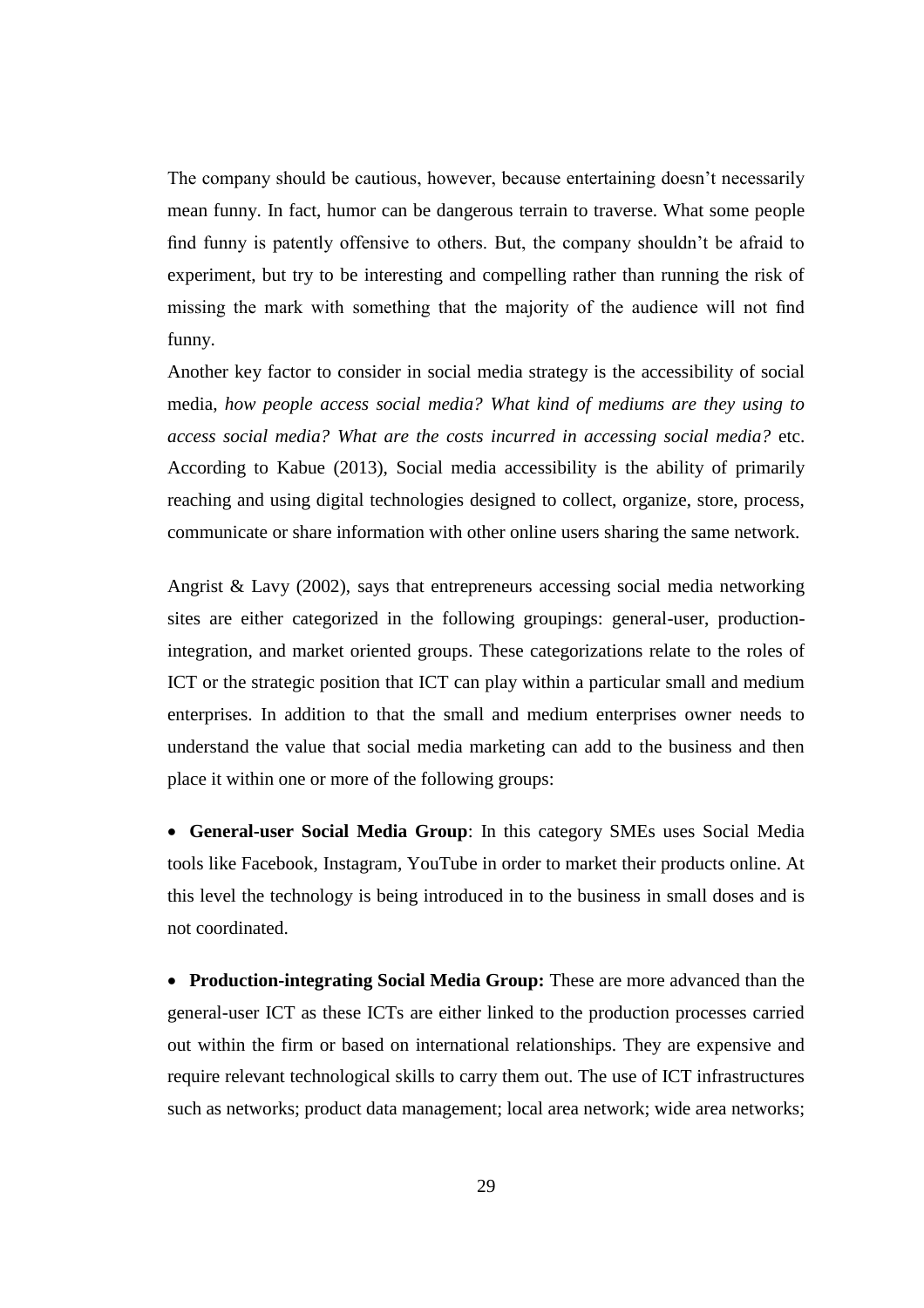The company should be cautious, however, because entertaining doesn't necessarily mean funny. In fact, humor can be dangerous terrain to traverse. What some people find funny is patently offensive to others. But, the company shouldn't be afraid to experiment, but try to be interesting and compelling rather than running the risk of missing the mark with something that the majority of the audience will not find funny.

Another key factor to consider in social media strategy is the accessibility of social media, *how people access social media? What kind of mediums are they using to access social media? What are the costs incurred in accessing social media?* etc. According to Kabue (2013), Social media accessibility is the ability of primarily reaching and using digital technologies designed to collect, organize, store, process, communicate or share information with other online users sharing the same network.

Angrist & Lavy (2002), says that entrepreneurs accessing social media networking sites are either categorized in the following groupings: general-user, production-integration, and market oriented groups. These categorizations relate to the roles of ICT or the strategic position that ICT can play within a particular small and medium enterprises. In addition to that the small and medium enterprises owner needs to understand the value that social media marketing can add to the business and then place it within one or more of the following groups:

- **General-user Social Media Group**: In this category SMEs uses Social Media tools like Facebook, Instagram, YouTube in order to market their products online. At this level the technology is being introduced in to the business in small doses and is not coordinated.

- **Production-integrating Social Media Group:** These are more advanced than the general-user ICT as these ICTs are either linked to the production processes carried out within the firm or based on international relationships. They are expensive and require relevant technological skills to carry them out. The use of ICT infrastructures such as networks; product data management; local area network; wide area networks;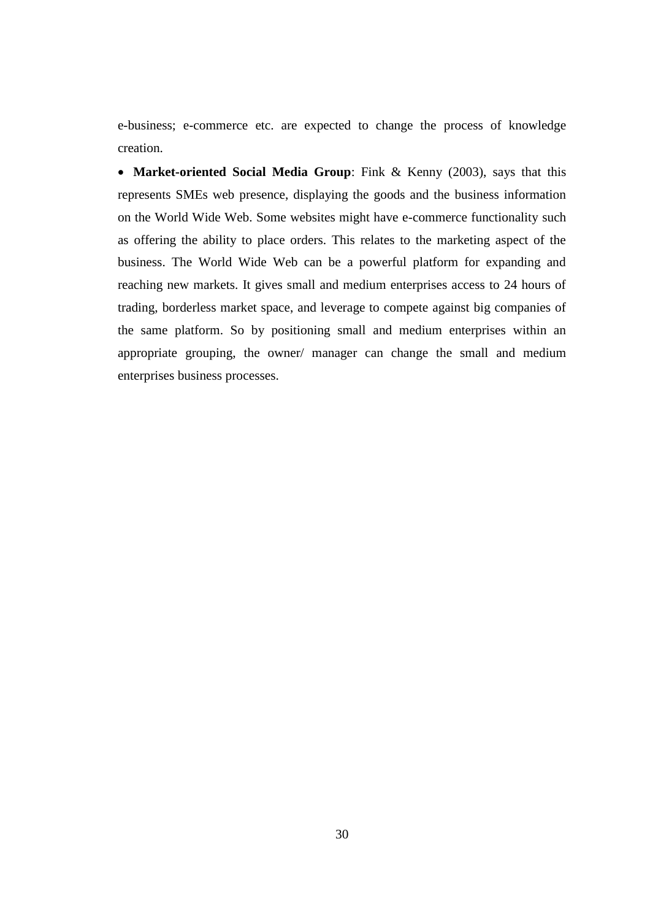e-business; e-commerce etc. are expected to change the process of knowledge creation.

- **Market-oriented Social Media Group**: Fink & Kenny (2003), says that this represents SMEs web presence, displaying the goods and the business information on the World Wide Web. Some websites might have e-commerce functionality such as offering the ability to place orders. This relates to the marketing aspect of the business. The World Wide Web can be a powerful platform for expanding and reaching new markets. It gives small and medium enterprises access to 24 hours of trading, borderless market space, and leverage to compete against big companies of the same platform. So by positioning small and medium enterprises within an appropriate grouping, the owner/ manager can change the small and medium enterprises business processes.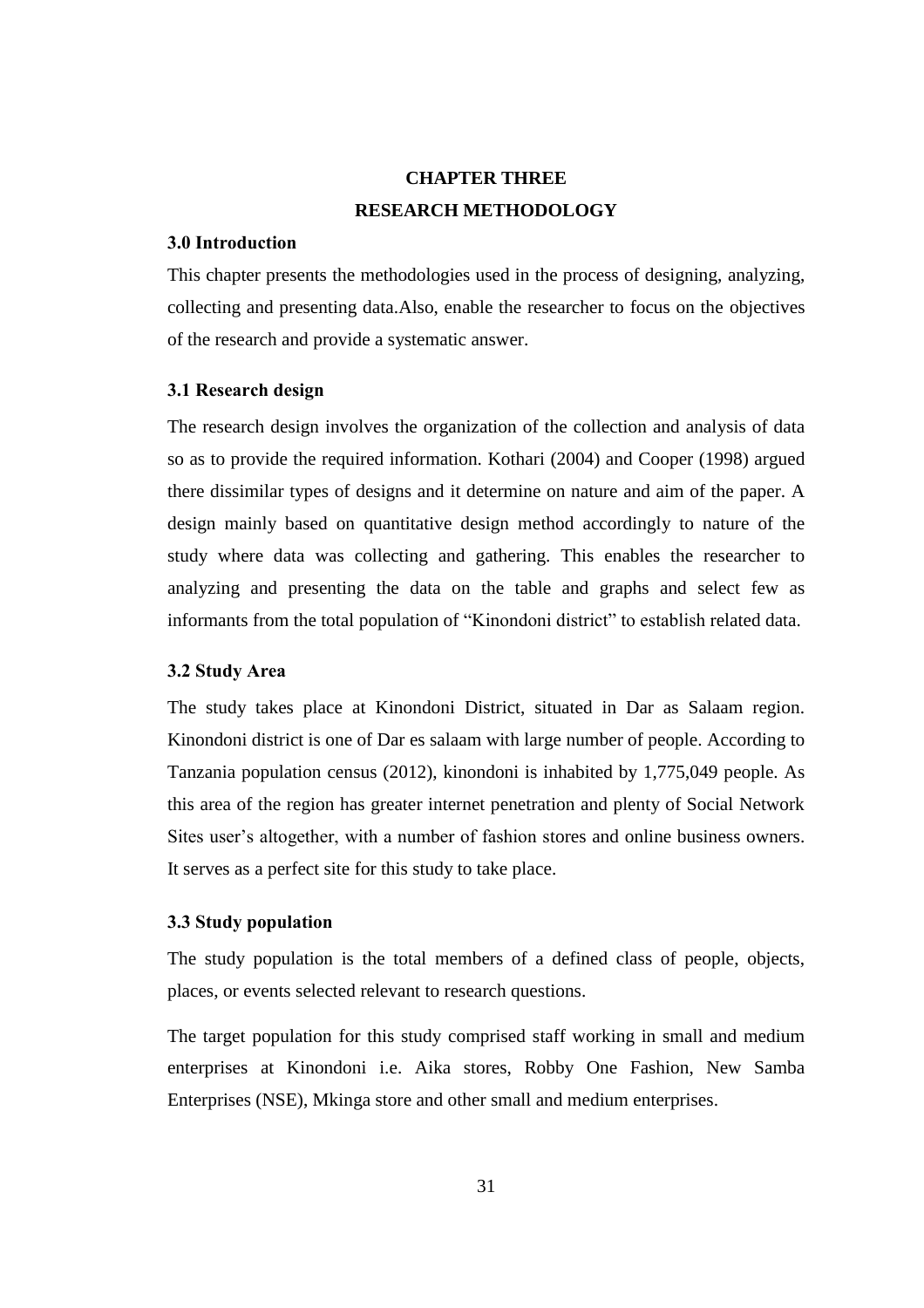# CHAPTER THREE

# RESEARCH METHODOLOGY

### 3.0 Introduction

This chapter presents the methodologies used in the process of designing, analyzing, collecting and presenting data.Also, enable the researcher to focus on the objectives of the research and provide a systematic answer.

### 3.1 Research design

The research design involves the organization of the collection and analysis of data so as to provide the required information. Kothari (2004) and Cooper (1998) argued there dissimilar types of designs and it determine on nature and aim of the paper. A design mainly based on quantitative design method accordingly to nature of the study where data was collecting and gathering. This enables the researcher to analyzing and presenting the data on the table and graphs and select few as informants from the total population of "Kinondoni district" to establish related data.

### 3.2 Study Area

The study takes place at Kinondoni District, situated in Dar as Salaam region. Kinondoni district is one of Dar es salaam with large number of people. According to Tanzania population census (2012), kinondoni is inhabited by 1,775,049 people. As this area of the region has greater internet penetration and plenty of Social Network Sites user's altogether, with a number of fashion stores and online business owners. It serves as a perfect site for this study to take place.

### 3.3 Study population

The study population is the total members of a defined class of people, objects, places, or events selected relevant to research questions.

The target population for this study comprised staff working in small and medium enterprises at Kinondoni i.e. Aika stores, Robby One Fashion, New Samba Enterprises (NSE), Mkinga store and other small and medium enterprises.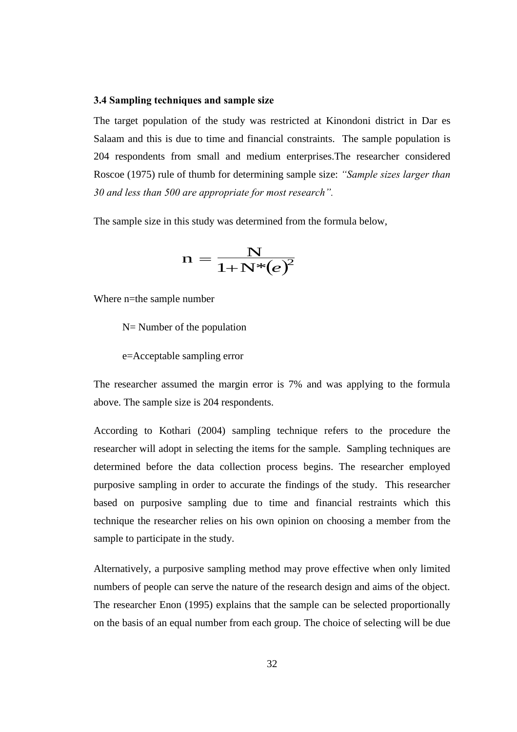### 3.4 Sampling techniques and sample size

The target population of the study was restricted at Kinondoni district in Dar es Salaam and this is due to time and financial constraints. The sample population is 204 respondents from small and medium enterprises.The researcher considered Roscoe (1975) rule of thumb for determining sample size: *"Sample sizes larger than 30 and less than 500 are appropriate for most research".*

The sample size in this study was determined from the formula below,

$$n = \frac{N}{1 + N*(e)^2}$$

Where n=the sample number

N= Number of the population

e=Acceptable sampling error

The researcher assumed the margin error is 7% and was applying to the formula above. The sample size is 204 respondents.

According to Kothari (2004) sampling technique refers to the procedure the researcher will adopt in selecting the items for the sample. Sampling techniques are determined before the data collection process begins. The researcher employed purposive sampling in order to accurate the findings of the study. This researcher based on purposive sampling due to time and financial restraints which this technique the researcher relies on his own opinion on choosing a member from the sample to participate in the study.

Alternatively, a purposive sampling method may prove effective when only limited numbers of people can serve the nature of the research design and aims of the object. The researcher Enon (1995) explains that the sample can be selected proportionally on the basis of an equal number from each group. The choice of selecting will be due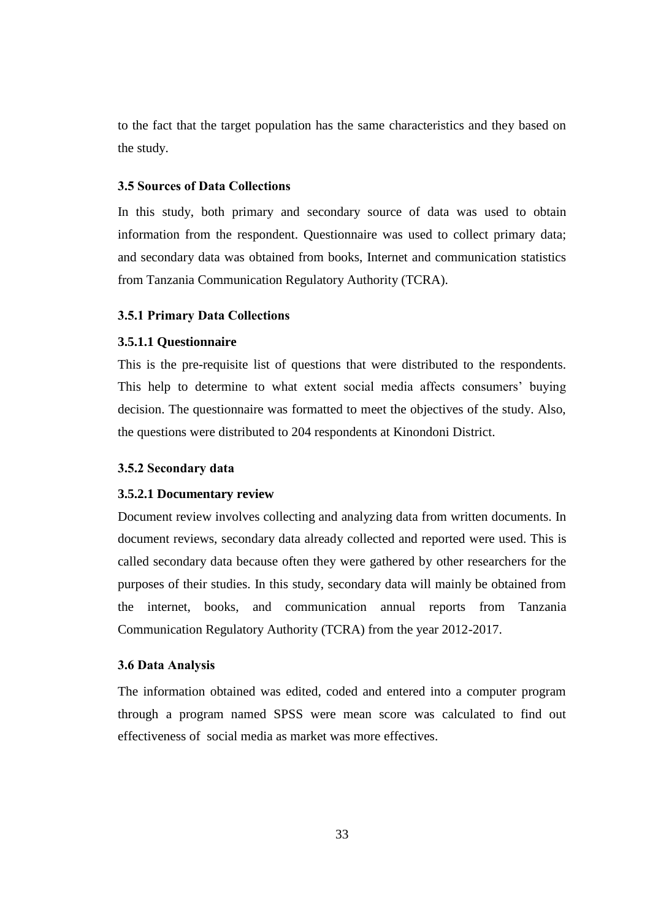to the fact that the target population has the same characteristics and they based on the study.

### 3.5 Sources of Data Collections

In this study, both primary and secondary source of data was used to obtain information from the respondent. Questionnaire was used to collect primary data; and secondary data was obtained from books, Internet and communication statistics from Tanzania Communication Regulatory Authority (TCRA).

#### 3.5.1 Primary Data Collections

##### 3.5.1.1 Questionnaire

This is the pre-requisite list of questions that were distributed to the respondents. This help to determine to what extent social media affects consumers' buying decision. The questionnaire was formatted to meet the objectives of the study. Also, the questions were distributed to 204 respondents at Kinondoni District.

#### 3.5.2 Secondary data

##### 3.5.2.1 Documentary review

Document review involves collecting and analyzing data from written documents. In document reviews, secondary data already collected and reported were used. This is called secondary data because often they were gathered by other researchers for the purposes of their studies. In this study, secondary data will mainly be obtained from the internet, books, and communication annual reports from Tanzania Communication Regulatory Authority (TCRA) from the year 2012-2017.

### 3.6 Data Analysis

The information obtained was edited, coded and entered into a computer program through a program named SPSS were mean score was calculated to find out effectiveness of social media as market was more effectives.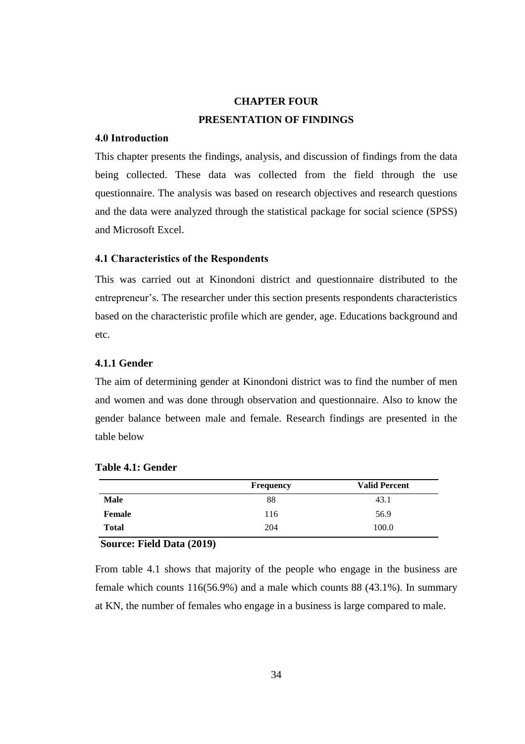# CHAPTER FOUR

# PRESENTATION OF FINDINGS

## 4.0 Introduction

This chapter presents the findings, analysis, and discussion of findings from the data being collected. These data was collected from the field through the use questionnaire. The analysis was based on research objectives and research questions and the data were analyzed through the statistical package for social science (SPSS) and Microsoft Excel.

## 4.1 Characteristics of the Respondents

This was carried out at Kinondoni district and questionnaire distributed to the entrepreneur's. The researcher under this section presents respondents characteristics based on the characteristic profile which are gender, age. Educations background and etc.

### 4.1.1 Gender

The aim of determining gender at Kinondoni district was to find the number of men and women and was done through observation and questionnaire. Also to know the gender balance between male and female. Research findings are presented in the table below

**Table 4.1: Gender**

| | Frequency | Valid Percent |
|---|---|---|
| **Male** | 88 | 43.1 |
| **Female** | 116 | 56.9 |
| **Total** | 204 | 100.0 |

**Source: Field Data (2019)**

From table 4.1 shows that majority of the people who engage in the business are female which counts 116(56.9%) and a male which counts 88 (43.1%). In summary at KN, the number of females who engage in a business is large compared to male.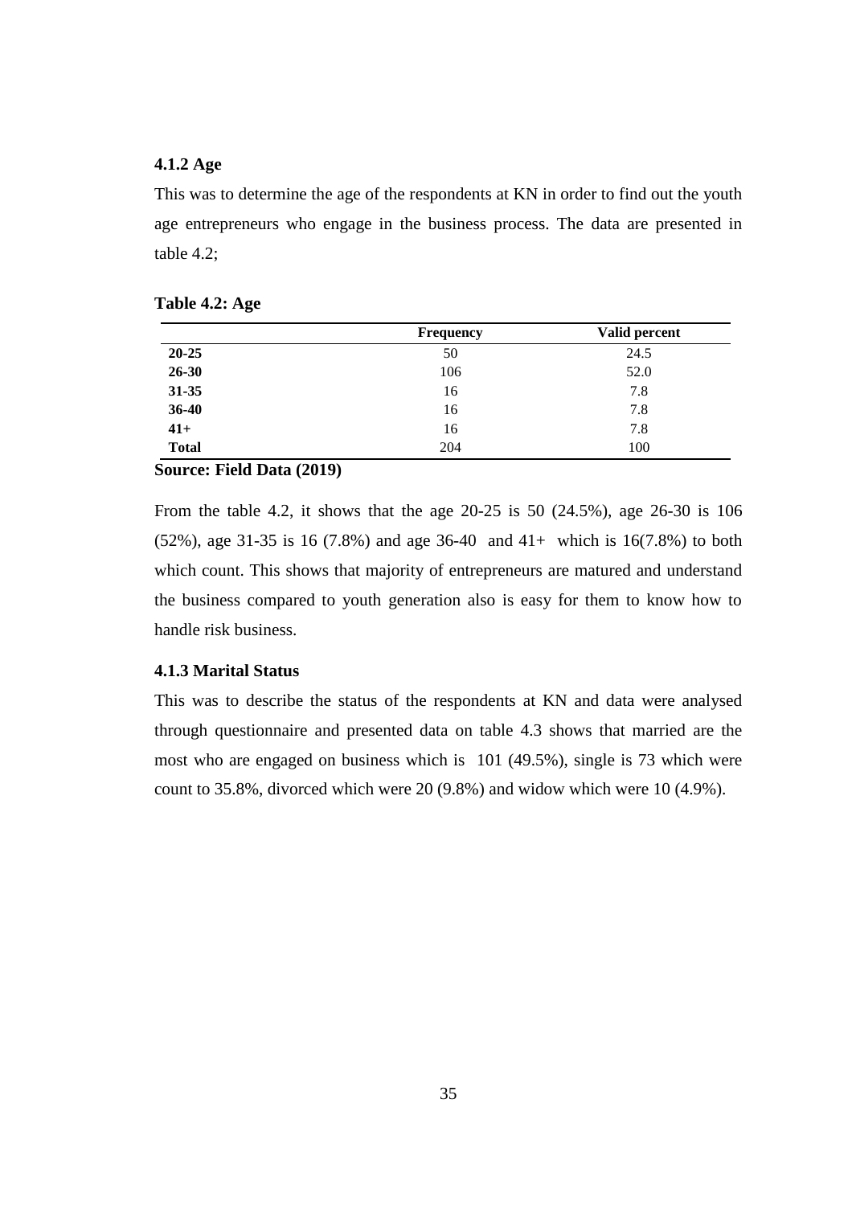### 4.1.2 Age

This was to determine the age of the respondents at KN in order to find out the youth age entrepreneurs who engage in the business process. The data are presented in table 4.2;

**Table 4.2: Age**

| | Frequency | Valid percent |
|---|---|---|
| **20-25** | 50 | 24.5 |
| **26-30** | 106 | 52.0 |
| **31-35** | 16 | 7.8 |
| **36-40** | 16 | 7.8 |
| **41+** | 16 | 7.8 |
| **Total** | 204 | 100 |

**Source: Field Data (2019)**

From the table 4.2, it shows that the age 20-25 is 50 (24.5%), age 26-30 is 106 (52%), age 31-35 is 16 (7.8%) and age 36-40 and 41+ which is 16(7.8%) to both which count. This shows that majority of entrepreneurs are matured and understand the business compared to youth generation also is easy for them to know how to handle risk business.

### 4.1.3 Marital Status

This was to describe the status of the respondents at KN and data were analysed through questionnaire and presented data on table 4.3 shows that married are the most who are engaged on business which is 101 (49.5%), single is 73 which were count to 35.8%, divorced which were 20 (9.8%) and widow which were 10 (4.9%).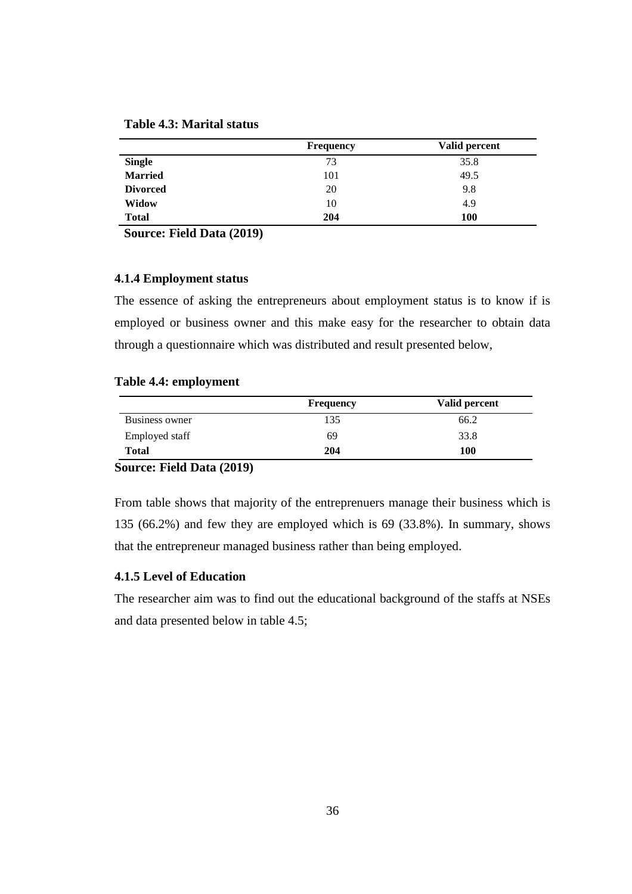**Table 4.3: Marital status**

| | Frequency | Valid percent |
|---|---|---|
| **Single** | 73 | 35.8 |
| **Married** | 101 | 49.5 |
| **Divorced** | 20 | 9.8 |
| **Widow** | 10 | 4.9 |
| **Total** | **204** | **100** |

**Source: Field Data (2019)**

### 4.1.4 Employment status

The essence of asking the entrepreneurs about employment status is to know if is employed or business owner and this make easy for the researcher to obtain data through a questionnaire which was distributed and result presented below,

**Table 4.4: employment**

| | Frequency | Valid percent |
|---|---|---|
| Business owner | 135 | 66.2 |
| Employed staff | 69 | 33.8 |
| **Total** | **204** | **100** |

**Source: Field Data (2019)**

From table shows that majority of the entreprenuers manage their business which is 135 (66.2%) and few they are employed which is 69 (33.8%). In summary, shows that the entrepreneur managed business rather than being employed.

### 4.1.5 Level of Education

The researcher aim was to find out the educational background of the staffs at NSEs and data presented below in table 4.5;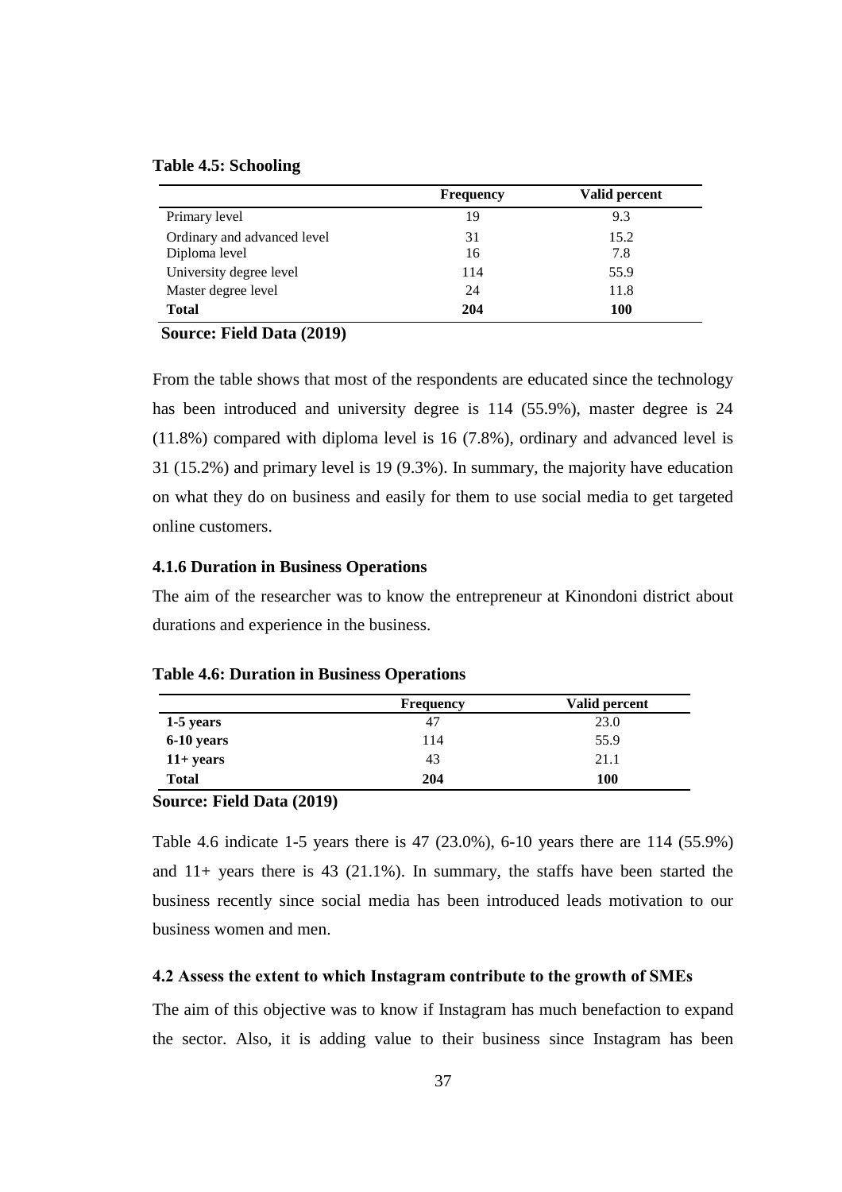**Table 4.5: Schooling**

| | Frequency | Valid percent |
|---|---|---|
| Primary level | 19 | 9.3 |
| Ordinary and advanced level | 31 | 15.2 |
| Diploma level | 16 | 7.8 |
| University degree level | 114 | 55.9 |
| Master degree level | 24 | 11.8 |
| **Total** | **204** | **100** |

**Source: Field Data (2019)**

From the table shows that most of the respondents are educated since the technology has been introduced and university degree is 114 (55.9%), master degree is 24 (11.8%) compared with diploma level is 16 (7.8%), ordinary and advanced level is 31 (15.2%) and primary level is 19 (9.3%). In summary, the majority have education on what they do on business and easily for them to use social media to get targeted online customers.

### 4.1.6 Duration in Business Operations

The aim of the researcher was to know the entrepreneur at Kinondoni district about durations and experience in the business.

**Table 4.6: Duration in Business Operations**

| | Frequency | Valid percent |
|---|---|---|
| **1-5 years** | 47 | 23.0 |
| **6-10 years** | 114 | 55.9 |
| **11+ years** | 43 | 21.1 |
| **Total** | **204** | **100** |

**Source: Field Data (2019)**

Table 4.6 indicate 1-5 years there is 47 (23.0%), 6-10 years there are 114 (55.9%) and 11+ years there is 43 (21.1%). In summary, the staffs have been started the business recently since social media has been introduced leads motivation to our business women and men.

## 4.2 Assess the extent to which Instagram contribute to the growth of SMEs

The aim of this objective was to know if Instagram has much benefaction to expand the sector. Also, it is adding value to their business since Instagram has been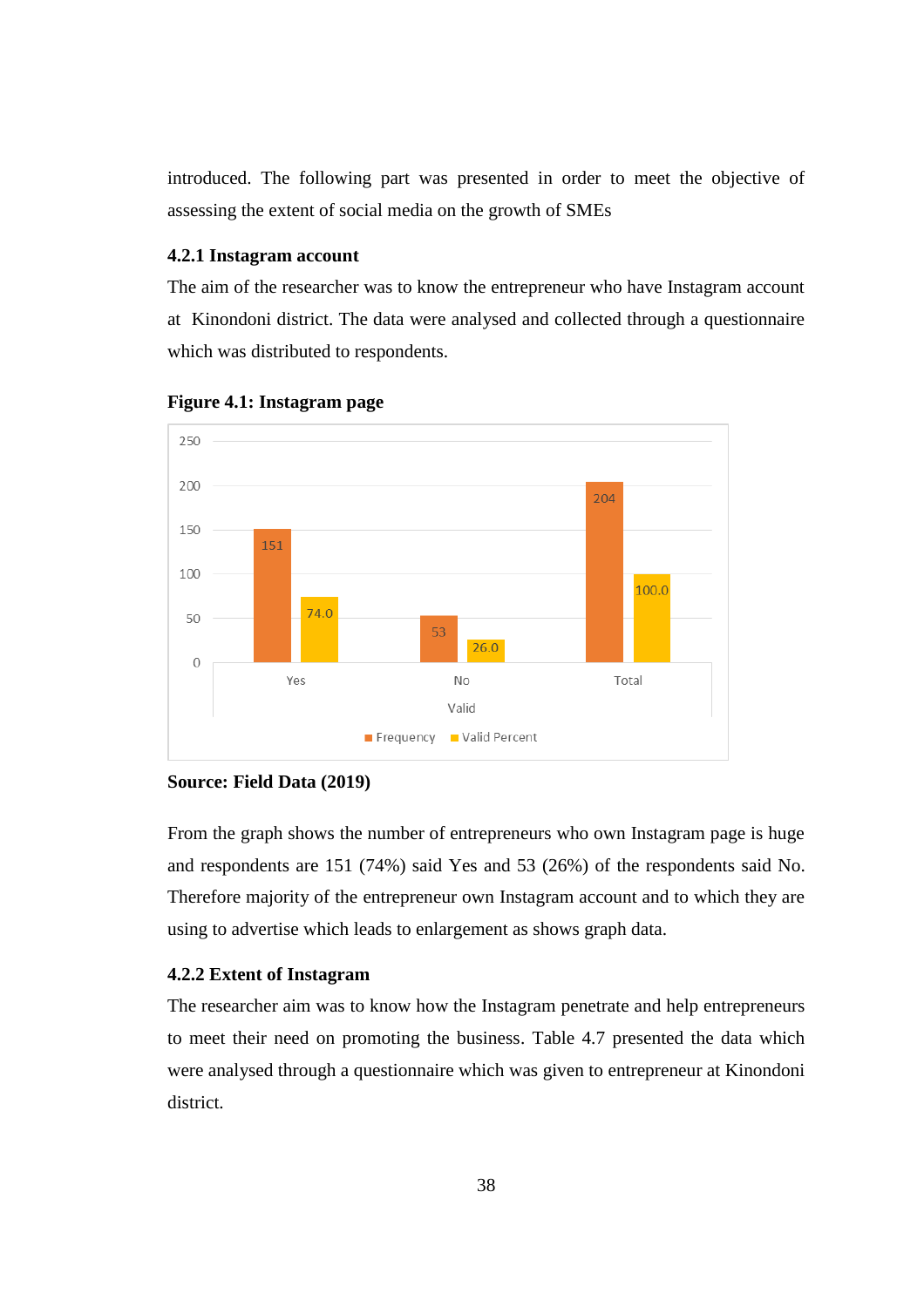introduced. The following part was presented in order to meet the objective of assessing the extent of social media on the growth of SMEs

### 4.2.1 Instagram account

The aim of the researcher was to know the entrepreneur who have Instagram account at Kinondoni district. The data were analysed and collected through a questionnaire which was distributed to respondents.

**Figure 4.1: Instagram page**

| Valid | Frequency | Valid Percent |
|---|---|---|
| Yes | 151 | 74.0 |
| No | 53 | 26.0 |
| Total | 204 | 100.0 |

**Source: Field Data (2019)**

From the graph shows the number of entrepreneurs who own Instagram page is huge and respondents are 151 (74%) said Yes and 53 (26%) of the respondents said No. Therefore majority of the entrepreneur own Instagram account and to which they are using to advertise which leads to enlargement as shows graph data.

### 4.2.2 Extent of Instagram

The researcher aim was to know how the Instagram penetrate and help entrepreneurs to meet their need on promoting the business. Table 4.7 presented the data which were analysed through a questionnaire which was given to entrepreneur at Kinondoni district.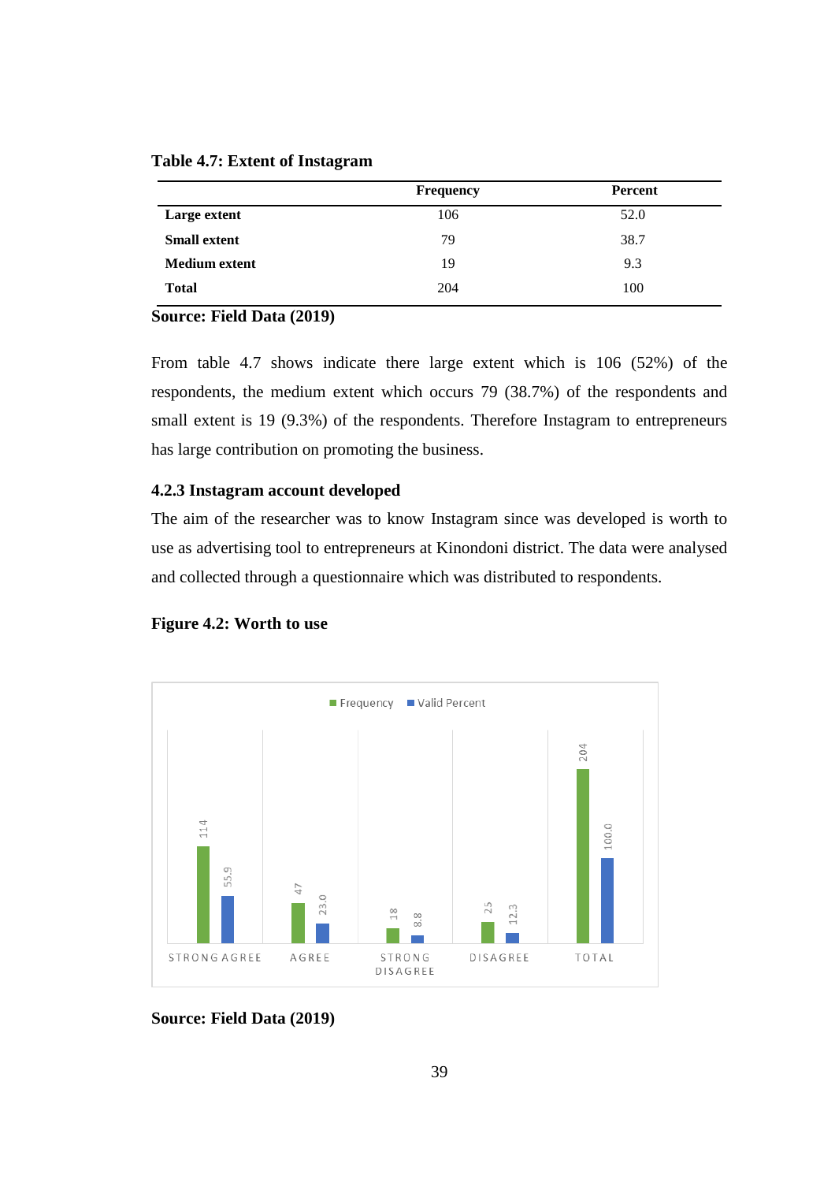**Table 4.7: Extent of Instagram**

| | Frequency | Percent |
|---|---|---|
| **Large extent** | 106 | 52.0 |
| **Small extent** | 79 | 38.7 |
| **Medium extent** | 19 | 9.3 |
| **Total** | 204 | 100 |

**Source: Field Data (2019)**

From table 4.7 shows indicate there large extent which is 106 (52%) of the respondents, the medium extent which occurs 79 (38.7%) of the respondents and small extent is 19 (9.3%) of the respondents. Therefore Instagram to entrepreneurs has large contribution on promoting the business.

### 4.2.3 Instagram account developed

The aim of the researcher was to know Instagram since was developed is worth to use as advertising tool to entrepreneurs at Kinondoni district. The data were analysed and collected through a questionnaire which was distributed to respondents.

**Figure 4.2: Worth to use**

| | Frequency | Valid Percent |
|---|---|---|
| STRONG AGREE | 114 | 55.9 |
| AGREE | 47 | 23.0 |
| STRONG DISAGREE | 18 | 8.8 |
| DISAGREE | 25 | 12.3 |
| TOTAL | 204 | 100.0 |

**Source: Field Data (2019)**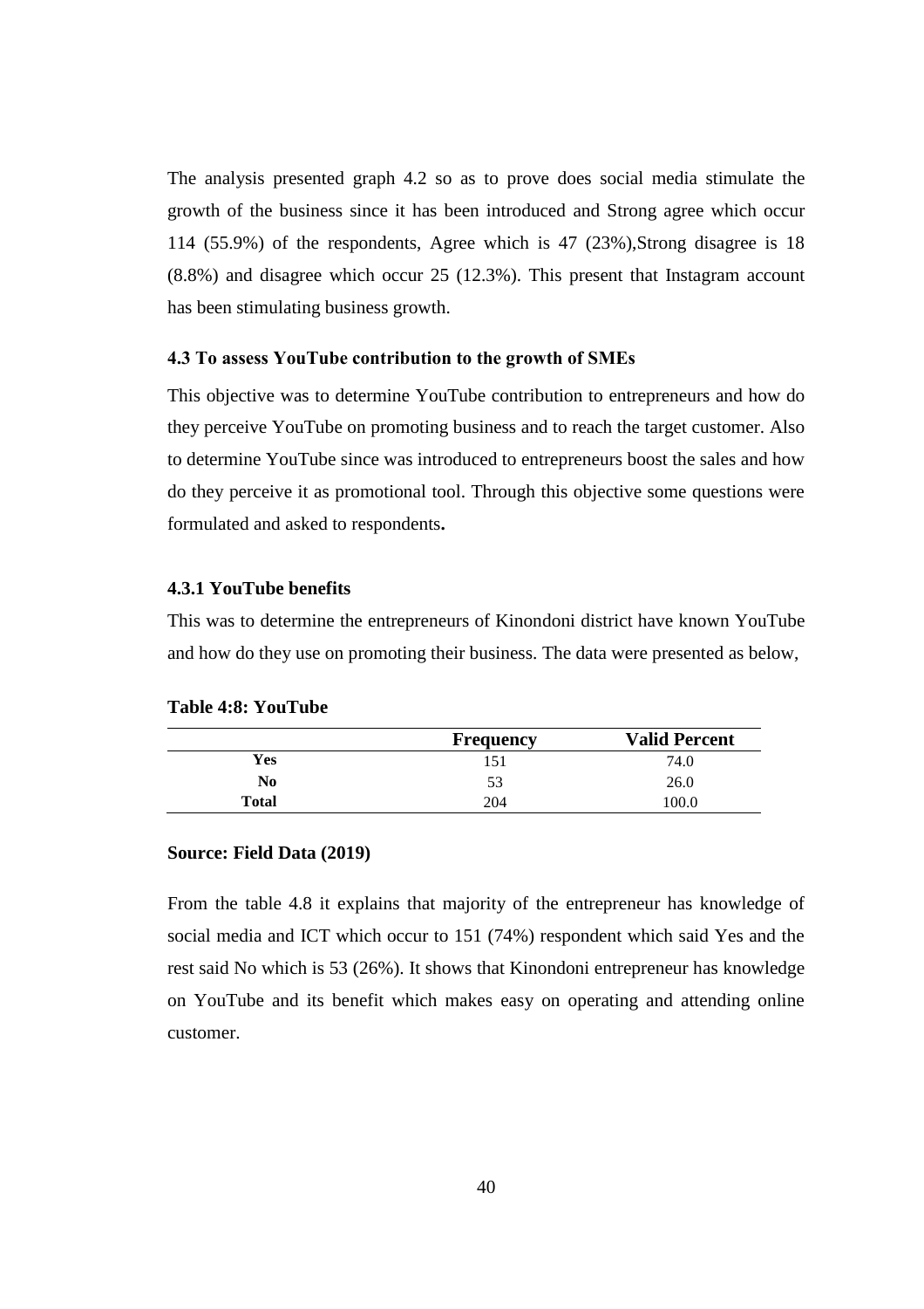The analysis presented graph 4.2 so as to prove does social media stimulate the growth of the business since it has been introduced and Strong agree which occur 114 (55.9%) of the respondents, Agree which is 47 (23%),Strong disagree is 18 (8.8%) and disagree which occur 25 (12.3%). This present that Instagram account has been stimulating business growth.

### 4.3 To assess YouTube contribution to the growth of SMEs

This objective was to determine YouTube contribution to entrepreneurs and how do they perceive YouTube on promoting business and to reach the target customer. Also to determine YouTube since was introduced to entrepreneurs boost the sales and how do they perceive it as promotional tool. Through this objective some questions were formulated and asked to respondents**.**

#### 4.3.1 YouTube benefits

This was to determine the entrepreneurs of Kinondoni district have known YouTube and how do they use on promoting their business. The data were presented as below,

**Table 4:8: YouTube**

| | Frequency | Valid Percent |
|---|---|---|
| **Yes** | 151 | 74.0 |
| **No** | 53 | 26.0 |
| **Total** | 204 | 100.0 |

**Source: Field Data (2019)**

From the table 4.8 it explains that majority of the entrepreneur has knowledge of social media and ICT which occur to 151 (74%) respondent which said Yes and the rest said No which is 53 (26%). It shows that Kinondoni entrepreneur has knowledge on YouTube and its benefit which makes easy on operating and attending online customer.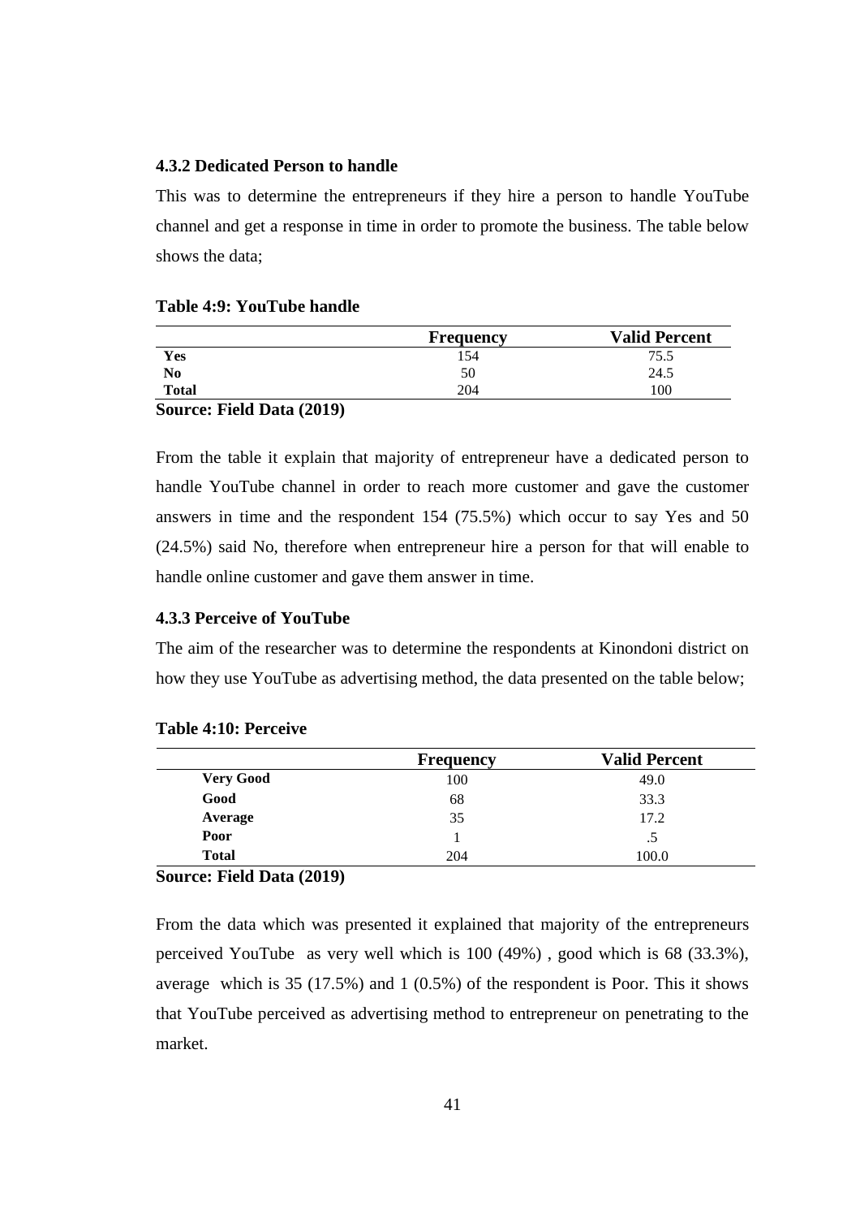### 4.3.2 Dedicated Person to handle

This was to determine the entrepreneurs if they hire a person to handle YouTube channel and get a response in time in order to promote the business. The table below shows the data;

**Table 4:9: YouTube handle**

| | Frequency | Valid Percent |
|---|---|---|
| **Yes** | 154 | 75.5 |
| **No** | 50 | 24.5 |
| **Total** | 204 | 100 |

**Source: Field Data (2019)**

From the table it explain that majority of entrepreneur have a dedicated person to handle YouTube channel in order to reach more customer and gave the customer answers in time and the respondent 154 (75.5%) which occur to say Yes and 50 (24.5%) said No, therefore when entrepreneur hire a person for that will enable to handle online customer and gave them answer in time.

### 4.3.3 Perceive of YouTube

The aim of the researcher was to determine the respondents at Kinondoni district on how they use YouTube as advertising method, the data presented on the table below;

**Table 4:10: Perceive**

| | Frequency | Valid Percent |
|---|---|---|
| **Very Good** | 100 | 49.0 |
| **Good** | 68 | 33.3 |
| **Average** | 35 | 17.2 |
| **Poor** | 1 | .5 |
| **Total** | 204 | 100.0 |

**Source: Field Data (2019)**

From the data which was presented it explained that majority of the entrepreneurs perceived YouTube as very well which is 100 (49%) , good which is 68 (33.3%), average which is 35 (17.5%) and 1 (0.5%) of the respondent is Poor. This it shows that YouTube perceived as advertising method to entrepreneur on penetrating to the market.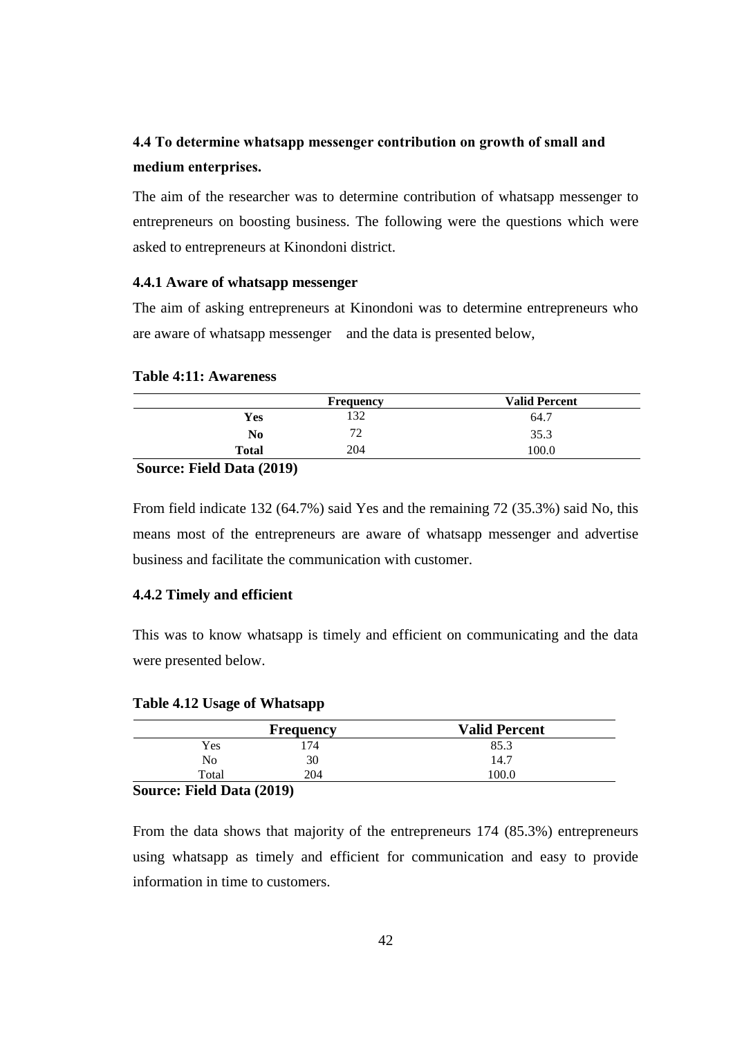## 4.4 To determine whatsapp messenger contribution on growth of small and medium enterprises.

The aim of the researcher was to determine contribution of whatsapp messenger to entrepreneurs on boosting business. The following were the questions which were asked to entrepreneurs at Kinondoni district.

### 4.4.1 Aware of whatsapp messenger

The aim of asking entrepreneurs at Kinondoni was to determine entrepreneurs who are aware of whatsapp messenger and the data is presented below,

**Table 4:11: Awareness**

| | Frequency | Valid Percent |
|---|---|---|
| **Yes** | 132 | 64.7 |
| **No** | 72 | 35.3 |
| **Total** | 204 | 100.0 |

**Source: Field Data (2019)**

From field indicate 132 (64.7%) said Yes and the remaining 72 (35.3%) said No, this means most of the entrepreneurs are aware of whatsapp messenger and advertise business and facilitate the communication with customer.

### 4.4.2 Timely and efficient

This was to know whatsapp is timely and efficient on communicating and the data were presented below.

**Table 4.12 Usage of Whatsapp**

| | Frequency | Valid Percent |
|---|---|---|
| Yes | 174 | 85.3 |
| No | 30 | 14.7 |
| Total | 204 | 100.0 |

**Source: Field Data (2019)**

From the data shows that majority of the entrepreneurs 174 (85.3%) entrepreneurs using whatsapp as timely and efficient for communication and easy to provide information in time to customers.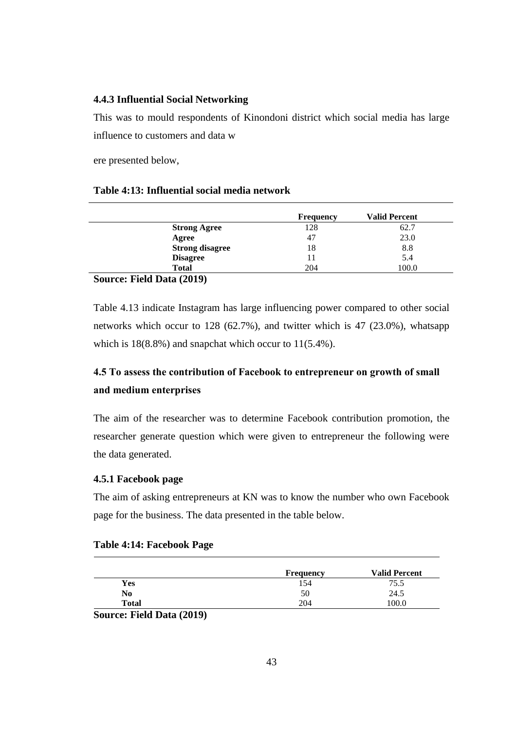### 4.4.3 Influential Social Networking

This was to mould respondents of Kinondoni district which social media has large influence to customers and data w

ere presented below,

**Table 4:13: Influential social media network**

| | Frequency | Valid Percent |
|---|---|---|
| **Strong Agree** | 128 | 62.7 |
| **Agree** | 47 | 23.0 |
| **Strong disagree** | 18 | 8.8 |
| **Disagree** | 11 | 5.4 |
| **Total** | 204 | 100.0 |

**Source: Field Data (2019)**

Table 4.13 indicate Instagram has large influencing power compared to other social networks which occur to 128 (62.7%), and twitter which is 47 (23.0%), whatsapp which is 18(8.8%) and snapchat which occur to 11(5.4%).

## 4.5 To assess the contribution of Facebook to entrepreneur on growth of small and medium enterprises

The aim of the researcher was to determine Facebook contribution promotion, the researcher generate question which were given to entrepreneur the following were the data generated.

### 4.5.1 Facebook page

The aim of asking entrepreneurs at KN was to know the number who own Facebook page for the business. The data presented in the table below.

**Table 4:14: Facebook Page**

| | Frequency | Valid Percent |
|---|---|---|
| **Yes** | 154 | 75.5 |
| **No** | 50 | 24.5 |
| **Total** | 204 | 100.0 |

**Source: Field Data (2019)**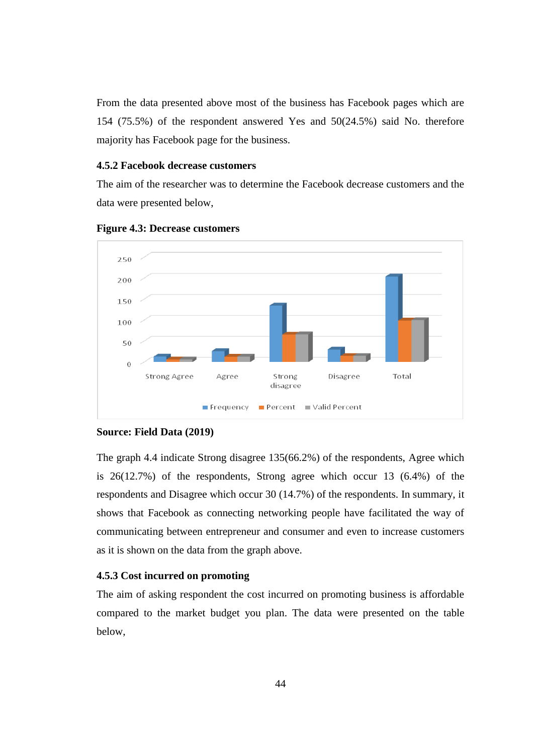From the data presented above most of the business has Facebook pages which are 154 (75.5%) of the respondent answered Yes and 50(24.5%) said No. therefore majority has Facebook page for the business.

### 4.5.2 Facebook decrease customers

The aim of the researcher was to determine the Facebook decrease customers and the data were presented below,

**Figure 4.3: Decrease customers**

**Source: Field Data (2019)**

The graph 4.4 indicate Strong disagree 135(66.2%) of the respondents, Agree which is 26(12.7%) of the respondents, Strong agree which occur 13 (6.4%) of the respondents and Disagree which occur 30 (14.7%) of the respondents. In summary, it shows that Facebook as connecting networking people have facilitated the way of communicating between entrepreneur and consumer and even to increase customers as it is shown on the data from the graph above.

### 4.5.3 Cost incurred on promoting

The aim of asking respondent the cost incurred on promoting business is affordable compared to the market budget you plan. The data were presented on the table below,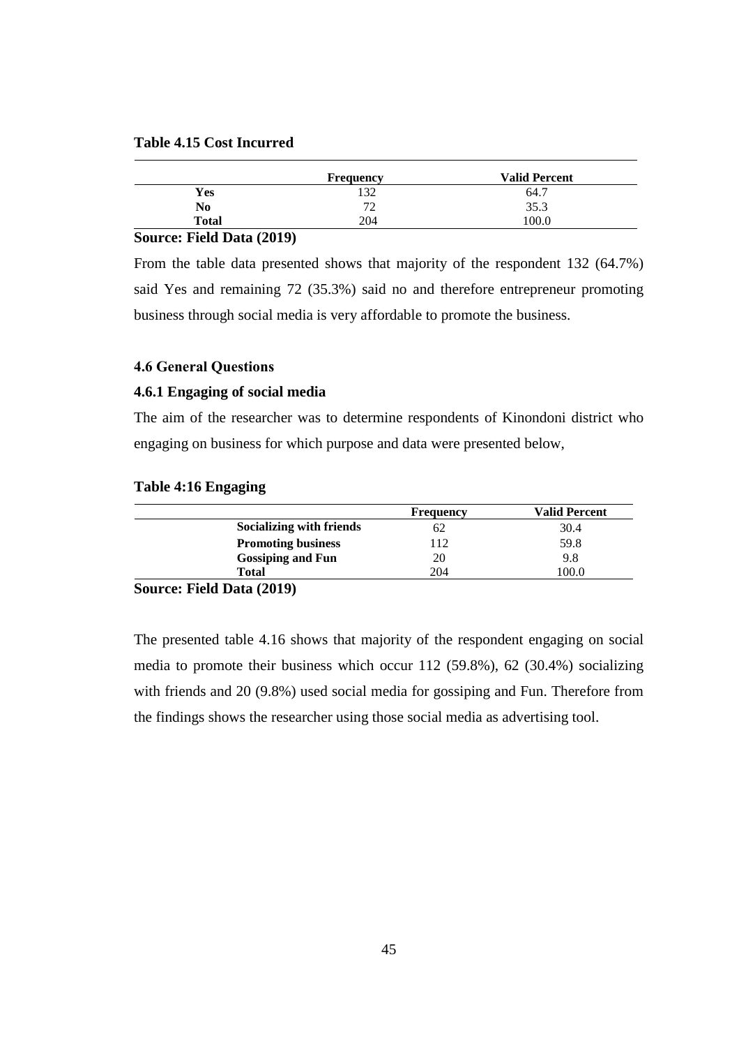**Table 4.15 Cost Incurred**

| | Frequency | Valid Percent |
|---|---|---|
| **Yes** | 132 | 64.7 |
| **No** | 72 | 35.3 |
| **Total** | 204 | 100.0 |

**Source: Field Data (2019)**

From the table data presented shows that majority of the respondent 132 (64.7%) said Yes and remaining 72 (35.3%) said no and therefore entrepreneur promoting business through social media is very affordable to promote the business.

### 4.6 General Questions

#### 4.6.1 Engaging of social media

The aim of the researcher was to determine respondents of Kinondoni district who engaging on business for which purpose and data were presented below,

**Table 4:16 Engaging**

| | Frequency | Valid Percent |
|---|---|---|
| **Socializing with friends** | 62 | 30.4 |
| **Promoting business** | 112 | 59.8 |
| **Gossiping and Fun** | 20 | 9.8 |
| **Total** | 204 | 100.0 |

**Source: Field Data (2019)**

The presented table 4.16 shows that majority of the respondent engaging on social media to promote their business which occur 112 (59.8%), 62 (30.4%) socializing with friends and 20 (9.8%) used social media for gossiping and Fun. Therefore from the findings shows the researcher using those social media as advertising tool.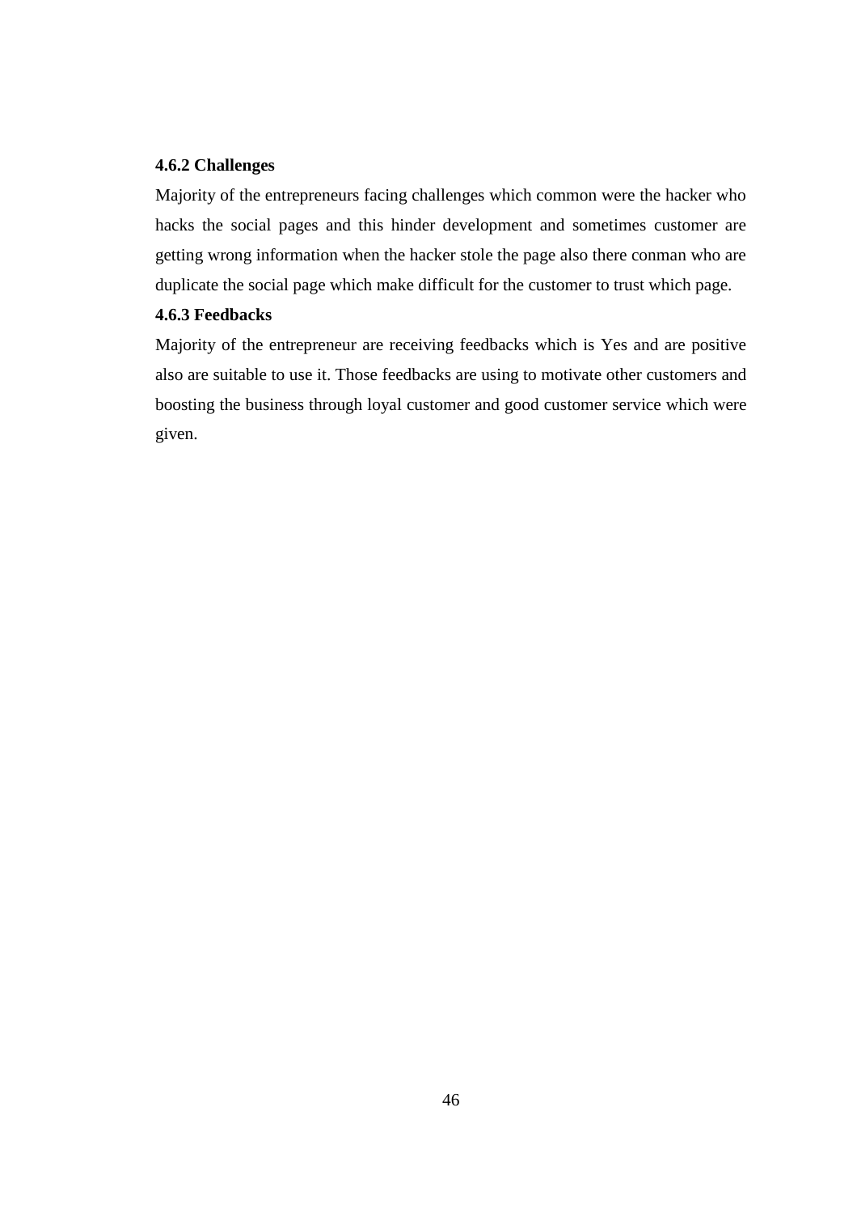### 4.6.2 Challenges

Majority of the entrepreneurs facing challenges which common were the hacker who hacks the social pages and this hinder development and sometimes customer are getting wrong information when the hacker stole the page also there conman who are duplicate the social page which make difficult for the customer to trust which page.

### 4.6.3 Feedbacks

Majority of the entrepreneur are receiving feedbacks which is Yes and are positive also are suitable to use it. Those feedbacks are using to motivate other customers and boosting the business through loyal customer and good customer service which were given.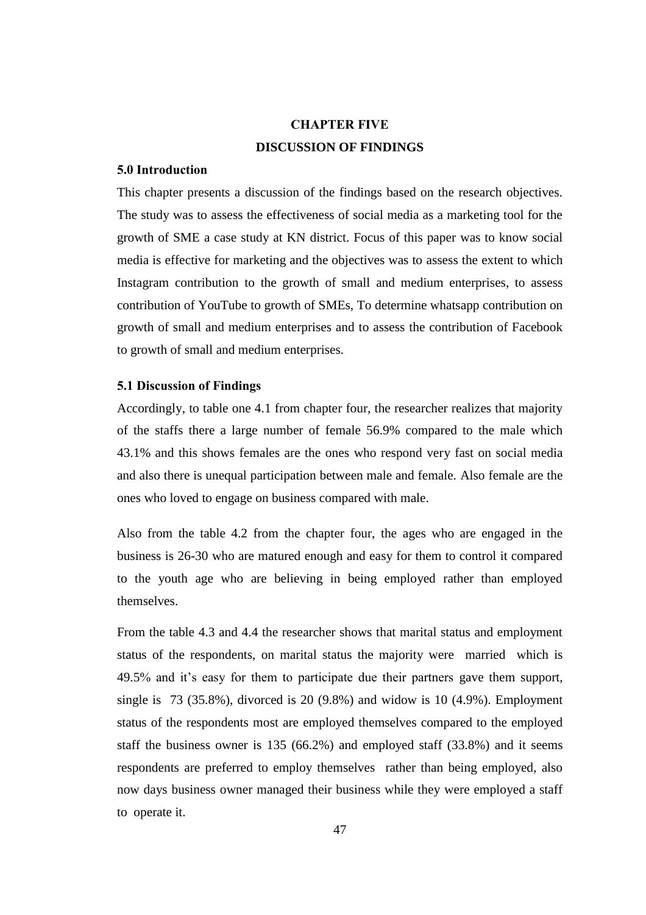# CHAPTER FIVE

# DISCUSSION OF FINDINGS

## 5.0 Introduction

This chapter presents a discussion of the findings based on the research objectives. The study was to assess the effectiveness of social media as a marketing tool for the growth of SME a case study at KN district. Focus of this paper was to know social media is effective for marketing and the objectives was to assess the extent to which Instagram contribution to the growth of small and medium enterprises, to assess contribution of YouTube to growth of SMEs, To determine whatsapp contribution on growth of small and medium enterprises and to assess the contribution of Facebook to growth of small and medium enterprises.

## 5.1 Discussion of Findings

Accordingly, to table one 4.1 from chapter four, the researcher realizes that majority of the staffs there a large number of female 56.9% compared to the male which 43.1% and this shows females are the ones who respond very fast on social media and also there is unequal participation between male and female. Also female are the ones who loved to engage on business compared with male.

Also from the table 4.2 from the chapter four, the ages who are engaged in the business is 26-30 who are matured enough and easy for them to control it compared to the youth age who are believing in being employed rather than employed themselves.

From the table 4.3 and 4.4 the researcher shows that marital status and employment status of the respondents, on marital status the majority were married which is 49.5% and it's easy for them to participate due their partners gave them support, single is 73 (35.8%), divorced is 20 (9.8%) and widow is 10 (4.9%). Employment status of the respondents most are employed themselves compared to the employed staff the business owner is 135 (66.2%) and employed staff (33.8%) and it seems respondents are preferred to employ themselves rather than being employed, also now days business owner managed their business while they were employed a staff to operate it.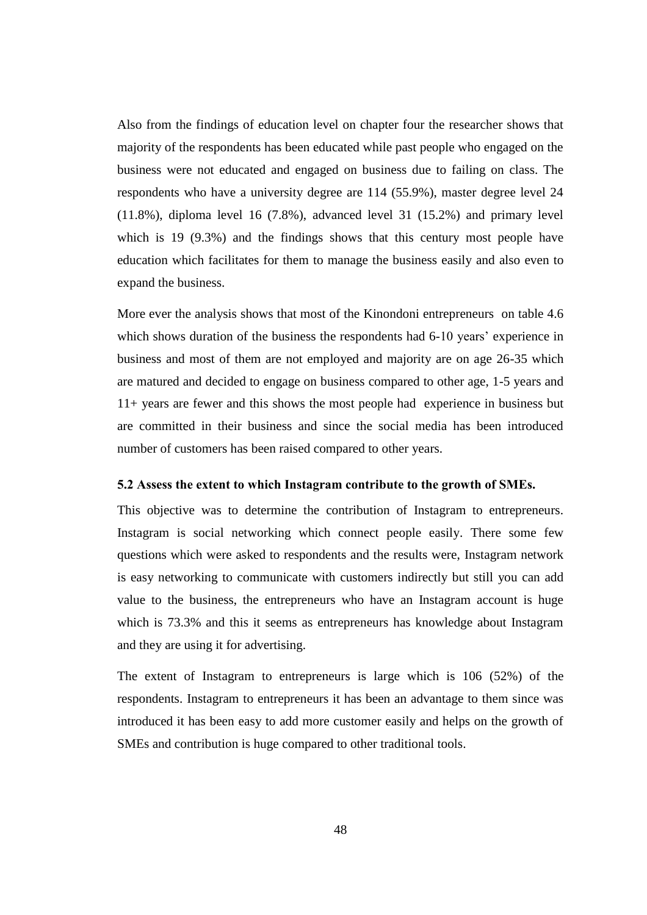Also from the findings of education level on chapter four the researcher shows that majority of the respondents has been educated while past people who engaged on the business were not educated and engaged on business due to failing on class. The respondents who have a university degree are 114 (55.9%), master degree level 24 (11.8%), diploma level 16 (7.8%), advanced level 31 (15.2%) and primary level which is 19 (9.3%) and the findings shows that this century most people have education which facilitates for them to manage the business easily and also even to expand the business.

More ever the analysis shows that most of the Kinondoni entrepreneurs on table 4.6 which shows duration of the business the respondents had 6-10 years' experience in business and most of them are not employed and majority are on age 26-35 which are matured and decided to engage on business compared to other age, 1-5 years and 11+ years are fewer and this shows the most people had experience in business but are committed in their business and since the social media has been introduced number of customers has been raised compared to other years.

### 5.2 Assess the extent to which Instagram contribute to the growth of SMEs.

This objective was to determine the contribution of Instagram to entrepreneurs. Instagram is social networking which connect people easily. There some few questions which were asked to respondents and the results were, Instagram network is easy networking to communicate with customers indirectly but still you can add value to the business, the entrepreneurs who have an Instagram account is huge which is 73.3% and this it seems as entrepreneurs has knowledge about Instagram and they are using it for advertising.

The extent of Instagram to entrepreneurs is large which is 106 (52%) of the respondents. Instagram to entrepreneurs it has been an advantage to them since was introduced it has been easy to add more customer easily and helps on the growth of SMEs and contribution is huge compared to other traditional tools.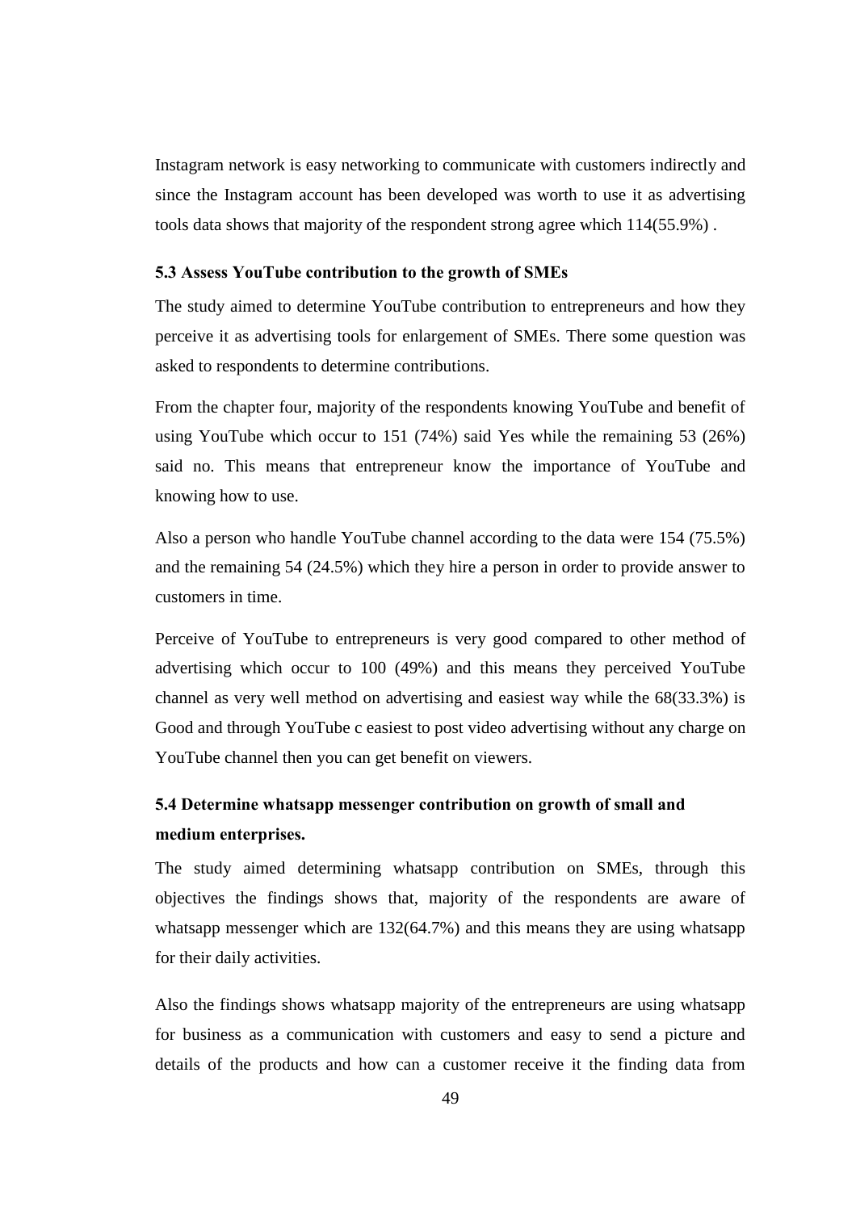Instagram network is easy networking to communicate with customers indirectly and since the Instagram account has been developed was worth to use it as advertising tools data shows that majority of the respondent strong agree which 114(55.9%) .

### 5.3 Assess YouTube contribution to the growth of SMEs

The study aimed to determine YouTube contribution to entrepreneurs and how they perceive it as advertising tools for enlargement of SMEs. There some question was asked to respondents to determine contributions.

From the chapter four, majority of the respondents knowing YouTube and benefit of using YouTube which occur to 151 (74%) said Yes while the remaining 53 (26%) said no. This means that entrepreneur know the importance of YouTube and knowing how to use.

Also a person who handle YouTube channel according to the data were 154 (75.5%) and the remaining 54 (24.5%) which they hire a person in order to provide answer to customers in time.

Perceive of YouTube to entrepreneurs is very good compared to other method of advertising which occur to 100 (49%) and this means they perceived YouTube channel as very well method on advertising and easiest way while the 68(33.3%) is Good and through YouTube c easiest to post video advertising without any charge on YouTube channel then you can get benefit on viewers.

### 5.4 Determine whatsapp messenger contribution on growth of small and medium enterprises.

The study aimed determining whatsapp contribution on SMEs, through this objectives the findings shows that, majority of the respondents are aware of whatsapp messenger which are 132(64.7%) and this means they are using whatsapp for their daily activities.

Also the findings shows whatsapp majority of the entrepreneurs are using whatsapp for business as a communication with customers and easy to send a picture and details of the products and how can a customer receive it the finding data from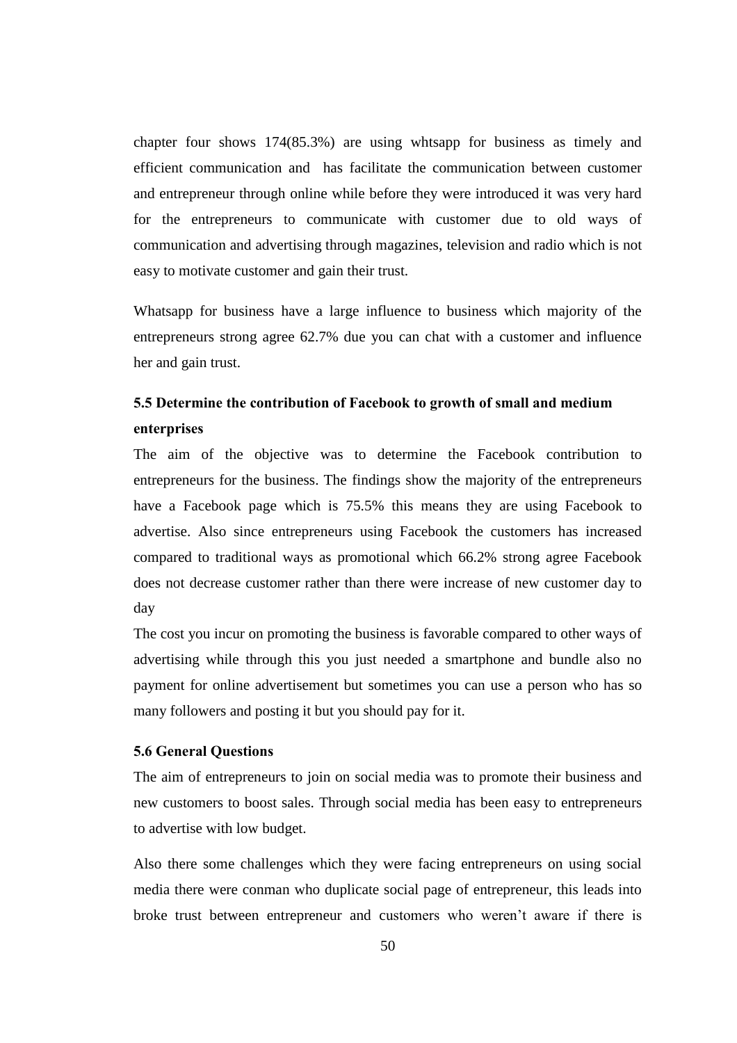chapter four shows 174(85.3%) are using whtsapp for business as timely and efficient communication and has facilitate the communication between customer and entrepreneur through online while before they were introduced it was very hard for the entrepreneurs to communicate with customer due to old ways of communication and advertising through magazines, television and radio which is not easy to motivate customer and gain their trust.

Whatsapp for business have a large influence to business which majority of the entrepreneurs strong agree 62.7% due you can chat with a customer and influence her and gain trust.

## 5.5 Determine the contribution of Facebook to growth of small and medium enterprises

The aim of the objective was to determine the Facebook contribution to entrepreneurs for the business. The findings show the majority of the entrepreneurs have a Facebook page which is 75.5% this means they are using Facebook to advertise. Also since entrepreneurs using Facebook the customers has increased compared to traditional ways as promotional which 66.2% strong agree Facebook does not decrease customer rather than there were increase of new customer day to day

The cost you incur on promoting the business is favorable compared to other ways of advertising while through this you just needed a smartphone and bundle also no payment for online advertisement but sometimes you can use a person who has so many followers and posting it but you should pay for it.

## 5.6 General Questions

The aim of entrepreneurs to join on social media was to promote their business and new customers to boost sales. Through social media has been easy to entrepreneurs to advertise with low budget.

Also there some challenges which they were facing entrepreneurs on using social media there were conman who duplicate social page of entrepreneur, this leads into broke trust between entrepreneur and customers who weren't aware if there is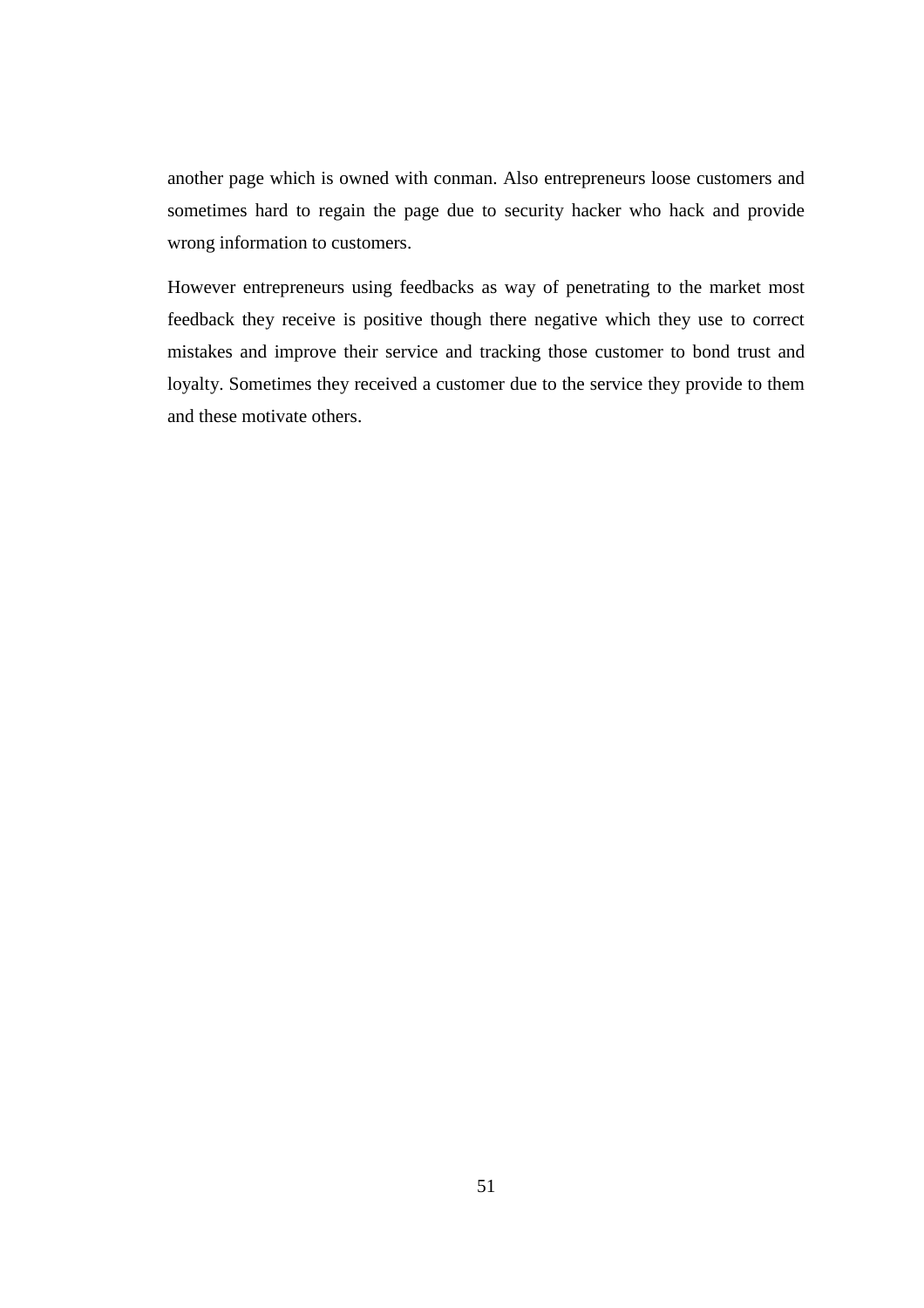another page which is owned with conman. Also entrepreneurs loose customers and sometimes hard to regain the page due to security hacker who hack and provide wrong information to customers.

However entrepreneurs using feedbacks as way of penetrating to the market most feedback they receive is positive though there negative which they use to correct mistakes and improve their service and tracking those customer to bond trust and loyalty. Sometimes they received a customer due to the service they provide to them and these motivate others.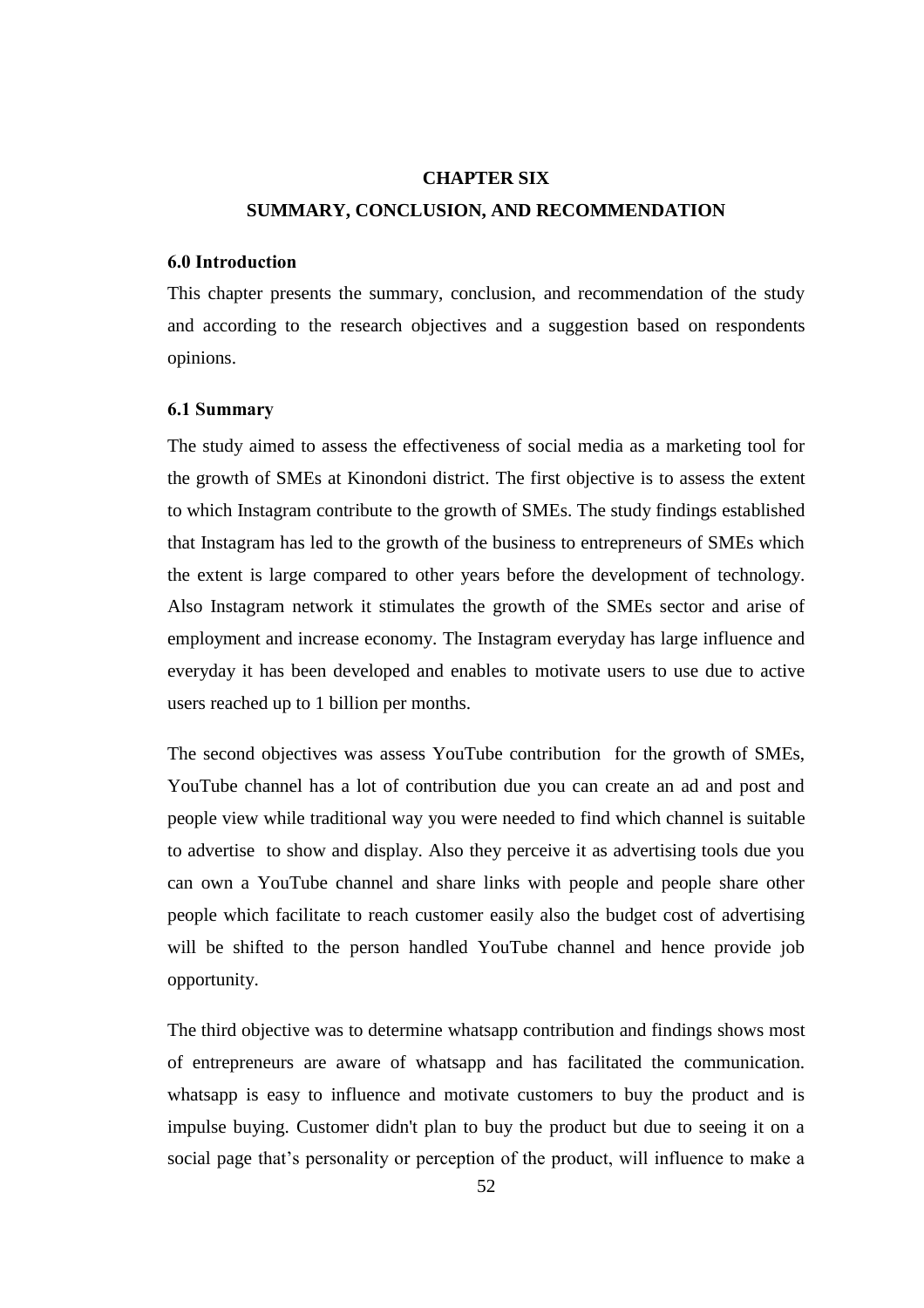# CHAPTER SIX

# SUMMARY, CONCLUSION, AND RECOMMENDATION

## 6.0 Introduction

This chapter presents the summary, conclusion, and recommendation of the study and according to the research objectives and a suggestion based on respondents opinions.

## 6.1 Summary

The study aimed to assess the effectiveness of social media as a marketing tool for the growth of SMEs at Kinondoni district. The first objective is to assess the extent to which Instagram contribute to the growth of SMEs. The study findings established that Instagram has led to the growth of the business to entrepreneurs of SMEs which the extent is large compared to other years before the development of technology. Also Instagram network it stimulates the growth of the SMEs sector and arise of employment and increase economy. The Instagram everyday has large influence and everyday it has been developed and enables to motivate users to use due to active users reached up to 1 billion per months.

The second objectives was assess YouTube contribution for the growth of SMEs, YouTube channel has a lot of contribution due you can create an ad and post and people view while traditional way you were needed to find which channel is suitable to advertise to show and display. Also they perceive it as advertising tools due you can own a YouTube channel and share links with people and people share other people which facilitate to reach customer easily also the budget cost of advertising will be shifted to the person handled YouTube channel and hence provide job opportunity.

The third objective was to determine whatsapp contribution and findings shows most of entrepreneurs are aware of whatsapp and has facilitated the communication. whatsapp is easy to influence and motivate customers to buy the product and is impulse buying. Customer didn't plan to buy the product but due to seeing it on a social page that's personality or perception of the product, will influence to make a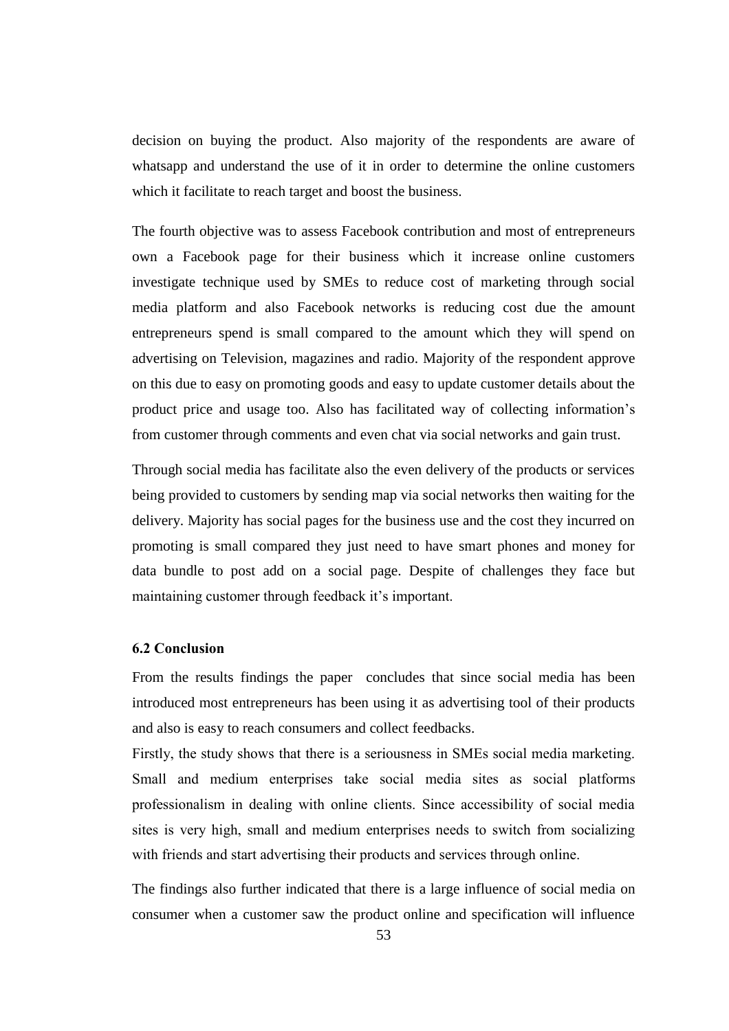decision on buying the product. Also majority of the respondents are aware of whatsapp and understand the use of it in order to determine the online customers which it facilitate to reach target and boost the business.

The fourth objective was to assess Facebook contribution and most of entrepreneurs own a Facebook page for their business which it increase online customers investigate technique used by SMEs to reduce cost of marketing through social media platform and also Facebook networks is reducing cost due the amount entrepreneurs spend is small compared to the amount which they will spend on advertising on Television, magazines and radio. Majority of the respondent approve on this due to easy on promoting goods and easy to update customer details about the product price and usage too. Also has facilitated way of collecting information's from customer through comments and even chat via social networks and gain trust.

Through social media has facilitate also the even delivery of the products or services being provided to customers by sending map via social networks then waiting for the delivery. Majority has social pages for the business use and the cost they incurred on promoting is small compared they just need to have smart phones and money for data bundle to post add on a social page. Despite of challenges they face but maintaining customer through feedback it's important.

### 6.2 Conclusion

From the results findings the paper concludes that since social media has been introduced most entrepreneurs has been using it as advertising tool of their products and also is easy to reach consumers and collect feedbacks.

Firstly, the study shows that there is a seriousness in SMEs social media marketing. Small and medium enterprises take social media sites as social platforms professionalism in dealing with online clients. Since accessibility of social media sites is very high, small and medium enterprises needs to switch from socializing with friends and start advertising their products and services through online.

The findings also further indicated that there is a large influence of social media on consumer when a customer saw the product online and specification will influence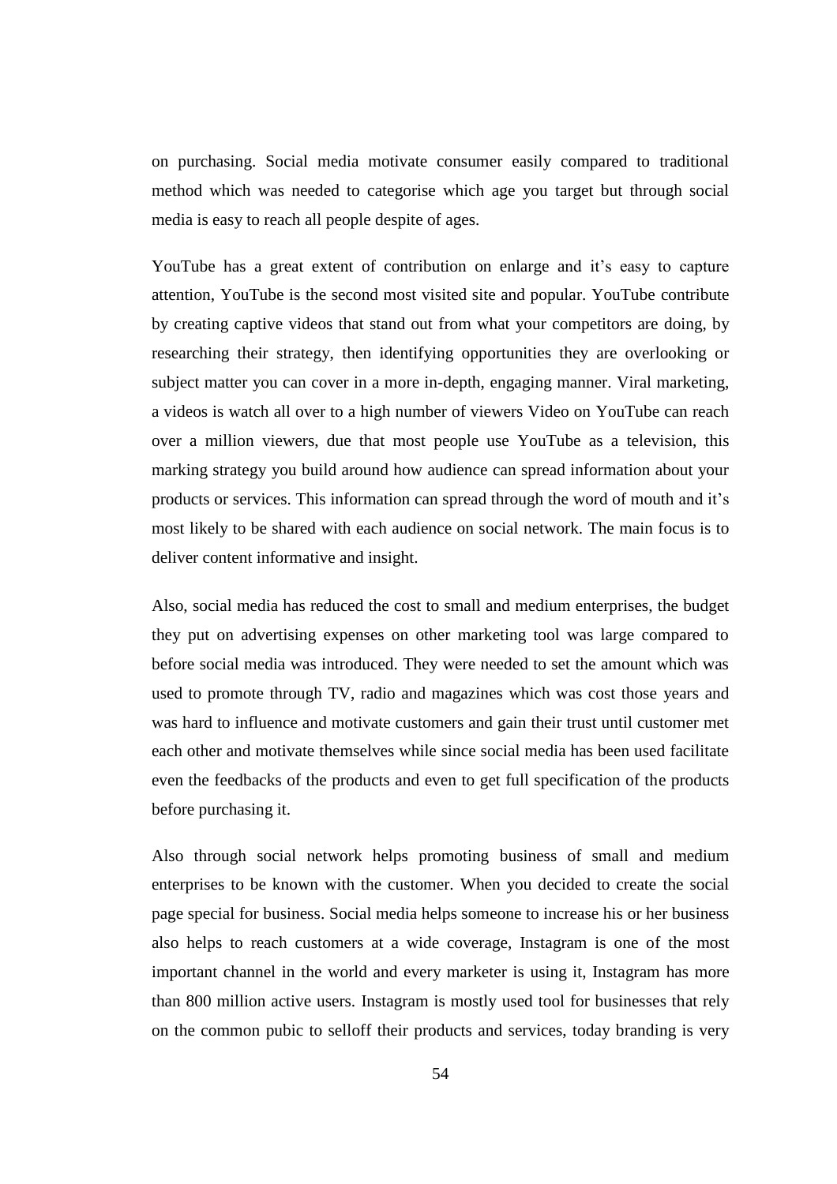on purchasing. Social media motivate consumer easily compared to traditional method which was needed to categorise which age you target but through social media is easy to reach all people despite of ages.

YouTube has a great extent of contribution on enlarge and it's easy to capture attention, YouTube is the second most visited site and popular. YouTube contribute by creating captive videos that stand out from what your competitors are doing, by researching their strategy, then identifying opportunities they are overlooking or subject matter you can cover in a more in-depth, engaging manner. Viral marketing, a videos is watch all over to a high number of viewers Video on YouTube can reach over a million viewers, due that most people use YouTube as a television, this marking strategy you build around how audience can spread information about your products or services. This information can spread through the word of mouth and it's most likely to be shared with each audience on social network. The main focus is to deliver content informative and insight.

Also, social media has reduced the cost to small and medium enterprises, the budget they put on advertising expenses on other marketing tool was large compared to before social media was introduced. They were needed to set the amount which was used to promote through TV, radio and magazines which was cost those years and was hard to influence and motivate customers and gain their trust until customer met each other and motivate themselves while since social media has been used facilitate even the feedbacks of the products and even to get full specification of the products before purchasing it.

Also through social network helps promoting business of small and medium enterprises to be known with the customer. When you decided to create the social page special for business. Social media helps someone to increase his or her business also helps to reach customers at a wide coverage, Instagram is one of the most important channel in the world and every marketer is using it, Instagram has more than 800 million active users. Instagram is mostly used tool for businesses that rely on the common pubic to selloff their products and services, today branding is very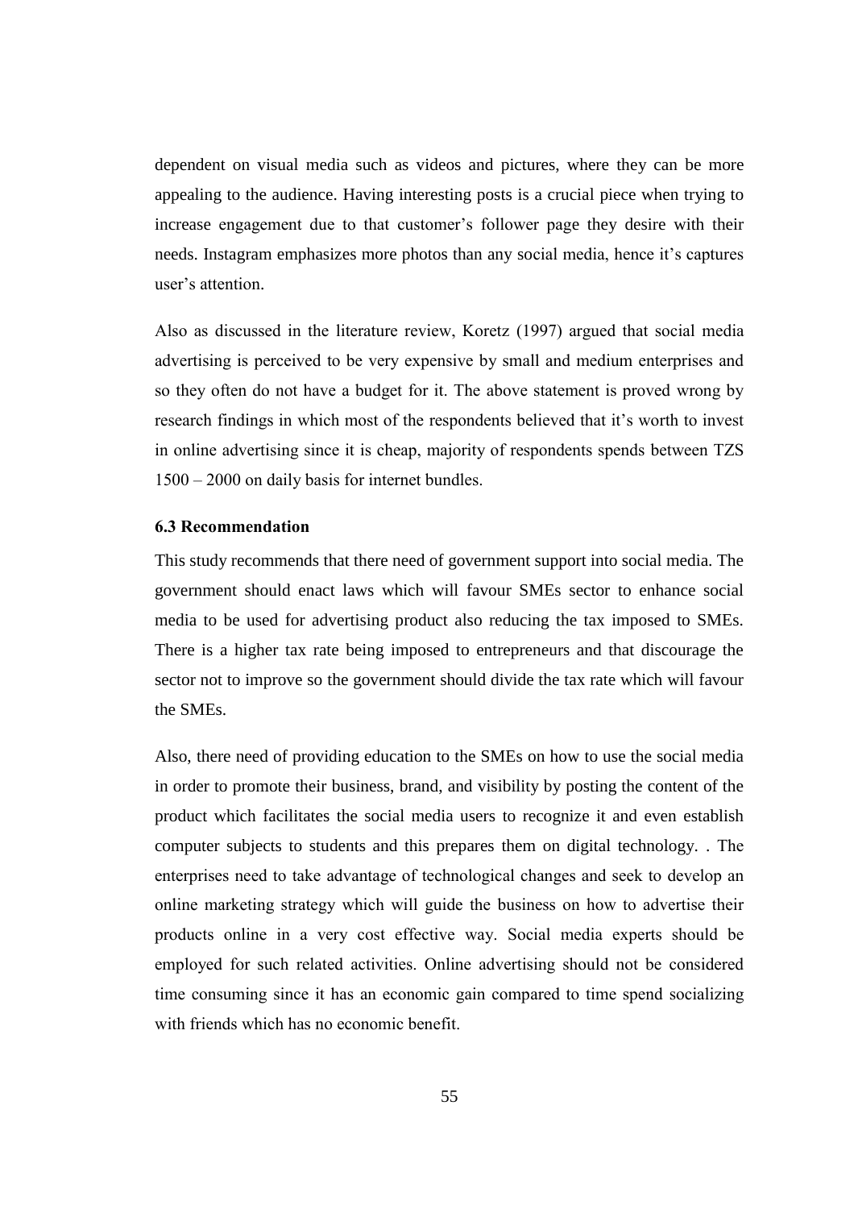dependent on visual media such as videos and pictures, where they can be more appealing to the audience. Having interesting posts is a crucial piece when trying to increase engagement due to that customer's follower page they desire with their needs. Instagram emphasizes more photos than any social media, hence it's captures user's attention.

Also as discussed in the literature review, Koretz (1997) argued that social media advertising is perceived to be very expensive by small and medium enterprises and so they often do not have a budget for it. The above statement is proved wrong by research findings in which most of the respondents believed that it's worth to invest in online advertising since it is cheap, majority of respondents spends between TZS 1500 – 2000 on daily basis for internet bundles.

### 6.3 Recommendation

This study recommends that there need of government support into social media. The government should enact laws which will favour SMEs sector to enhance social media to be used for advertising product also reducing the tax imposed to SMEs. There is a higher tax rate being imposed to entrepreneurs and that discourage the sector not to improve so the government should divide the tax rate which will favour the SMEs.

Also, there need of providing education to the SMEs on how to use the social media in order to promote their business, brand, and visibility by posting the content of the product which facilitates the social media users to recognize it and even establish computer subjects to students and this prepares them on digital technology. . The enterprises need to take advantage of technological changes and seek to develop an online marketing strategy which will guide the business on how to advertise their products online in a very cost effective way. Social media experts should be employed for such related activities. Online advertising should not be considered time consuming since it has an economic gain compared to time spend socializing with friends which has no economic benefit.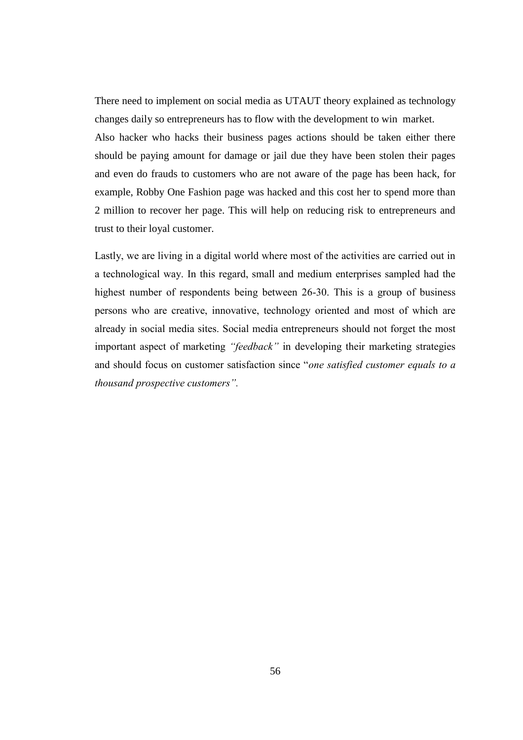There need to implement on social media as UTAUT theory explained as technology changes daily so entrepreneurs has to flow with the development to win market.

Also hacker who hacks their business pages actions should be taken either there should be paying amount for damage or jail due they have been stolen their pages and even do frauds to customers who are not aware of the page has been hack, for example, Robby One Fashion page was hacked and this cost her to spend more than 2 million to recover her page. This will help on reducing risk to entrepreneurs and trust to their loyal customer.

Lastly, we are living in a digital world where most of the activities are carried out in a technological way. In this regard, small and medium enterprises sampled had the highest number of respondents being between 26-30. This is a group of business persons who are creative, innovative, technology oriented and most of which are already in social media sites. Social media entrepreneurs should not forget the most important aspect of marketing *"feedback"* in developing their marketing strategies and should focus on customer satisfaction since "*one satisfied customer equals to a thousand prospective customers"*.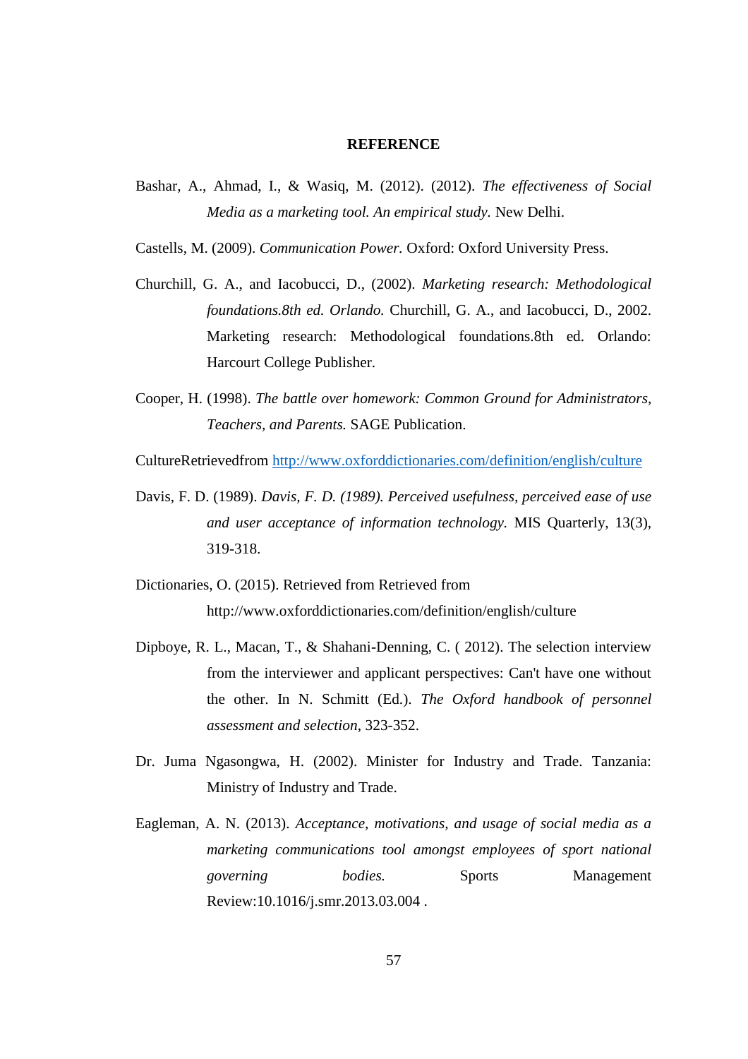## REFERENCE

Bashar, A., Ahmad, I., & Wasiq, M. (2012). (2012). *The effectiveness of Social Media as a marketing tool. An empirical study.* New Delhi.

Castells, M. (2009). *Communication Power.* Oxford: Oxford University Press.

Churchill, G. A., and Iacobucci, D., (2002). *Marketing research: Methodological foundations.8th ed. Orlando.* Churchill, G. A., and Iacobucci, D., 2002. Marketing research: Methodological foundations.8th ed. Orlando: Harcourt College Publisher.

Cooper, H. (1998). *The battle over homework: Common Ground for Administrators, Teachers, and Parents.* SAGE Publication.

CultureRetrievedfrom http://www.oxforddictionaries.com/definition/english/culture

Davis, F. D. (1989). *Davis, F. D. (1989). Perceived usefulness, perceived ease of use and user acceptance of information technology.* MIS Quarterly, 13(3), 319-318.

Dictionaries, O. (2015). Retrieved from Retrieved from http://www.oxforddictionaries.com/definition/english/culture

Dipboye, R. L., Macan, T., & Shahani-Denning, C. ( 2012). The selection interview from the interviewer and applicant perspectives: Can't have one without the other. In N. Schmitt (Ed.). *The Oxford handbook of personnel assessment and selection*, 323-352.

Dr. Juma Ngasongwa, H. (2002). Minister for Industry and Trade. Tanzania: Ministry of Industry and Trade.

Eagleman, A. N. (2013). *Acceptance, motivations, and usage of social media as a marketing communications tool amongst employees of sport national governing bodies.* Sports Management Review:10.1016/j.smr.2013.03.004 .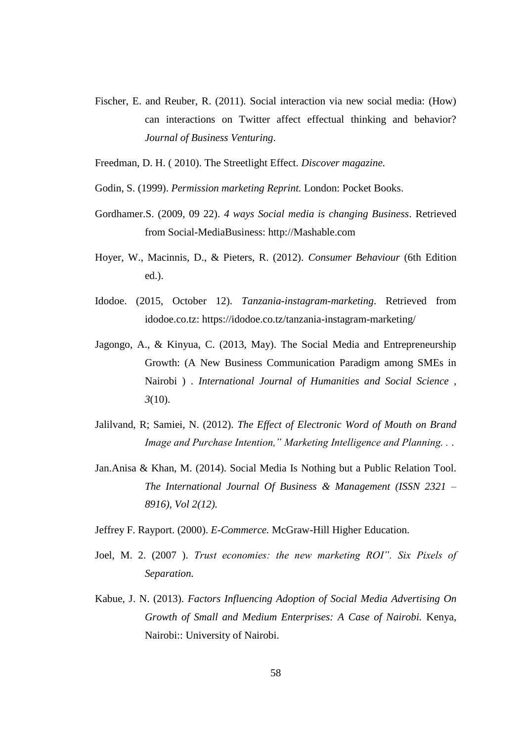Fischer, E. and Reuber, R. (2011). Social interaction via new social media: (How) can interactions on Twitter affect effectual thinking and behavior? *Journal of Business Venturing*.

Freedman, D. H. ( 2010). The Streetlight Effect. *Discover magazine.*

Godin, S. (1999). *Permission marketing Reprint.* London: Pocket Books.

Gordhamer.S. (2009, 09 22). *4 ways Social media is changing Business*. Retrieved from Social-MediaBusiness: http://Mashable.com

Hoyer, W., Macinnis, D., & Pieters, R. (2012). *Consumer Behaviour* (6th Edition ed.).

Idodoe. (2015, October 12). *Tanzania-instagram-marketing*. Retrieved from idodoe.co.tz: https://idodoe.co.tz/tanzania-instagram-marketing/

Jagongo, A., & Kinyua, C. (2013, May). The Social Media and Entrepreneurship Growth: (A New Business Communication Paradigm among SMEs in Nairobi ) . *International Journal of Humanities and Social Science* , *3*(10).

Jalilvand, R; Samiei, N. (2012). *The Effect of Electronic Word of Mouth on Brand Image and Purchase Intention," Marketing Intelligence and Planning. . .*

Jan.Anisa & Khan, M. (2014). Social Media Is Nothing but a Public Relation Tool. *The International Journal Of Business & Management (ISSN 2321 – 8916), Vol 2(12).*

Jeffrey F. Rayport. (2000). *E-Commerce.* McGraw-Hill Higher Education.

Joel, M. 2. (2007 ). *Trust economies: the new marketing ROI". Six Pixels of Separation.*

Kabue, J. N. (2013). *Factors Influencing Adoption of Social Media Advertising On Growth of Small and Medium Enterprises: A Case of Nairobi.* Kenya, Nairobi:: University of Nairobi.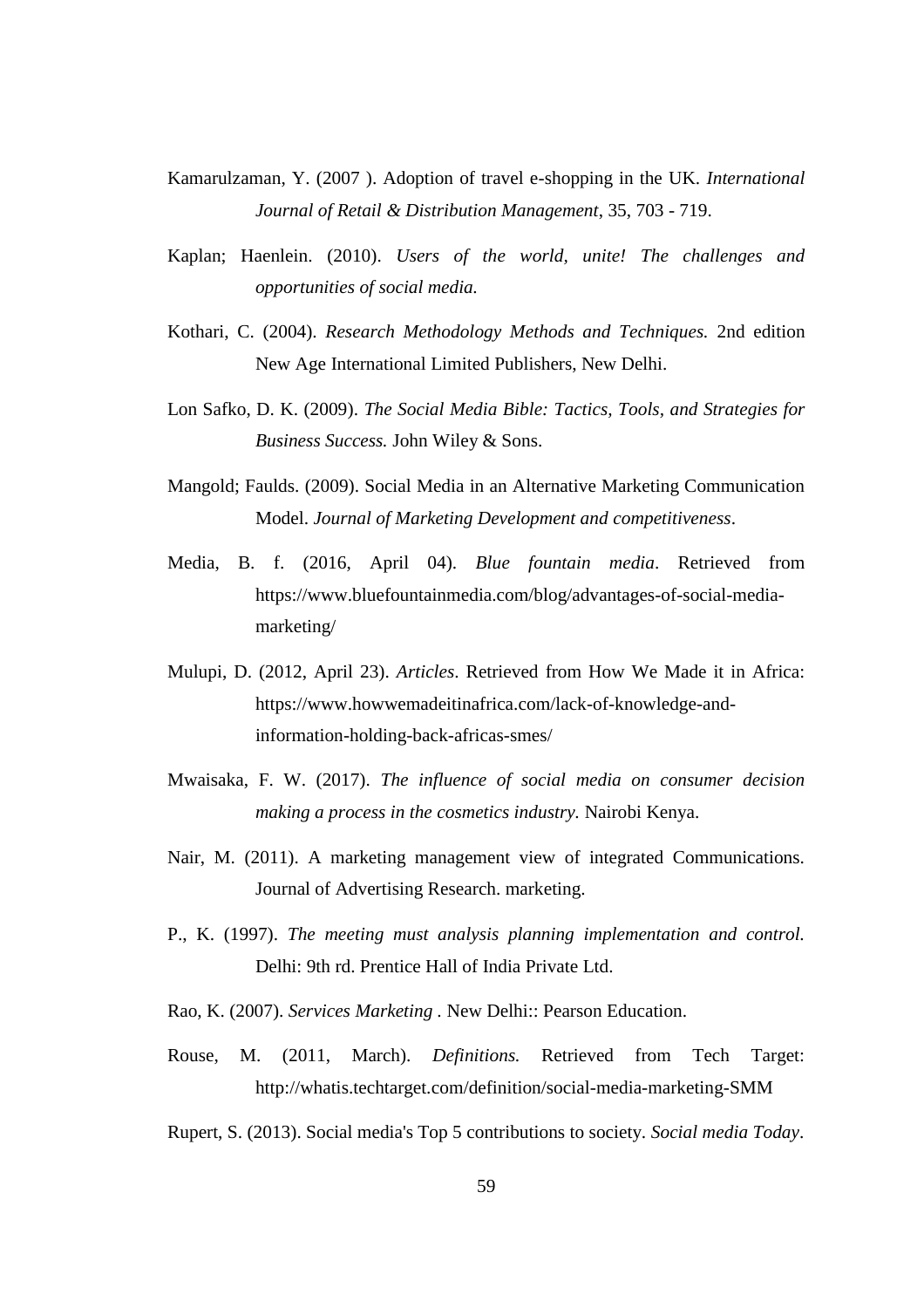Kamarulzaman, Y. (2007 ). Adoption of travel e-shopping in the UK. *International Journal of Retail & Distribution Management*, 35, 703 - 719.

Kaplan; Haenlein. (2010). *Users of the world, unite! The challenges and opportunities of social media.*

Kothari, C. (2004). *Research Methodology Methods and Techniques.* 2nd edition New Age International Limited Publishers, New Delhi.

Lon Safko, D. K. (2009). *The Social Media Bible: Tactics, Tools, and Strategies for Business Success.* John Wiley & Sons.

Mangold; Faulds. (2009). Social Media in an Alternative Marketing Communication Model. *Journal of Marketing Development and competitiveness*.

Media, B. f. (2016, April 04). *Blue fountain media*. Retrieved from https://www.bluefountainmedia.com/blog/advantages-of-social-media-marketing/

Mulupi, D. (2012, April 23). *Articles*. Retrieved from How We Made it in Africa: https://www.howwemadeitinafrica.com/lack-of-knowledge-and-information-holding-back-africas-smes/

Mwaisaka, F. W. (2017). *The influence of social media on consumer decision making a process in the cosmetics industry.* Nairobi Kenya.

Nair, M. (2011). A marketing management view of integrated Communications. Journal of Advertising Research. marketing.

P., K. (1997). *The meeting must analysis planning implementation and control.* Delhi: 9th rd. Prentice Hall of India Private Ltd.

Rao, K. (2007). *Services Marketing* . New Delhi:: Pearson Education.

Rouse, M. (2011, March). *Definitions.* Retrieved from Tech Target: http://whatis.techtarget.com/definition/social-media-marketing-SMM

Rupert, S. (2013). Social media's Top 5 contributions to society. *Social media Today*.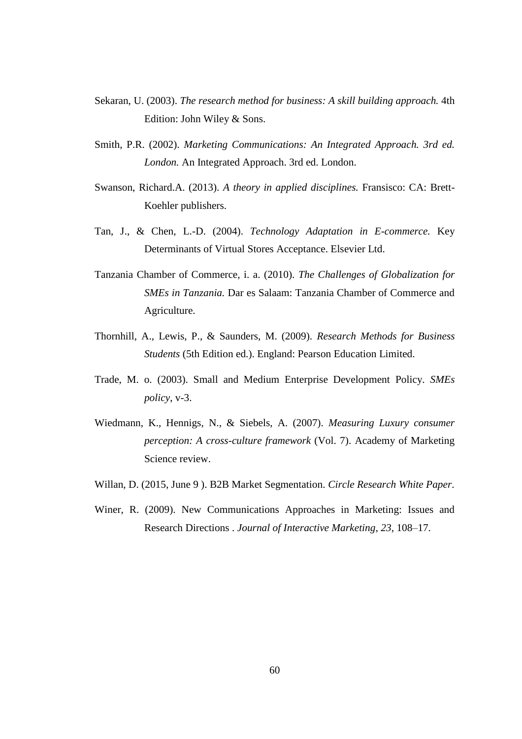Sekaran, U. (2003). *The research method for business: A skill building approach.* 4th Edition: John Wiley & Sons.

Smith, P.R. (2002). *Marketing Communications: An Integrated Approach. 3rd ed. London.* An Integrated Approach. 3rd ed. London.

Swanson, Richard.A. (2013). *A theory in applied disciplines.* Fransisco: CA: Brett-Koehler publishers.

Tan, J., & Chen, L.-D. (2004). *Technology Adaptation in E-commerce.* Key Determinants of Virtual Stores Acceptance. Elsevier Ltd.

Tanzania Chamber of Commerce, i. a. (2010). *The Challenges of Globalization for SMEs in Tanzania.* Dar es Salaam: Tanzania Chamber of Commerce and Agriculture.

Thornhill, A., Lewis, P., & Saunders, M. (2009). *Research Methods for Business Students* (5th Edition ed.). England: Pearson Education Limited.

Trade, M. o. (2003). Small and Medium Enterprise Development Policy. *SMEs policy*, v-3.

Wiedmann, K., Hennigs, N., & Siebels, A. (2007). *Measuring Luxury consumer perception: A cross-culture framework* (Vol. 7). Academy of Marketing Science review.

Willan, D. (2015, June 9 ). B2B Market Segmentation. *Circle Research White Paper*.

Winer, R. (2009). New Communications Approaches in Marketing: Issues and Research Directions . *Journal of Interactive Marketing, 23*, 108–17.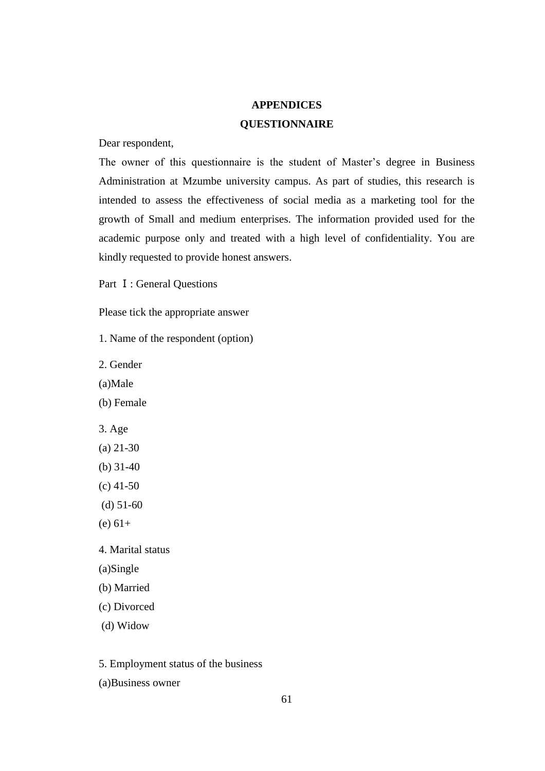# APPENDICES

## QUESTIONNAIRE

Dear respondent,

The owner of this questionnaire is the student of Master's degree in Business Administration at Mzumbe university campus. As part of studies, this research is intended to assess the effectiveness of social media as a marketing tool for the growth of Small and medium enterprises. The information provided used for the academic purpose only and treated with a high level of confidentiality. You are kindly requested to provide honest answers.

Part Ⅰ: General Questions

Please tick the appropriate answer

1. Name of the respondent (option)

2. Gender

(a)Male

(b) Female

3. Age

(a) 21-30

(b) 31-40

(c) 41-50

(d) 51-60

(e) 61+

4. Marital status

(a)Single

(b) Married

(c) Divorced

(d) Widow

5. Employment status of the business

(a)Business owner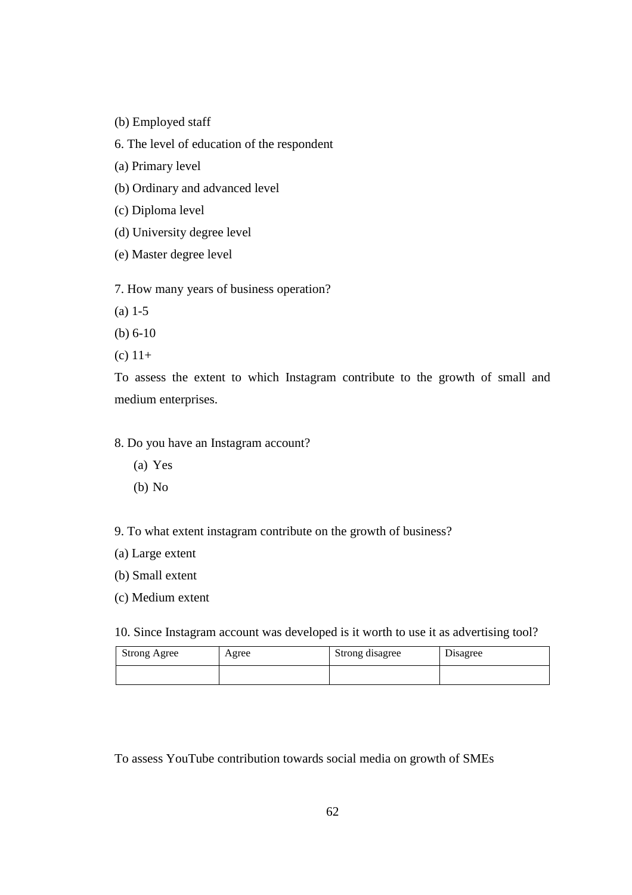(b) Employed staff

6. The level of education of the respondent

(a) Primary level

(b) Ordinary and advanced level

(c) Diploma level

(d) University degree level

(e) Master degree level

7. How many years of business operation?

(a) 1-5

(b) 6-10

(c) 11+

To assess the extent to which Instagram contribute to the growth of small and medium enterprises.

8. Do you have an Instagram account?

(a) Yes

(b) No

9. To what extent instagram contribute on the growth of business?

(a) Large extent

(b) Small extent

(c) Medium extent

10. Since Instagram account was developed is it worth to use it as advertising tool?

| Strong Agree | Agree | Strong disagree | Disagree |
|---|---|---|---|
| | | | |

To assess YouTube contribution towards social media on growth of SMEs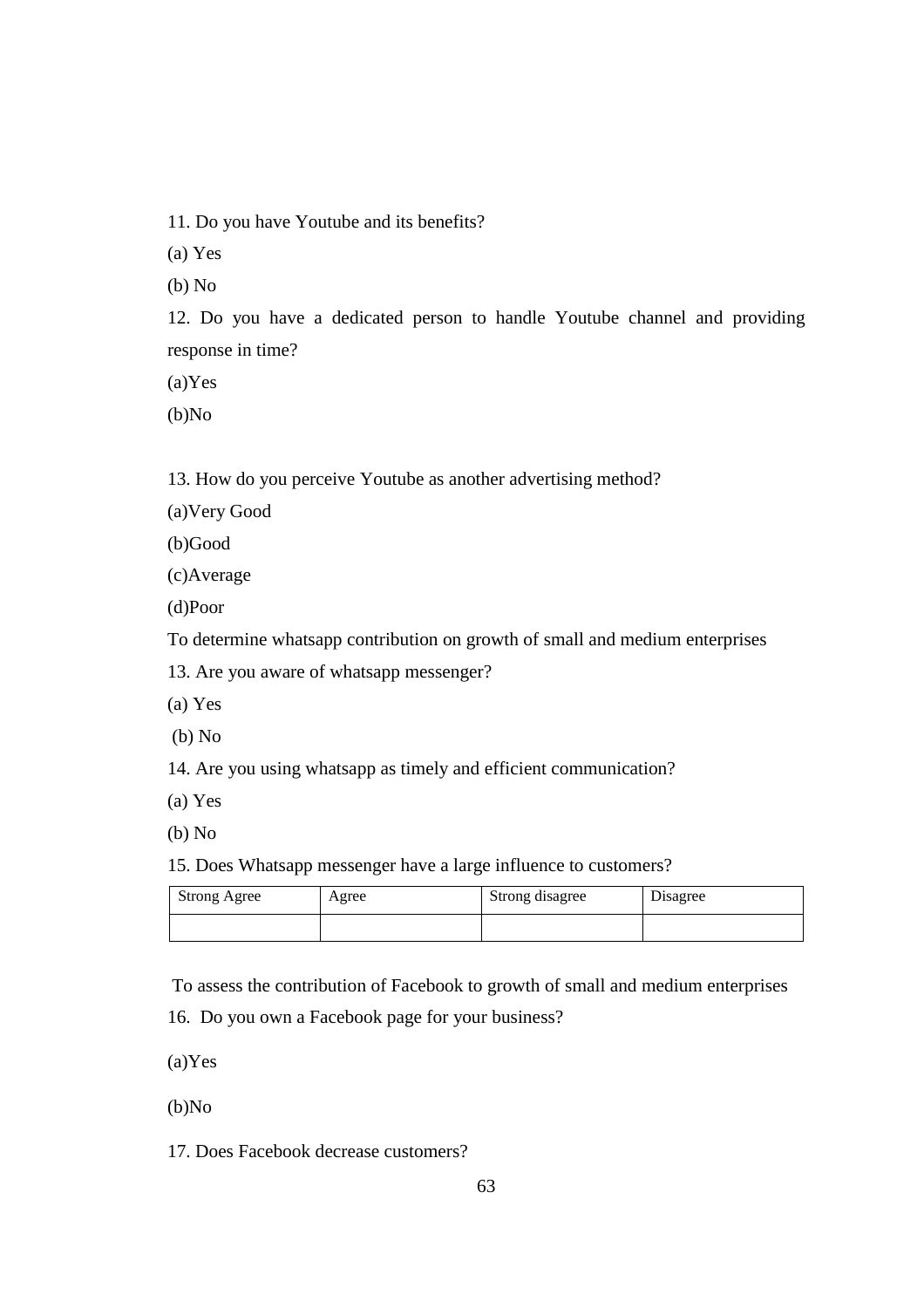11. Do you have Youtube and its benefits?

(a) Yes

(b) No

12. Do you have a dedicated person to handle Youtube channel and providing response in time?

(a)Yes

(b)No

13. How do you perceive Youtube as another advertising method?

(a)Very Good

(b)Good

(c)Average

(d)Poor

To determine whatsapp contribution on growth of small and medium enterprises

13. Are you aware of whatsapp messenger?

(a) Yes

(b) No

14. Are you using whatsapp as timely and efficient communication?

(a) Yes

(b) No

15. Does Whatsapp messenger have a large influence to customers?

| Strong Agree | Agree | Strong disagree | Disagree |
|---|---|---|---|
| | | | |

To assess the contribution of Facebook to growth of small and medium enterprises

16. Do you own a Facebook page for your business?

(a)Yes

(b)No

17. Does Facebook decrease customers?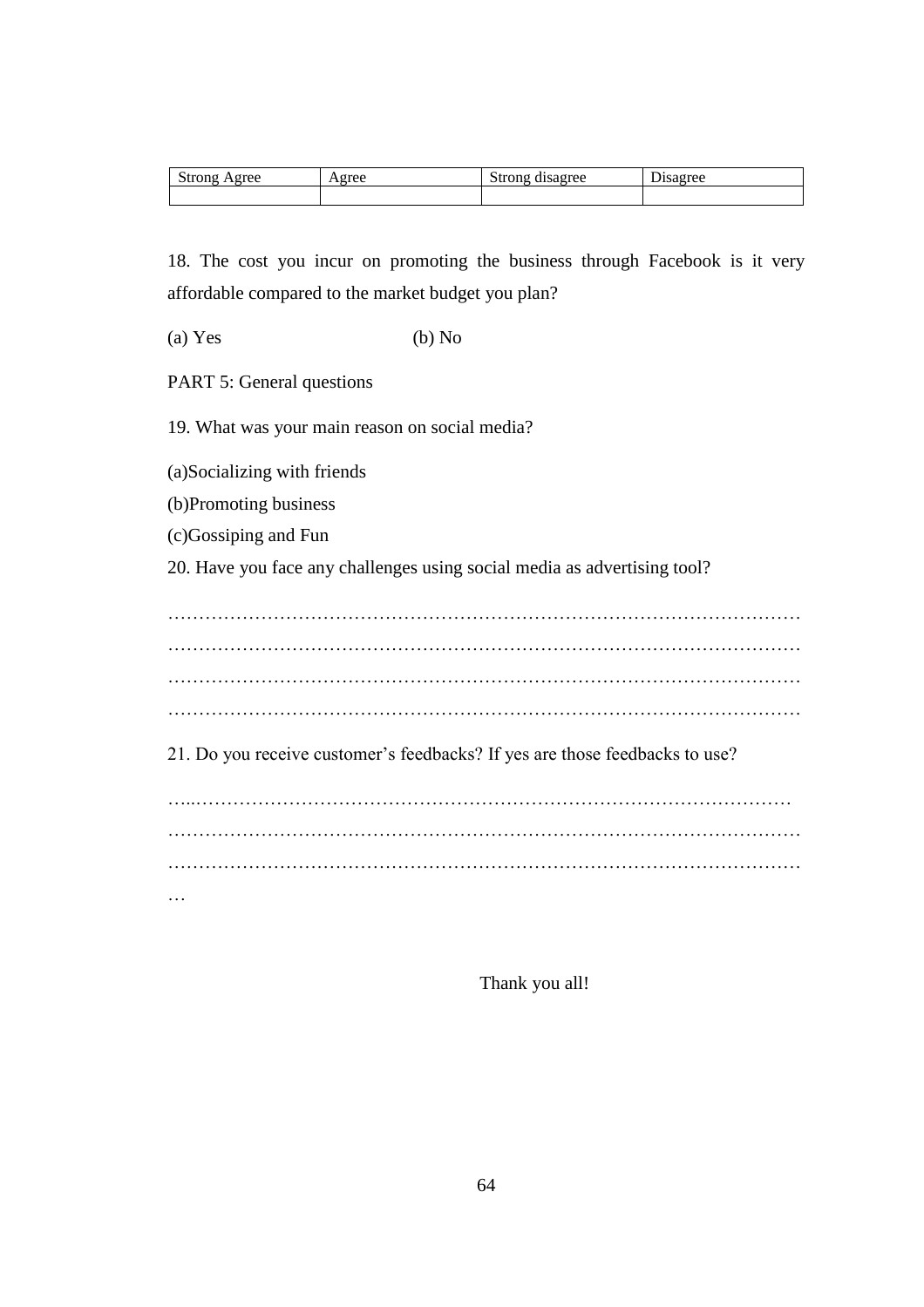| Strong Agree | Agree | Strong disagree | Disagree |
|---|---|---|---|
| | | | |

18. The cost you incur on promoting the business through Facebook is it very affordable compared to the market budget you plan?

(a) Yes (b) No

PART 5: General questions

19. What was your main reason on social media?

(a)Socializing with friends

(b)Promoting business

(c)Gossiping and Fun

20. Have you face any challenges using social media as advertising tool?

…………………………………………………………………………………………
…………………………………………………………………………………………
…………………………………………………………………………………………
…………………………………………………………………………………………

21. Do you receive customer's feedbacks? If yes are those feedbacks to use?

…..……………………………………………………………………………………
…………………………………………………………………………………………
…………………………………………………………………………………………
…

Thank you all!